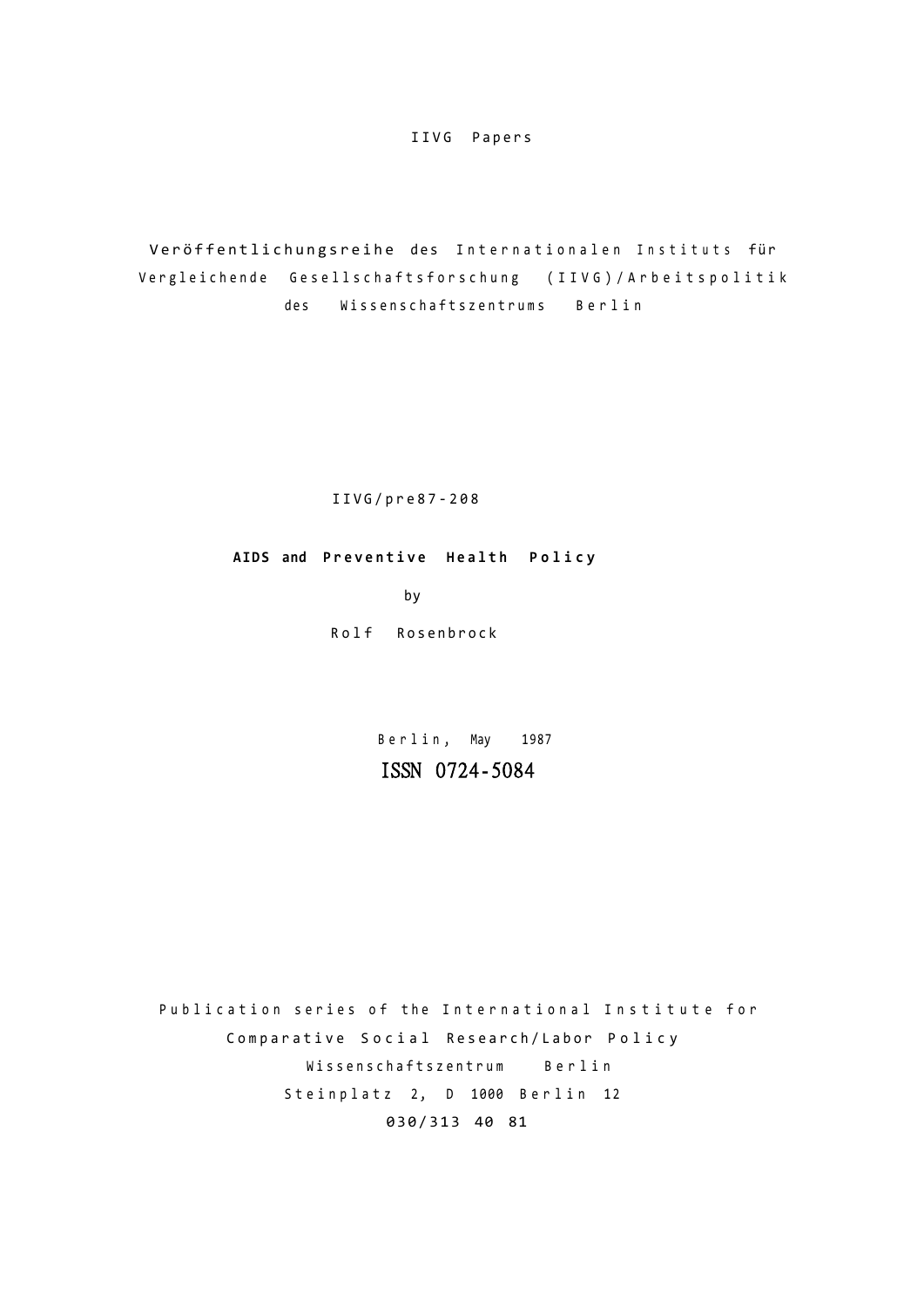IIVG Papers

Veröffentlichungsreihe des Internationalen Instituts für Vergleichende Gesellschaftsforschung (IIVG)/Arbeitspolitik des Wissenschaftszentrums Berlin

IIVG/pre87-208

# AIDS and Preventive Health Policy

by

Rolf Rosenbrock

Berlin, May 1987

ISSN 0724-5084

Publication series of the International Institute for Comparative Social Research/Labor Policy
Wissenschaftszentrum Berlin
Steinplatz 2, D 1000 Berlin 12
030/313 40 81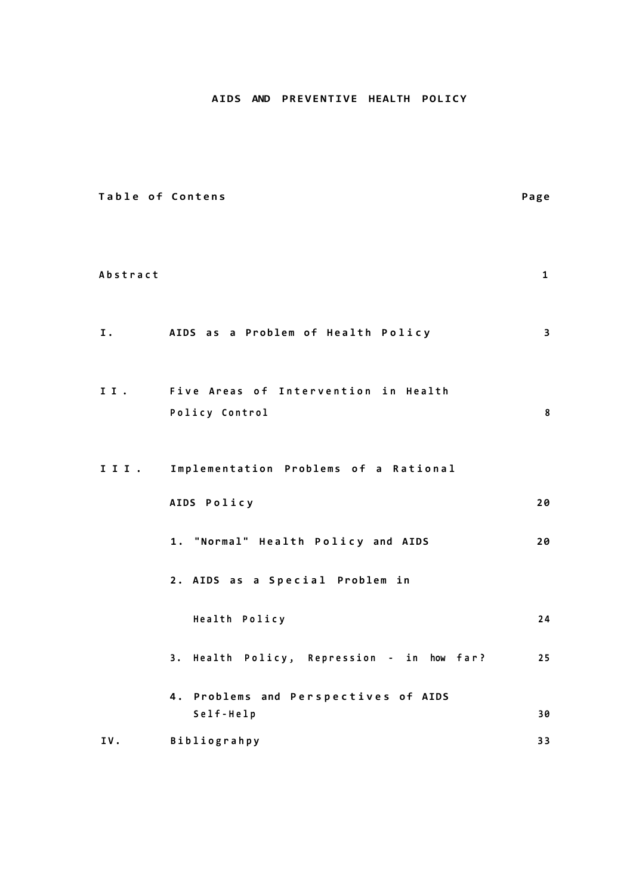# AIDS AND PREVENTIVE HEALTH POLICY

| Table of Contens | | Page |
|---|---|---|
| Abstract | | 1 |
| I. | AIDS as a Problem of Health Policy | 3 |
| II. | Five Areas of Intervention in Health Policy Control | 8 |
| III. | Implementation Problems of a Rational AIDS Policy | 20 |
| | 1. "Normal" Health Policy and AIDS | 20 |
| | 2. AIDS as a Special Problem in Health Policy | 24 |
| | 3. Health Policy, Repression - in how far? | 25 |
| | 4. Problems and Perspectives of AIDS Self-Help | 30 |
| IV. | Bibliograhpy | 33 |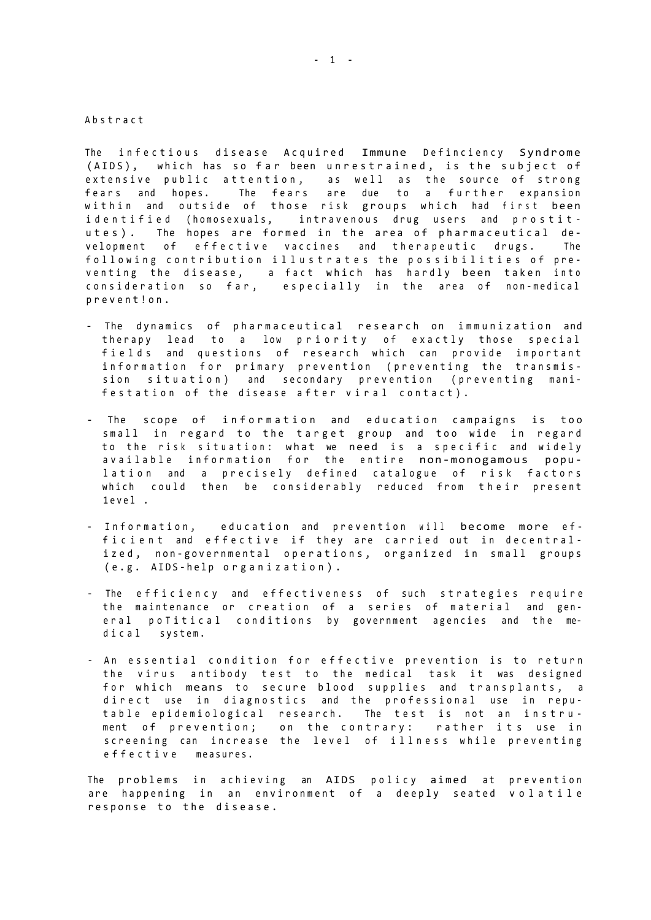# Abstract

The infectious disease Acquired Immune Defınciency Syndrome (AIDS), which has so far been unrestrained, is the subject of extensive public attention, as well as the source of strong fears and hopes. The fears are due to a further expansion within and outside of those risk groups which had first been identified (homosexuals, intravenous drug users and prostitutes). The hopes are formed in the area of pharmaceutical development of effective vaccines and therapeutic drugs. The following contribution illustrates the possibilities of preventing the disease, a fact which has hardly been taken into consideration so far, especially in the area of non-medical prevent!on.

- The dynamics of pharmaceutical research on immunization and therapy lead to a low priority of exactly those special fields and questions of research which can provide important information for primary prevention (preventing the transmission situation) and secondary prevention (preventing manifestation of the disease after viral contact).

- The scope of information and education campaigns is too small in regard to the target group and too wide in regard to the risk situation: what we need is a specific and widely available information for the entire non-monogamous population and a precisely defined catalogue of risk factors which could then be considerably reduced from their present 1evel .

- Information, education and prevention will become more efficient and effective if they are carried out in decentralized, non-governmental operations, organized in small groups (e.g. AIDS-help organization).

- The efficiency and effectiveness of such strategies require the maintenance or creation of a series of material and general poTitical conditions by government agencies and the medical system.

- An essential condition for effective prevention is to return the virus antibody test to the medical task it was designed for which means to secure blood supplies and transplants, a direct use in diagnostics and the professional use in reputable epidemiological research. The test is not an instrument of prevention; on the contrary: rather its use in screening can increase the level of illness while preventing effective measures.

The problems in achieving an AIDS policy aimed at prevention are happening in an environment of a deeply seated volatile response to the disease.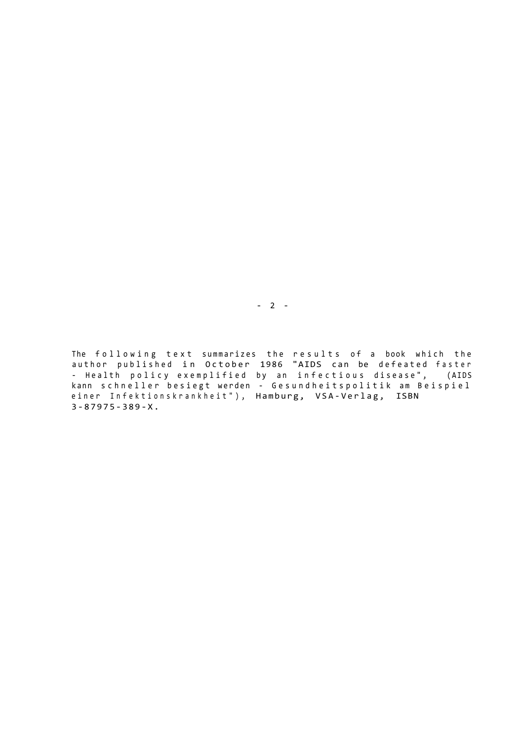The following text summarizes the results of a book which the author published in October 1986 "AIDS can be defeated faster - Health policy exemplified by an infectious disease", (AIDS kann schneller besiegt werden - Gesundheitspolitik am Beispiel einer Infektionskrankheit"), Hamburg, VSA-Verlag, ISBN 3-87975-389-X.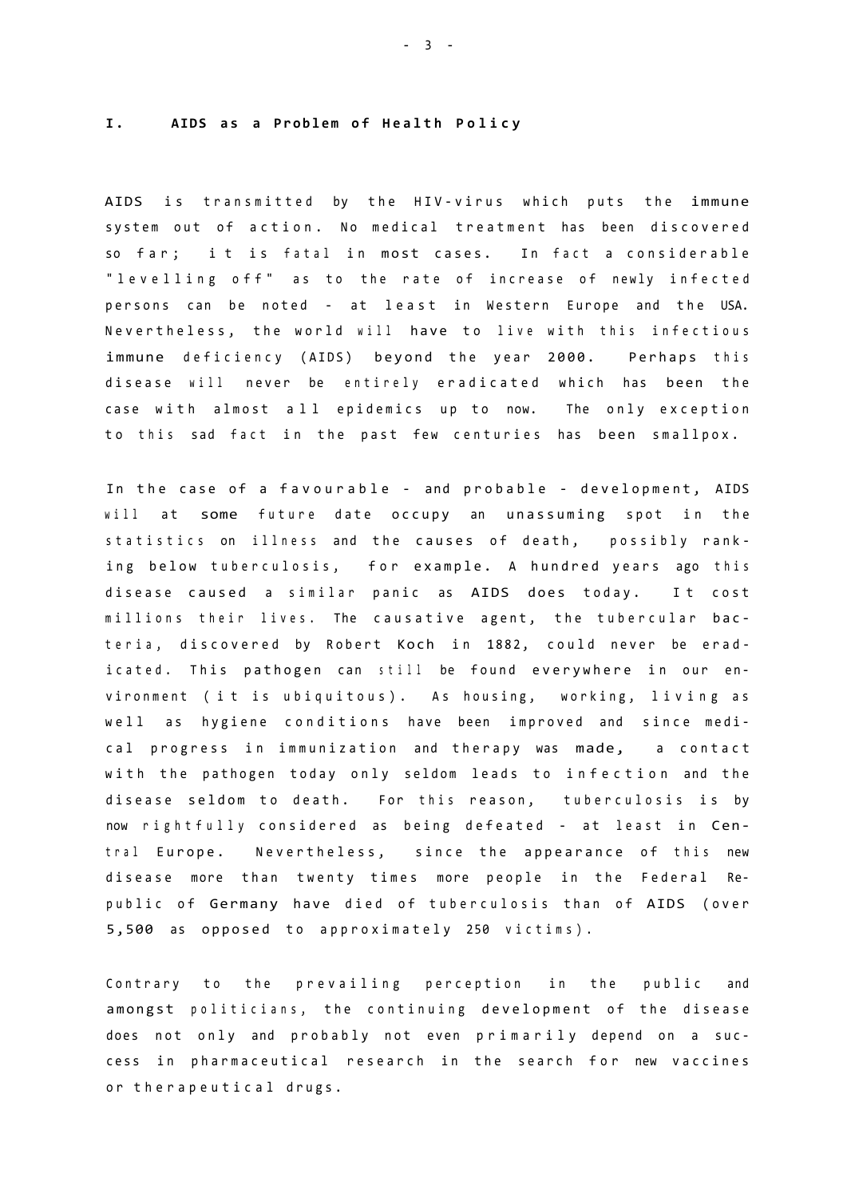## I. AIDS as a Problem of Health Policy

AIDS is transmitted by the HIV-virus which puts the immune system out of action. No medical treatment has been discovered so far; it is fatal in most cases. In fact a considerable "levelling off" as to the rate of increase of newly infected persons can be noted - at least in Western Europe and the USA. Nevertheless, the world will have to live with this infectious immune deficiency (AIDS) beyond the year 2000. Perhaps this disease will never be entirely eradicated which has been the case with almost all epidemics up to now. The only exception to this sad fact in the past few centuries has been smallpox.

In the case of a favourable - and probable - development, AIDS will at some future date occupy an unassuming spot in the statistics on illness and the causes of death, possibly ranking below tuberculosis, for example. A hundred years ago this disease caused a similar panic as AIDS does today. It cost millions their lives. The causative agent, the tubercular bacteria, discovered by Robert Koch in 1882, could never be eradicated. This pathogen can still be found everywhere in our environment (it is ubiquitous). As housing, working, living as well as hygiene conditions have been improved and since medical progress in immunization and therapy was made, a contact with the pathogen today only seldom leads to infection and the disease seldom to death. For this reason, tuberculosis is by now rightfully considered as being defeated - at least in Central Europe. Nevertheless, since the appearance of this new disease more than twenty times more people in the Federal Republic of Germany have died of tuberculosis than of AIDS (over 5,500 as opposed to approximately 250 victims).

Contrary to the prevailing perception in the public and amongst politicians, the continuing development of the disease does not only and probably not even primarily depend on a success in pharmaceutical research in the search for new vaccines or therapeutical drugs.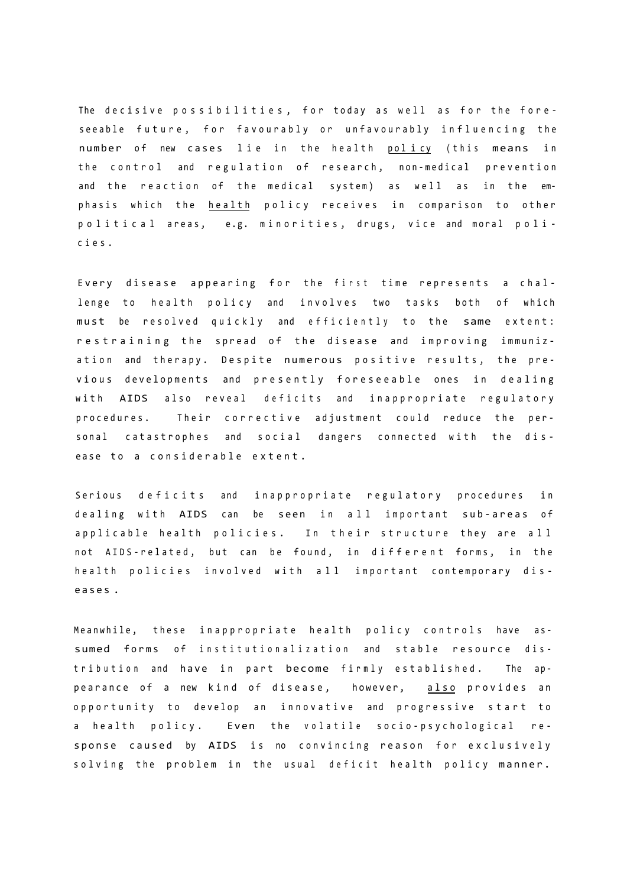The decisive possibilities, for today as well as for the foreseeable future, for favourably or unfavourably influencing the number of new cases lie in the health policy (this means in the control and regulation of research, non-medical prevention and the reaction of the medical system) as well as in the emphasis which the health policy receives in comparison to other political areas, e.g. minorities, drugs, vice and moral policies.

Every disease appearing for the first time represents a challenge to health policy and involves two tasks both of which must be resolved quickly and efficiently to the same extent: restraining the spread of the disease and improving immunization and therapy. Despite numerous positive results, the previous developments and presently foreseeable ones in dealing with AIDS also reveal deficits and inappropriate regulatory procedures. Their corrective adjustment could reduce the personal catastrophes and social dangers connected with the disease to a considerable extent.

Serious deficits and inappropriate regulatory procedures in dealing with AIDS can be seen in all important sub-areas of applicable health policies. In their structure they are all not AIDS-related, but can be found, in different forms, in the health policies involved with all important contemporary diseases.

Meanwhile, these inappropriate health policy controls have assumed forms of institutionalization and stable resource distribution and have in part become firmly established. The appearance of a new kind of disease, however, also provides an opportunity to develop an innovative and progressive start to a health policy. Even the volatile socio-psychological response caused by AIDS is no convincing reason for exclusively solving the problem in the usual deficit health policy manner.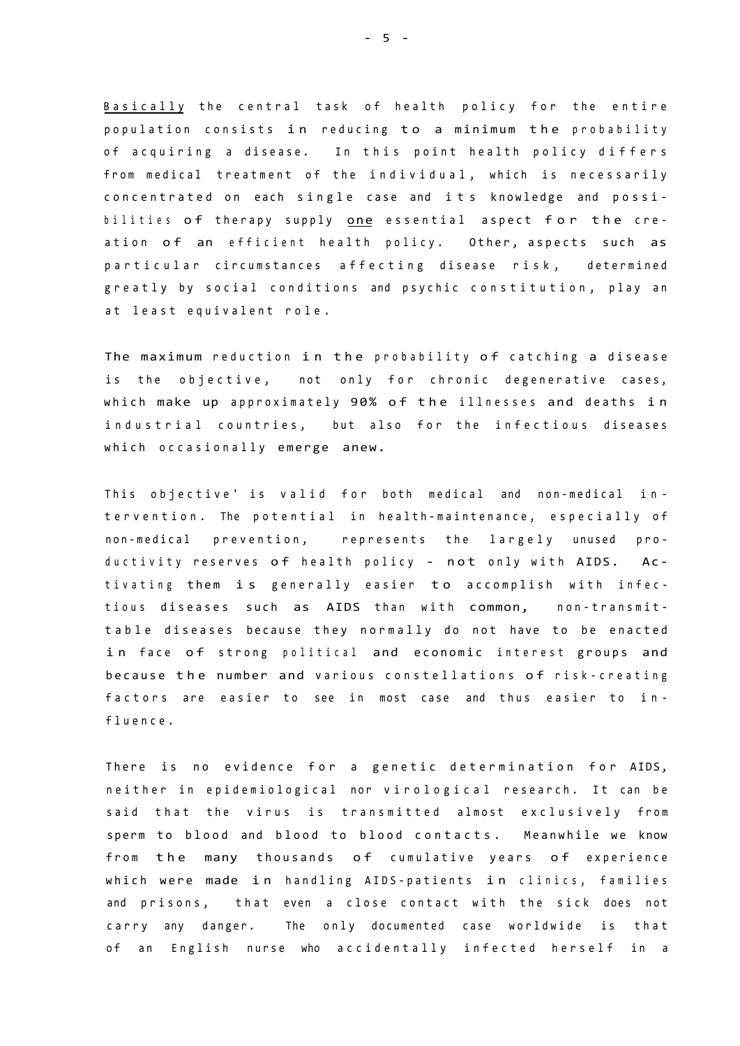Basically the central task of health policy for the entire population consists in reducing to a minimum the probability of acquiring a disease. In this point health policy differs from medical treatment of the individual, which is necessarily concentrated on each single case and its knowledge and possibilities of therapy supply one essential aspect for the creation of an efficient health policy. Other, aspects such as particular circumstances affecting disease risk, determined greatly by social conditions and psychic constitution, play an at least equivalent role.

The maximum reduction in the probability of catching a disease is the objective, not only for chronic degenerative cases, which make up approximately 90% of the illnesses and deaths in industrial countries, but also for the infectious diseases which occasionally emerge anew.

This objective' is valid for both medical and non-medical intervention. The potential in health-maintenance, especially of non-medical prevention, represents the largely unused productivity reserves of health policy - not only with AIDS. Activating them is generally easier to accomplish with infectious diseases such as AIDS than with common, non-transmittable diseases because they normally do not have to be enacted in face of strong political and economic interest groups and because the number and various constellations of risk-creating factors are easier to see in most case and thus easier to influence.

There is no evidence for a genetic determination for AIDS, neither in epidemiological nor virological research. It can be said that the virus is transmitted almost exclusively from sperm to blood and blood to blood contacts. Meanwhile we know from the many thousands of cumulative years of experience which were made in handling AIDS-patients in clinics, families and prisons, that even a close contact with the sick does not carry any danger. The only documented case worldwide is that of an English nurse who accidentally infected herself in a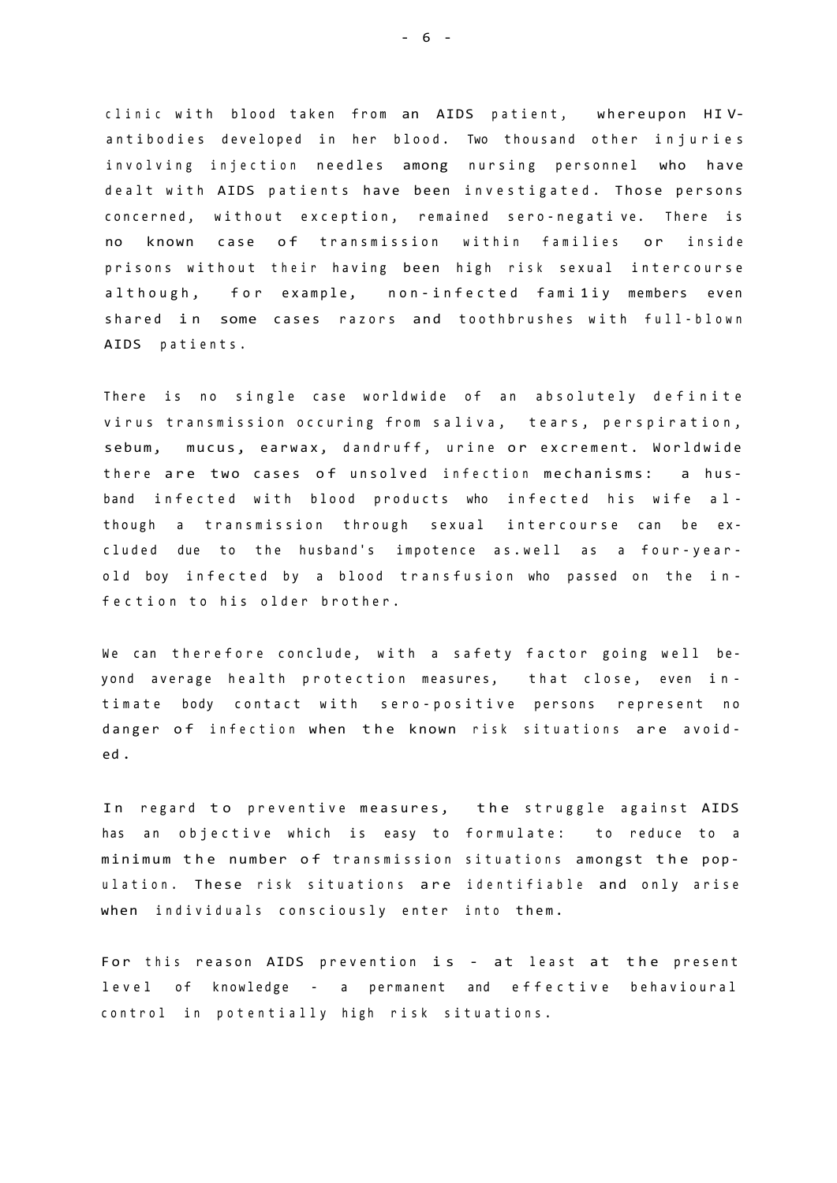clinic with blood taken from an AIDS patient, whereupon HIV-antibodies developed in her blood. Two thousand other injuries involving injection needles among nursing personnel who have dealt with AIDS patients have been investigated. Those persons concerned, without exception, remained sero-negative. There is no known case of transmission within families or inside prisons without their having been high risk sexual intercourse although, for example, non-infected family members even shared in some cases razors and toothbrushes with full-blown AIDS patients.

There is no single case worldwide of an absolutely definite virus transmission occuring from saliva, tears, perspiration, sebum, mucus, earwax, dandruff, urine or excrement. Worldwide there are two cases of unsolved infection mechanisms: a husband infected with blood products who infected his wife although a transmission through sexual intercourse can be excluded due to the husband's impotence as well as a four-year-old boy infected by a blood transfusion who passed on the infection to his older brother.

We can therefore conclude, with a safety factor going well beyond average health protection measures, that close, even intimate body contact with sero-positive persons represent no danger of infection when the known risk situations are avoided.

In regard to preventive measures, the struggle against AIDS has an objective which is easy to formulate: to reduce to a minimum the number of transmission situations amongst the population. These risk situations are identifiable and only arise when individuals consciously enter into them.

For this reason AIDS prevention is - at least at the present level of knowledge - a permanent and effective behavioural control in potentially high risk situations.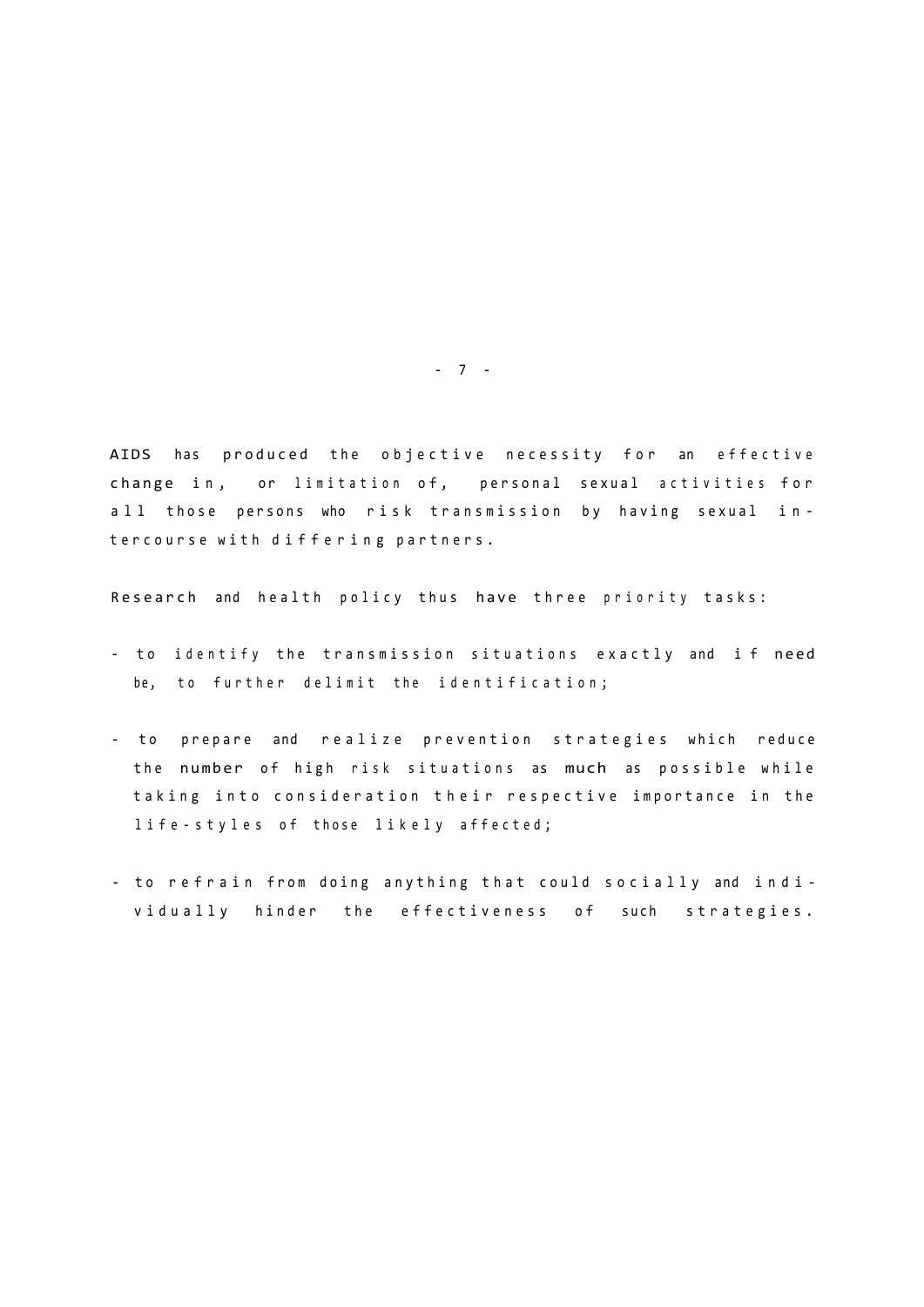AIDS has produced the objective necessity for an effective change in, or limitation of, personal sexual activities for all those persons who risk transmission by having sexual intercourse with differing partners.

Research and health policy thus have three priority tasks:

- to identify the transmission situations exactly and if need be, to further delimit the identification;
- to prepare and realize prevention strategies which reduce the number of high risk situations as much as possible while taking into consideration their respective importance in the life-styles of those likely affected;
- to refrain from doing anything that could socially and individually hinder the effectiveness of such strategies.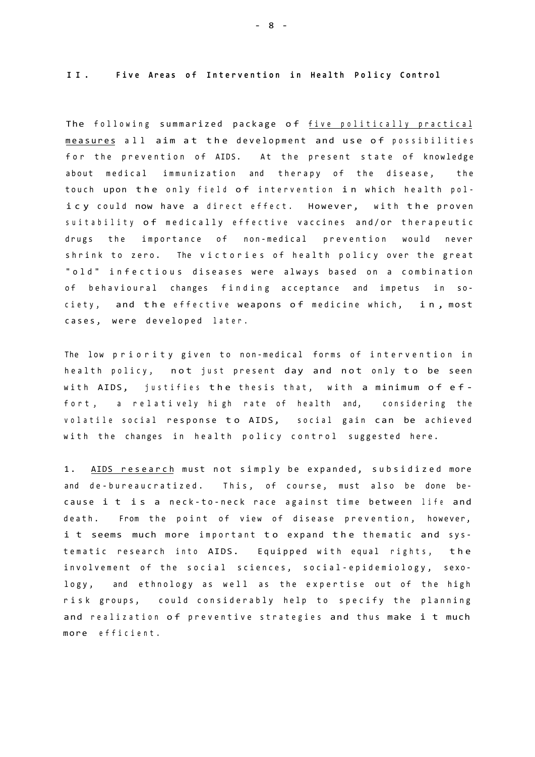## II. Five Areas of Intervention in Health Policy Control

The following summarized package of <u>five politically practical measures</u> all aim at the development and use of possibilities for the prevention of AIDS. At the present state of knowledge about medical immunization and therapy of the disease, the touch upon the only field of intervention in which health policy could now have a direct effect. However, with the proven suitability of medically effective vaccines and/or therapeutic drugs the importance of non-medical prevention would never shrink to zero. The victories of health policy over the great "old" infectious diseases were always based on a combination of behavioural changes finding acceptance and impetus in society, and the effective weapons of medicine which, in, most cases, were developed later.

The low priority given to non-medical forms of intervention in health policy, not just present day and not only to be seen with AIDS, justifies the thesis that, with a minimum of effort, a relatively high rate of health and, considering the volatile social response to AIDS, social gain can be achieved with the changes in health policy control suggested here.

1. <u>AIDS research</u> must not simply be expanded, subsidized more and de-bureaucratized. This, of course, must also be done because it is a neck-to-neck race against time between life and death. From the point of view of disease prevention, however, it seems much more important to expand the thematic and systematic research into AIDS. Equipped with equal rights, the involvement of the social sciences, social-epidemiology, sexology, and ethnology as well as the expertise out of the high risk groups, could considerably help to specify the planning and realization of preventive strategies and thus make it much more efficient.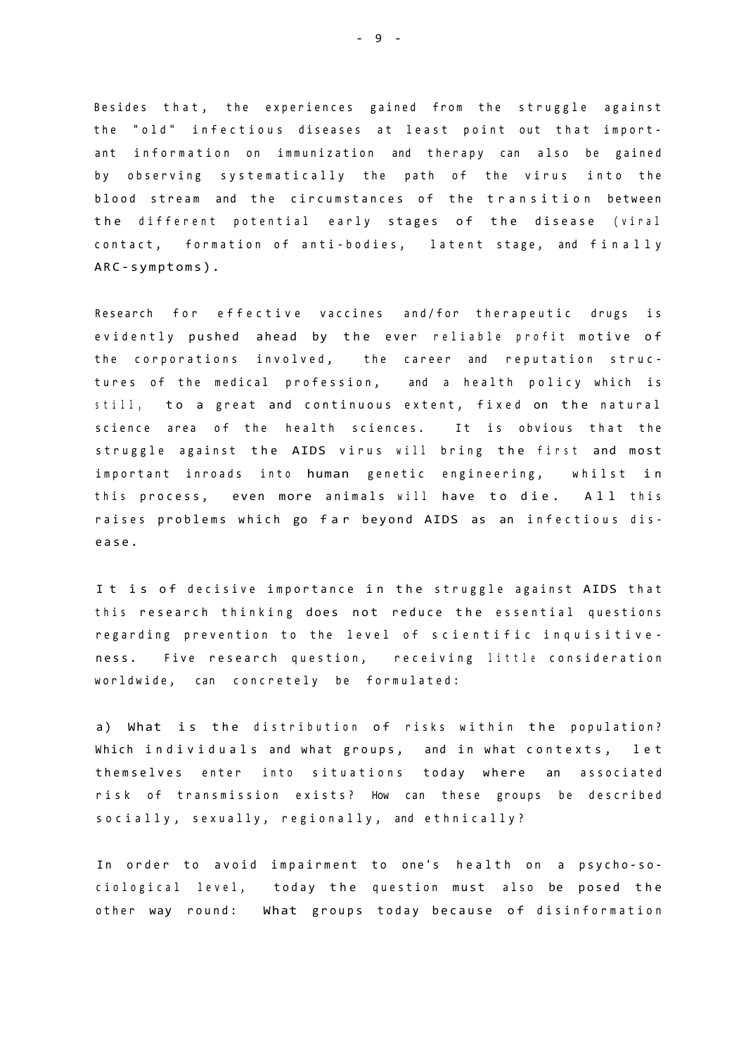Besides that, the experiences gained from the struggle against the "old" infectious diseases at least point out that important information on immunization and therapy can also be gained by observing systematically the path of the virus into the blood stream and the circumstances of the transition between the different potential early stages of the disease (viral contact, formation of anti-bodies, latent stage, and finally ARC-symptoms).

Research for effective vaccines and/for therapeutic drugs is evidently pushed ahead by the ever reliable profit motive of the corporations involved, the career and reputation structures of the medical profession, and a health policy which is still, to a great and continuous extent, fixed on the natural science area of the health sciences. It is obvious that the struggle against the AIDS virus will bring the first and most important inroads into human genetic engineering, whilst in this process, even more animals will have to die. All this raises problems which go far beyond AIDS as an infectious disease.

It is of decisive importance in the struggle against AIDS that this research thinking does not reduce the essential questions regarding prevention to the level of scientific inquisitiveness. Five research question, receiving little consideration worldwide, can concretely be formulated:

a) What is the distribution of risks within the population? Which individuals and what groups, and in what contexts, let themselves enter into situations today where an associated risk of transmission exists? How can these groups be described socially, sexually, regionally, and ethnically?

In order to avoid impairment to one's health on a psycho-sociological level, today the question must also be posed the other way round: What groups today because of disinformation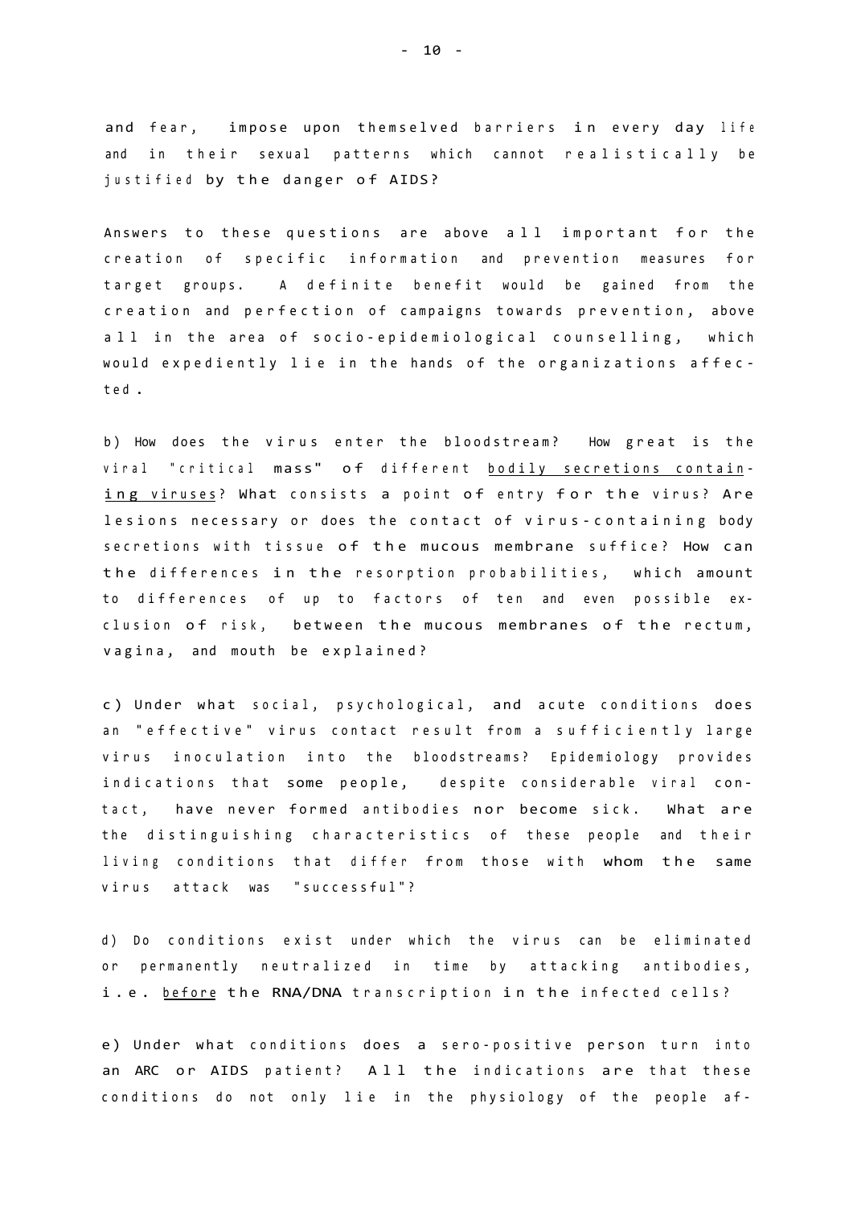and fear, impose upon themselved barriers in every day life and in their sexual patterns which cannot realistically be justified by the danger of AIDS?

Answers to these questions are above all important for the creation of specific information and prevention measures for target groups. A definite benefit would be gained from the creation and perfection of campaigns towards prevention, above all in the area of socio-epidemiological counselling, which would expediently lie in the hands of the organizations affected.

b) How does the virus enter the bloodstream? How great is the viral "critical mass" of different <u>bodily secretions containing viruses</u>? What consists a point of entry for the virus? Are lesions necessary or does the contact of virus-containing body secretions with tissue of the mucous membrane suffice? How can the differences in the resorption probabilities, which amount to differences of up to factors of ten and even possible exclusion of risk, between the mucous membranes of the rectum, vagina, and mouth be explained?

c) Under what social, psychological, and acute conditions does an "effective" virus contact result from a sufficiently large virus inoculation into the bloodstreams? Epidemiology provides indications that some people, despite considerable viral contact, have never formed antibodies nor become sick. What are the distinguishing characteristics of these people and their living conditions that differ from those with whom the same virus attack was "successful"?

d) Do conditions exist under which the virus can be eliminated or permanently neutralized in time by attacking antibodies, i.e. <u>before</u> the RNA/DNA transcription in the infected cells?

e) Under what conditions does a sero-positive person turn into an ARC or AIDS patient? All the indications are that these conditions do not only lie in the physiology of the people af-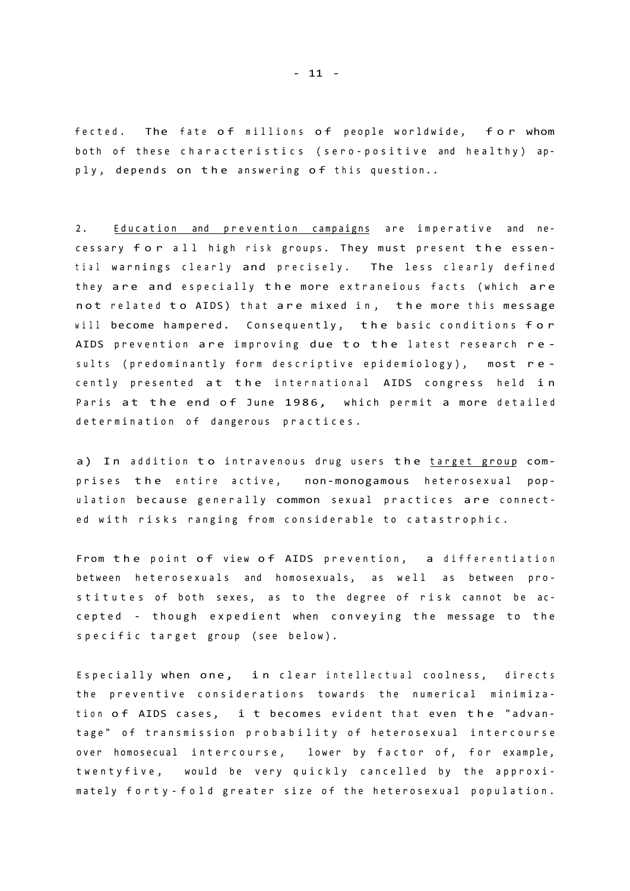fected. The fate of millions of people worldwide, for whom both of these characteristics (sero-positive and healthy) apply, depends on the answering of this question..

2. Education and prevention campaigns are imperative and necessary for all high risk groups. They must present the essential warnings clearly and precisely. The less clearly defined they are and especially the more extraneious facts (which are not related to AIDS) that are mixed in, the more this message will become hampered. Consequently, the basic conditions for AIDS prevention are improving due to the latest research results (predominantly form descriptive epidemiology), most recently presented at the international AIDS congress held in Paris at the end of June 1986, which permit a more detailed determination of dangerous practices.

a) In addition to intravenous drug users the target group comprises the entire active, non-monogamous heterosexual population because generally common sexual practices are connected with risks ranging from considerable to catastrophic.

From the point of view of AIDS prevention, a differentiation between heterosexuals and homosexuals, as well as between prostitutes of both sexes, as to the degree of risk cannot be accepted - though expedient when conveying the message to the specific target group (see below).

Especially when one, in clear intellectual coolness, directs the preventive considerations towards the numerical minimization of AIDS cases, it becomes evident that even the "advantage" of transmission probability of heterosexual intercourse over homosecual intercourse, lower by factor of, for example, twentyfive, would be very quickly cancelled by the approximately forty-fold greater size of the heterosexual population.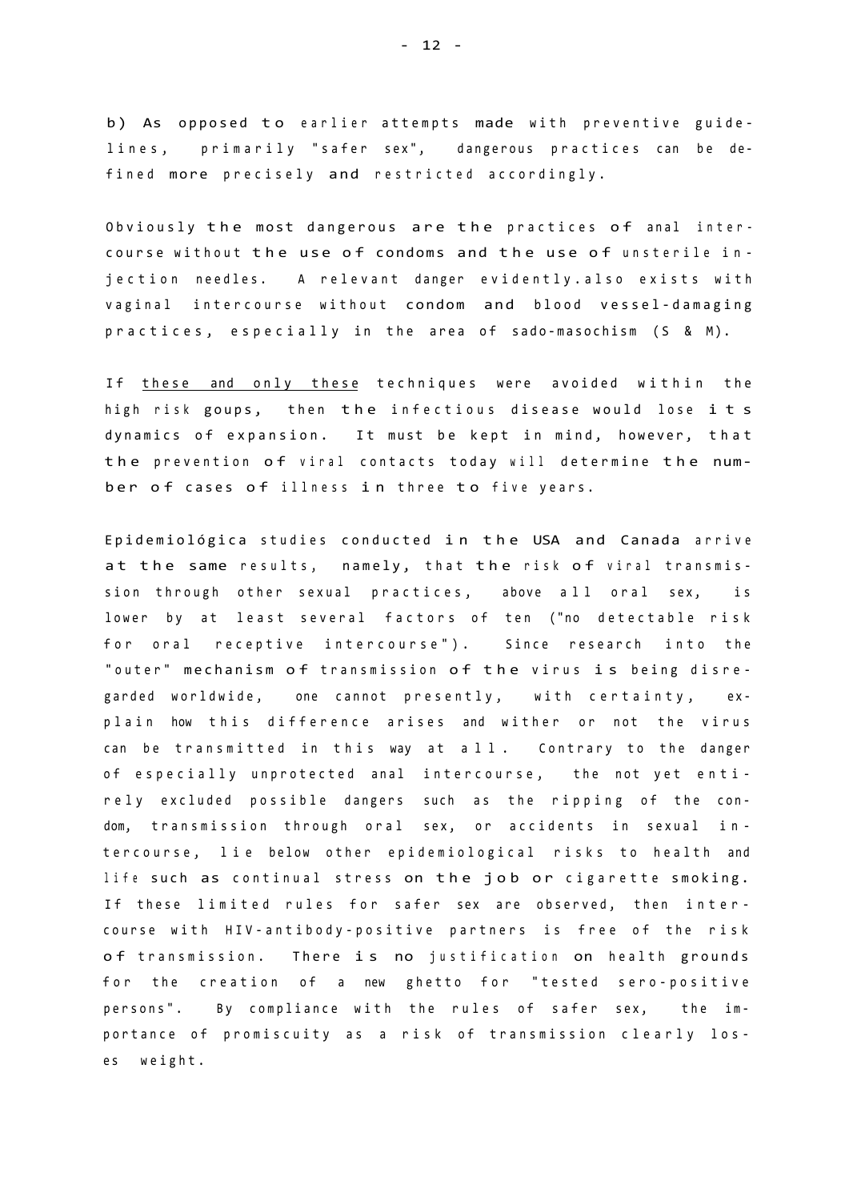b) As opposed to earlier attempts made with preventive guidelines, primarily "safer sex", dangerous practices can be defined more precisely and restricted accordingly.

Obviously the most dangerous are the practices of anal intercourse without the use of condoms and the use of unsterile injection needles. A relevant danger evidently.also exists with vaginal intercourse without condom and blood vessel-damaging practices, especially in the area of sado-masochism (S & M).

If <u>these and only these</u> techniques were avoided within the high risk goups, then the infectious disease would lose its dynamics of expansion. It must be kept in mind, however, that the prevention of viral contacts today will determine the number of cases of illness in three to five years.

Epidemiológica studies conducted in the USA and Canada arrive at the same results, namely, that the risk of viral transmission through other sexual practices, above all oral sex, is lower by at least several factors of ten ("no detectable risk for oral receptive intercourse"). Since research into the "outer" mechanism of transmission of the virus is being disregarded worldwide, one cannot presently, with certainty, explain how this difference arises and wither or not the virus can be transmitted in this way at all. Contrary to the danger of especially unprotected anal intercourse, the not yet entirely excluded possible dangers such as the ripping of the condom, transmission through oral sex, or accidents in sexual intercourse, lie below other epidemiological risks to health and life such as continual stress on the job or cigarette smoking. If these limited rules for safer sex are observed, then intercourse with HIV-antibody-positive partners is free of the risk of transmission. There is no justification on health grounds for the creation of a new ghetto for "tested sero-positive persons". By compliance with the rules of safer sex, the importance of promiscuity as a risk of transmission clearly loses weight.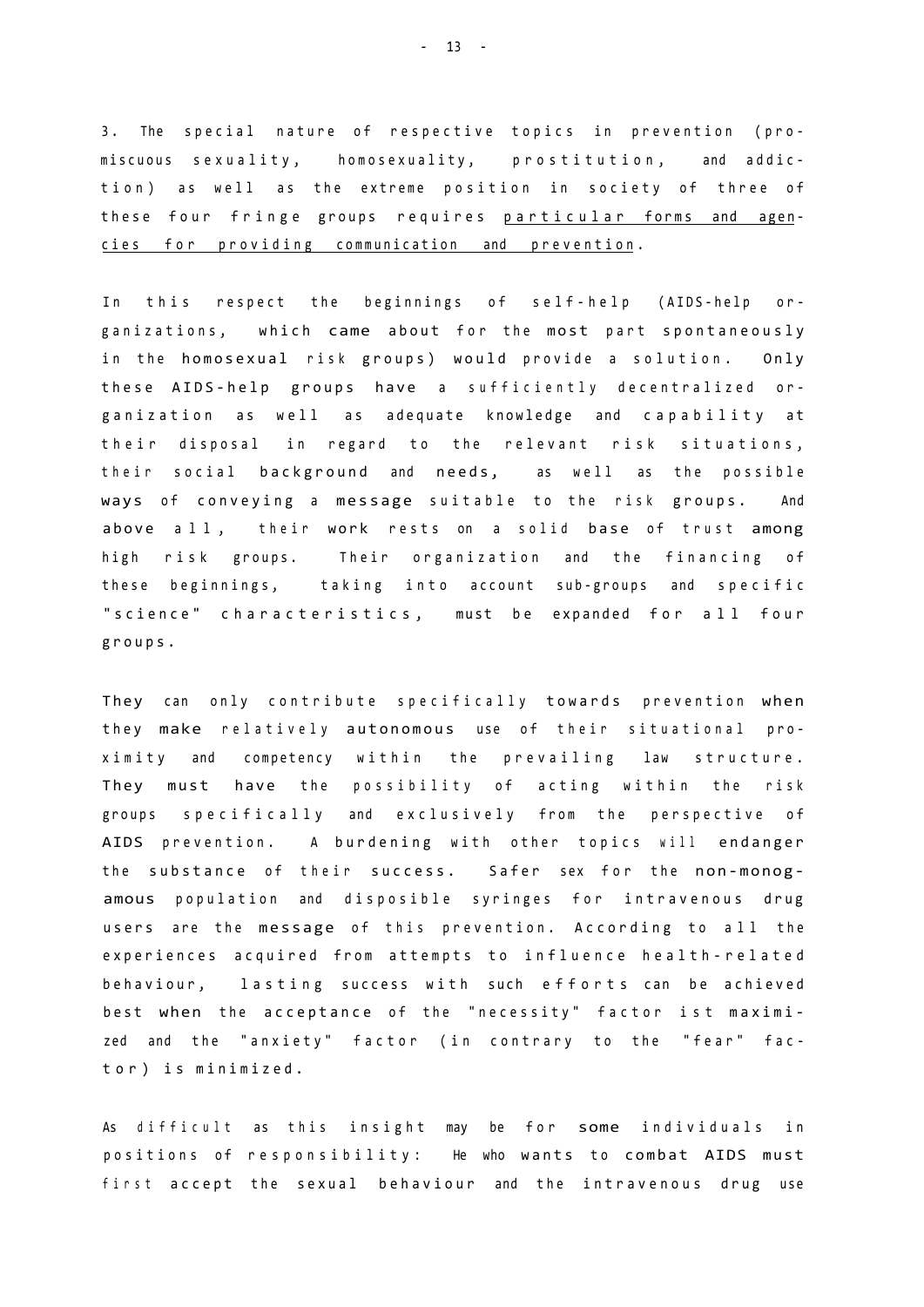3. The special nature of respective topics in prevention (promiscuous sexuality, homosexuality, prostitution, and addiction) as well as the extreme position in society of three of these four fringe groups requires <u>particular forms and agencies for providing communication and prevention</u>.

In this respect the beginnings of self-help (AIDS-help organizations, which came about for the most part spontaneously in the homosexual risk groups) would provide a solution. Only these AIDS-help groups have a sufficiently decentralized organization as well as adequate knowledge and capability at their disposal in regard to the relevant risk situations, their social background and needs, as well as the possible ways of conveying a message suitable to the risk groups. And above all, their work rests on a solid base of trust among high risk groups. Their organization and the financing of these beginnings, taking into account sub-groups and specific "science" characteristics, must be expanded for all four groups.

They can only contribute specifically towards prevention when they make relatively autonomous use of their situational proximity and competency within the prevailing law structure. They must have the possibility of acting within the risk groups specifically and exclusively from the perspective of AIDS prevention. A burdening with other topics will endanger the substance of their success. Safer sex for the non-monogamous population and disposible syringes for intravenous drug users are the message of this prevention. According to all the experiences acquired from attempts to influence health-related behaviour, lasting success with such efforts can be achieved best when the acceptance of the "necessity" factor ist maximized and the "anxiety" factor (in contrary to the "fear" factor) is minimized.

As difficult as this insight may be for some individuals in positions of responsibility: He who wants to combat AIDS must first accept the sexual behaviour and the intravenous drug use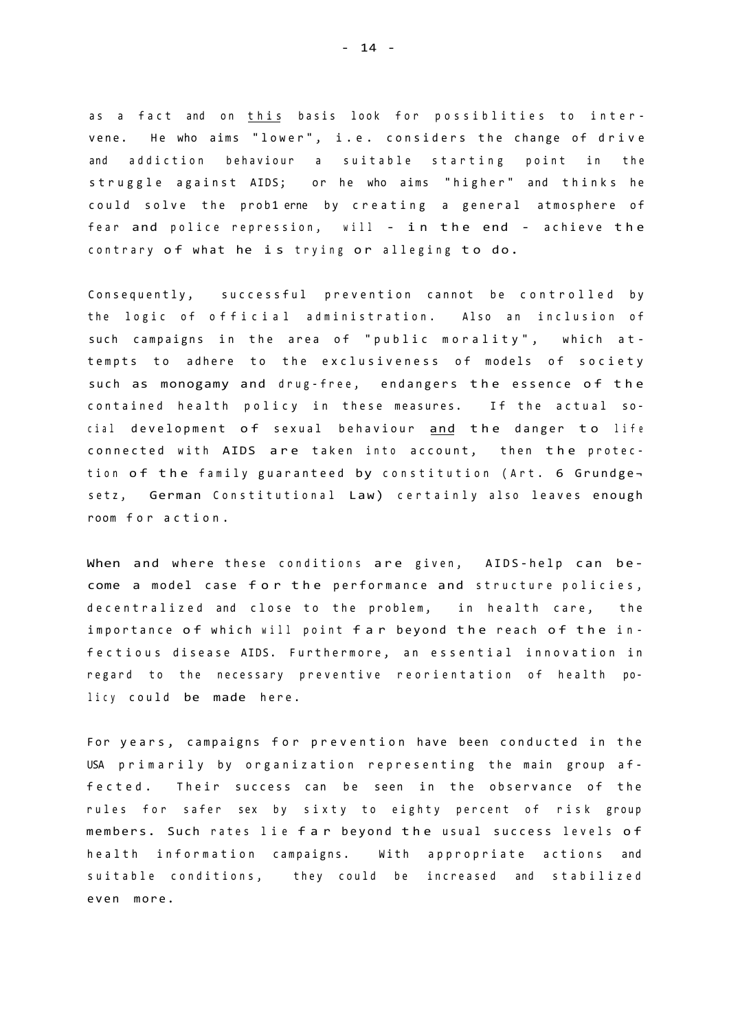as a fact and on <u>this</u> basis look for possiblities to intervene. He who aims "lower", i.e. considers the change of drive and addiction behaviour a suitable starting point in the struggle against AIDS; or he who aims "higher" and thinks he could solve the prob1erne by creating a general atmosphere of fear and police repression, will - in the end - achieve the contrary of what he is trying or alleging to do.

Consequently, successful prevention cannot be controlled by the logic of official administration. Also an inclusion of such campaigns in the area of "public morality", which attempts to adhere to the exclusiveness of models of society such as monogamy and drug-free, endangers the essence of the contained health policy in these measures. If the actual social development of sexual behaviour <u>and</u> the danger to life connected with AIDS are taken into account, then the protection of the family guaranteed by constitution (Art. 6 Grundgesetz, German Constitutional Law) certainly also leaves enough room for action.

When and where these conditions are given, AIDS-help can become a model case for the performance and structure policies, decentralized and close to the problem, in health care, the importance of which will point far beyond the reach of the infectious disease AIDS. Furthermore, an essential innovation in regard to the necessary preventive reorientation of health policy could be made here.

For years, campaigns for prevention have been conducted in the USA primarily by organization representing the main group affected. Their success can be seen in the observance of the rules for safer sex by sixty to eighty percent of risk group members. Such rates lie far beyond the usual success levels of health information campaigns. With appropriate actions and suitable conditions, they could be increased and stabilized even more.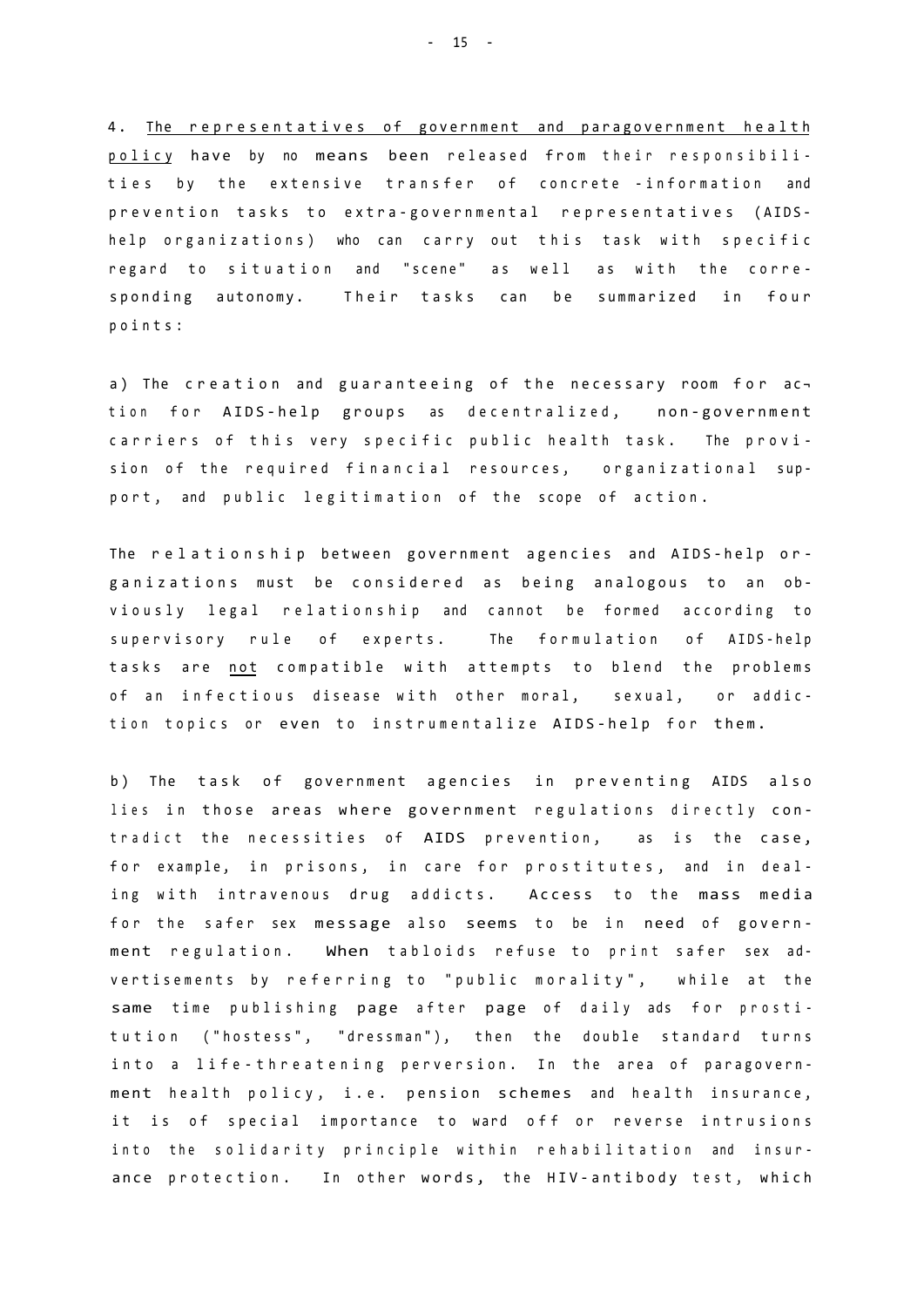4. <u>The representatives of government and paragovernment health policy</u> have by no means been released from their responsibilities by the extensive transfer of concrete -information and prevention tasks to extra-governmental representatives (AIDS-help organizations) who can carry out this task with specific regard to situation and "scene" as well as with the corresponding autonomy. Their tasks can be summarized in four points:

a) The creation and guaranteeing of the necessary room for action for AIDS-help groups as decentralized, non-government carriers of this very specific public health task. The provision of the required financial resources, organizational support, and public legitimation of the scope of action.

The relationship between government agencies and AIDS-help organizations must be considered as being analogous to an obviously legal relationship and cannot be formed according to supervisory rule of experts. The formulation of AIDS-help tasks are <u>not</u> compatible with attempts to blend the problems of an infectious disease with other moral, sexual, or addiction topics or even to instrumentalize AIDS-help for them.

b) The task of government agencies in preventing AIDS also lies in those areas where government regulations directly contradict the necessities of AIDS prevention, as is the case, for example, in prisons, in care for prostitutes, and in dealing with intravenous drug addicts. Access to the mass media for the safer sex message also seems to be in need of government regulation. When tabloids refuse to print safer sex advertisements by referring to "public morality", while at the same time publishing page after page of daily ads for prostitution ("hostess", "dressman"), then the double standard turns into a life-threatening perversion. In the area of paragovernment health policy, i.e. pension schemes and health insurance, it is of special importance to ward off or reverse intrusions into the solidarity principle within rehabilitation and insurance protection. In other words, the HIV-antibody test, which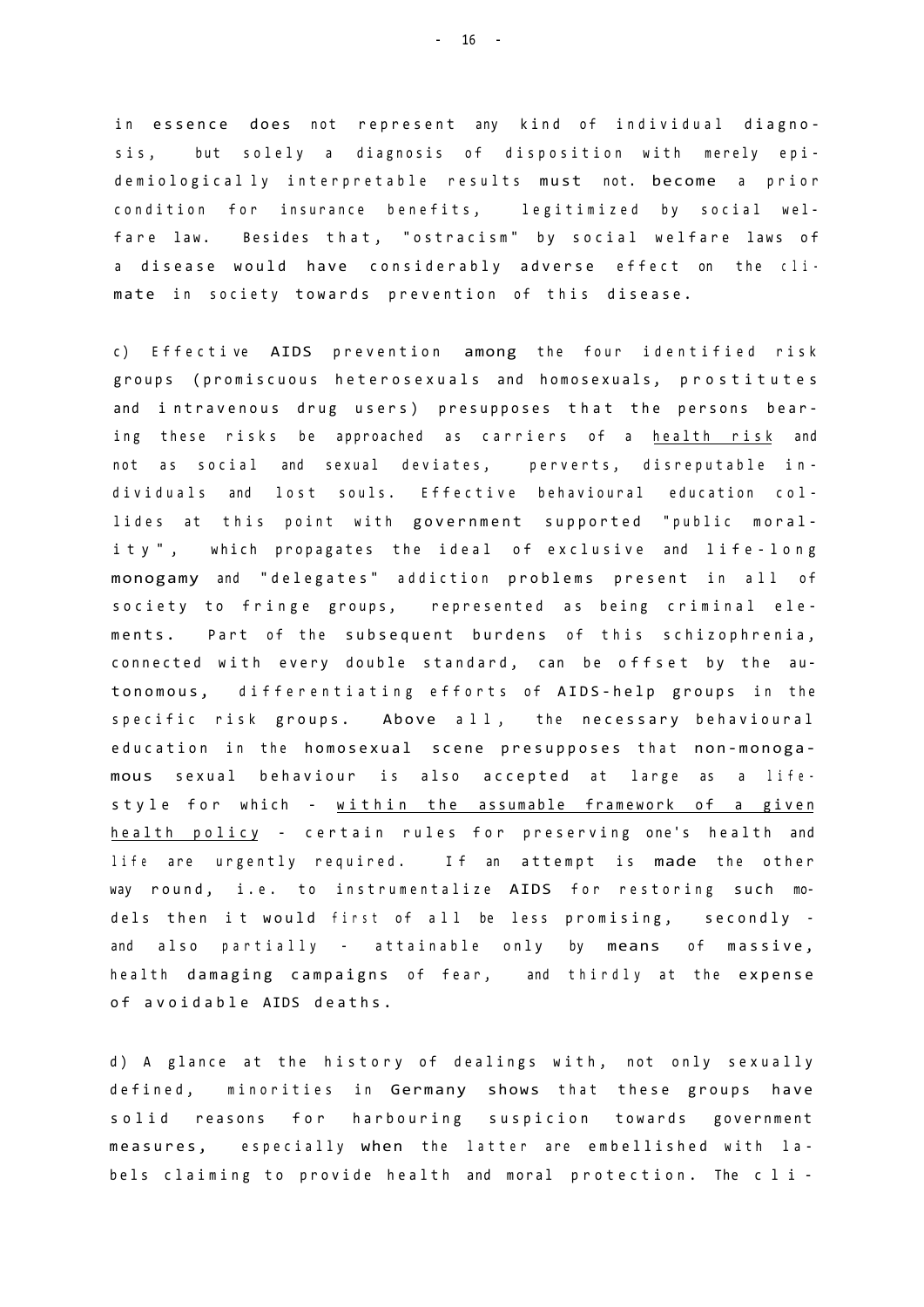in essence does not represent any kind of individual diagnosis, but solely a diagnosis of disposition with merely epidemiologically interpretable results must not. become a prior condition for insurance benefits, legitimized by social welfare law. Besides that, "ostracism" by social welfare laws of a disease would have considerably adverse effect on the climate in society towards prevention of this disease.

c) Effective AIDS prevention among the four identified risk groups (promiscuous heterosexuals and homosexuals, prostitutes and intravenous drug users) presupposes that the persons bearing these risks be approached as carriers of a <u>health risk</u> and not as social and sexual deviates, perverts, disreputable individuals and lost souls. Effective behavioural education collides at this point with government supported "public morality", which propagates the ideal of exclusive and life-long monogamy and "delegates" addiction problems present in all of society to fringe groups, represented as being criminal elements. Part of the subsequent burdens of this schizophrenia, connected with every double standard, can be offset by the autonomous, differentiating efforts of AIDS-help groups in the specific risk groups. Above all, the necessary behavioural education in the homosexual scene presupposes that non-monogamous sexual behaviour is also accepted at large as a lifestyle for which - <u>within the assumable framework of a given health policy</u> - certain rules for preserving one's health and life are urgently required. If an attempt is made the other way round, i.e. to instrumentalize AIDS for restoring such models then it would first of all be less promising, secondly - and also partially - attainable only by means of massive, health damaging campaigns of fear, and thirdly at the expense of avoidable AIDS deaths.

d) A glance at the history of dealings with, not only sexually defined, minorities in Germany shows that these groups have solid reasons for harbouring suspicion towards government measures, especially when the latter are embellished with labels claiming to provide health and moral protection. The cli-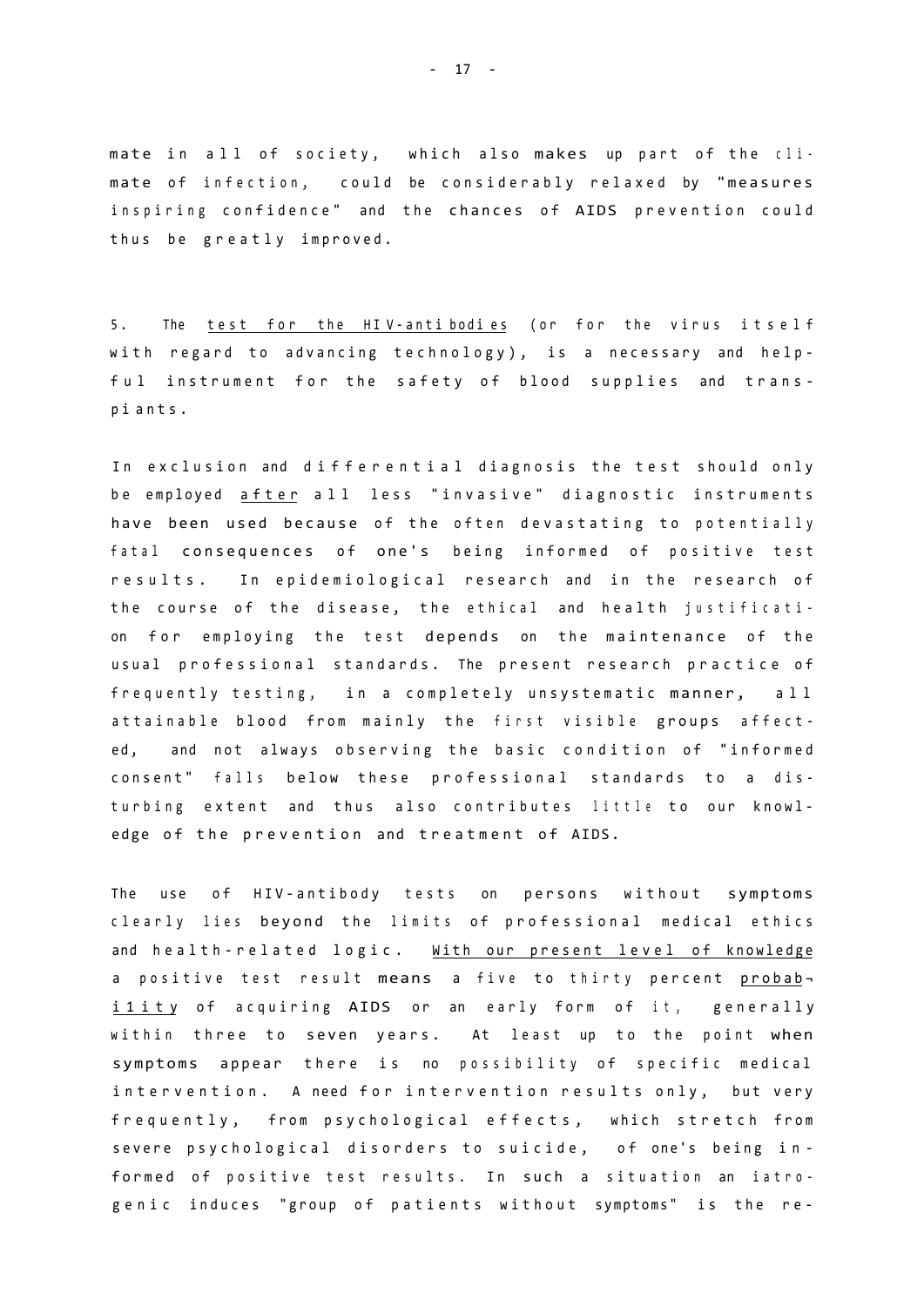mate in all of society, which also makes up part of the climate of infection, could be considerably relaxed by "measures inspiring confidence" and the chances of AIDS prevention could thus be greatly improved.

5. The <u>test for the HIV-antibodies</u> (or for the virus itself with regard to advancing technology), is a necessary and helpful instrument for the safety of blood supplies and transplants.

In exclusion and differential diagnosis the test should only be employed <u>after</u> all less "invasive" diagnostic instruments have been used because of the often devastating to potentially fatal consequences of one's being informed of positive test results. In epidemiological research and in the research of the course of the disease, the ethical and health justification for employing the test depends on the maintenance of the usual professional standards. The present research practice of frequently testing, in a completely unsystematic manner, all attainable blood from mainly the first visible groups affected, and not always observing the basic condition of "informed consent" falls below these professional standards to a disturbing extent and thus also contributes little to our knowledge of the prevention and treatment of AIDS.

The use of HIV-antibody tests on persons without symptoms clearly lies beyond the limits of professional medical ethics and health-related logic. <u>With our present level of knowledge</u> a positive test result means a five to thirty percent <u>probability</u> of acquiring AIDS or an early form of it, generally within three to seven years. At least up to the point when symptoms appear there is no possibility of specific medical intervention. A need for intervention results only, but very frequently, from psychological effects, which stretch from severe psychological disorders to suicide, of one's being informed of positive test results. In such a situation an iatrogenic induces "group of patients without symptoms" is the re-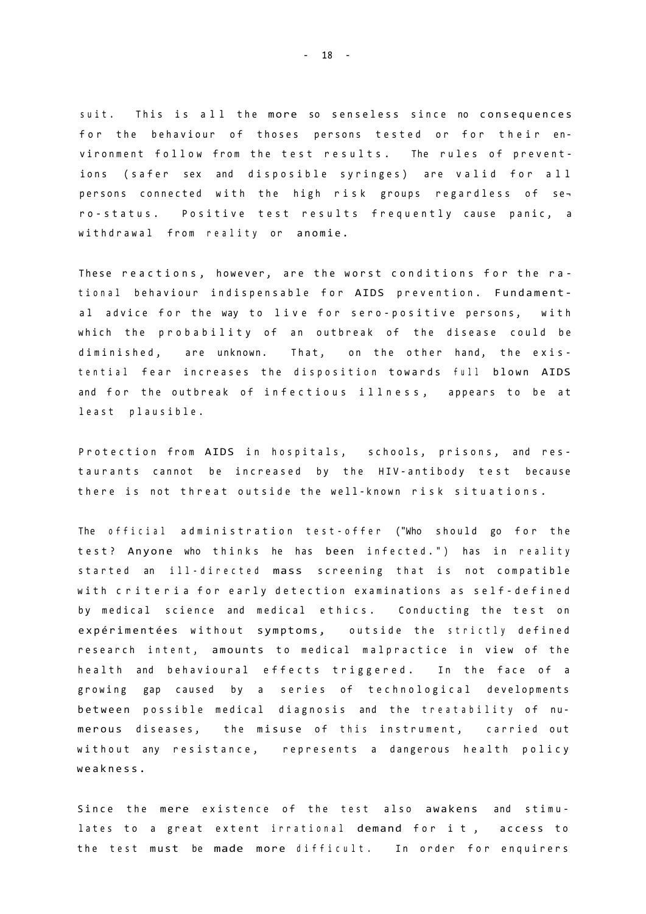suit. This is all the more so senseless since no consequences for the behaviour of thoses persons tested or for their environment follow from the test results. The rules of preventions (safer sex and disposible syringes) are valid for all persons connected with the high risk groups regardless of sero-status. Positive test results frequently cause panic, a withdrawal from reality or anomie.

These reactions, however, are the worst conditions for the rational behaviour indispensable for AIDS prevention. Fundamental advice for the way to live for sero-positive persons, with which the probability of an outbreak of the disease could be diminished, are unknown. That, on the other hand, the existential fear increases the disposition towards full blown AIDS and for the outbreak of infectious illness, appears to be at least plausible.

Protection from AIDS in hospitals, schools, prisons, and restaurants cannot be increased by the HIV-antibody test because there is not threat outside the well-known risk situations.

The official administration test-offer ("Who should go for the test? Anyone who thinks he has been infected.") has in reality started an ill-directed mass screening that is not compatible with criteria for early detection examinations as self-defined by medical science and medical ethics. Conducting the test on expérimentées without symptoms, outside the strictly defined research intent, amounts to medical malpractice in view of the health and behavioural effects triggered. In the face of a growing gap caused by a series of technological developments between possible medical diagnosis and the treatability of numerous diseases, the misuse of this instrument, carried out without any resistance, represents a dangerous health policy weakness.

Since the mere existence of the test also awakens and stimulates to a great extent irrational demand for it, access to the test must be made more difficult. In order for enquirers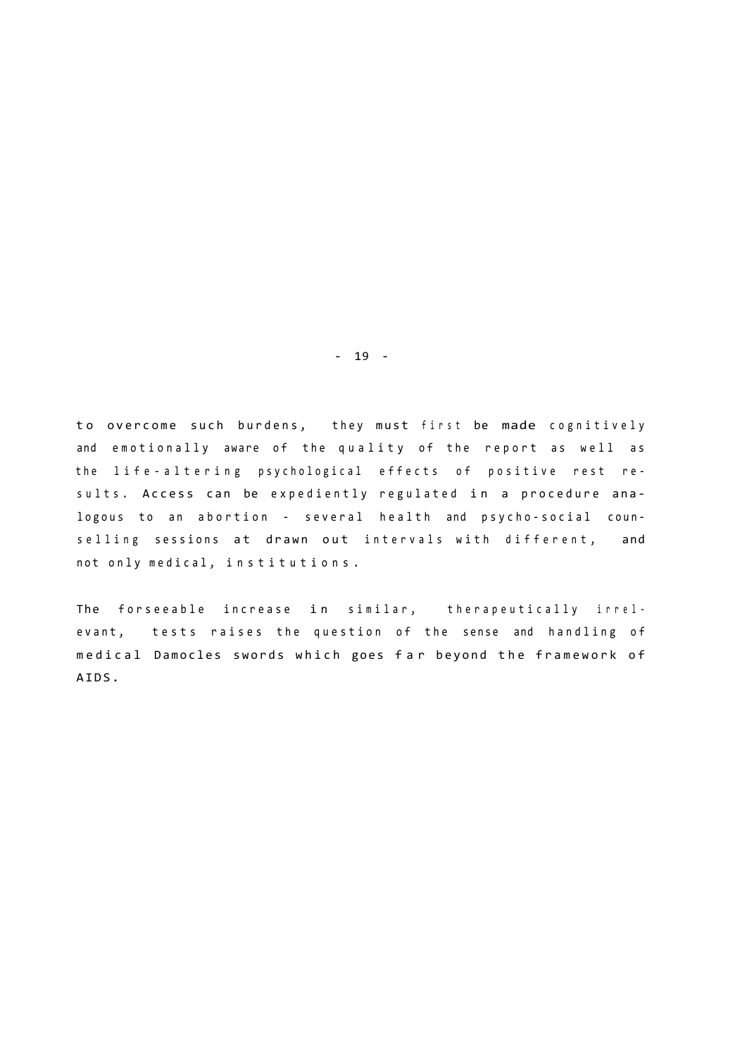to overcome such burdens, they must first be made cognitively and emotionally aware of the quality of the report as well as the life-altering psychological effects of positive rest results. Access can be expediently regulated in a procedure analogous to an abortion - several health and psycho-social counselling sessions at drawn out intervals with different, and not only medical, institutions.

The forseeable increase in similar, therapeutically irrelevant, tests raises the question of the sense and handling of medical Damocles swords which goes far beyond the framework of AIDS.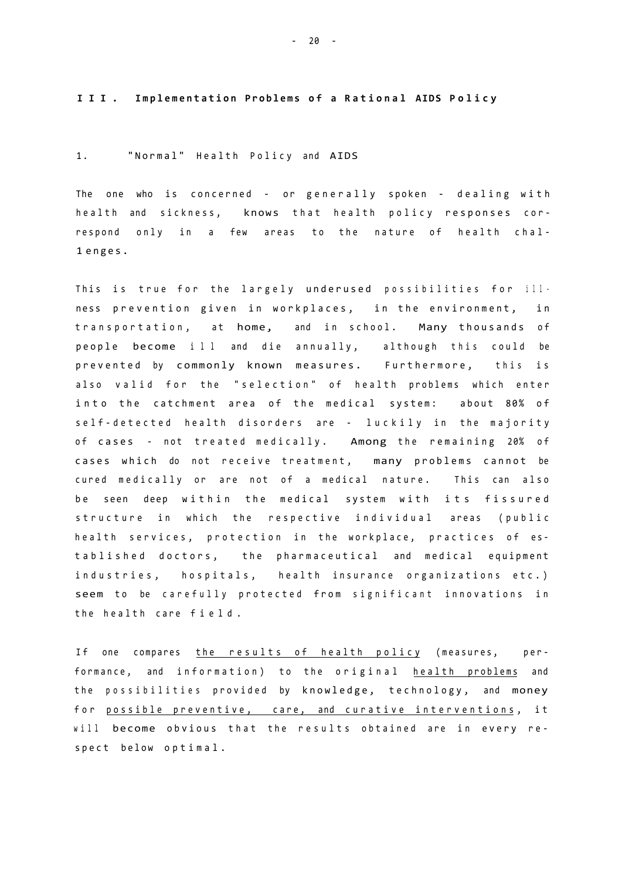## III. Implementation Problems of a Rational AIDS Policy

### 1. "Normal" Health Policy and AIDS

The one who is concerned - or generally spoken - dealing with health and sickness, knows that health policy responses correspond only in a few areas to the nature of health challenges.

This is true for the largely underused possibilities for illness prevention given in workplaces, in the environment, in transportation, at home, and in school. Many thousands of people become ill and die annually, although this could be prevented by commonly known measures. Furthermore, this is also valid for the "selection" of health problems which enter into the catchment area of the medical system: about 80% of self-detected health disorders are - luckily in the majority of cases - not treated medically. Among the remaining 20% of cases which do not receive treatment, many problems cannot be cured medically or are not of a medical nature. This can also be seen deep within the medical system with its fissured structure in which the respective individual areas (public health services, protection in the workplace, practices of established doctors, the pharmaceutical and medical equipment industries, hospitals, health insurance organizations etc.) seem to be carefully protected from significant innovations in the health care field.

If one compares <u>the results of health policy</u> (measures, performance, and information) to the original <u>health problems</u> and the possibilities provided by knowledge, technology, and money for <u>possible preventive, care, and curative interventions</u>, it will become obvious that the results obtained are in every respect below optimal.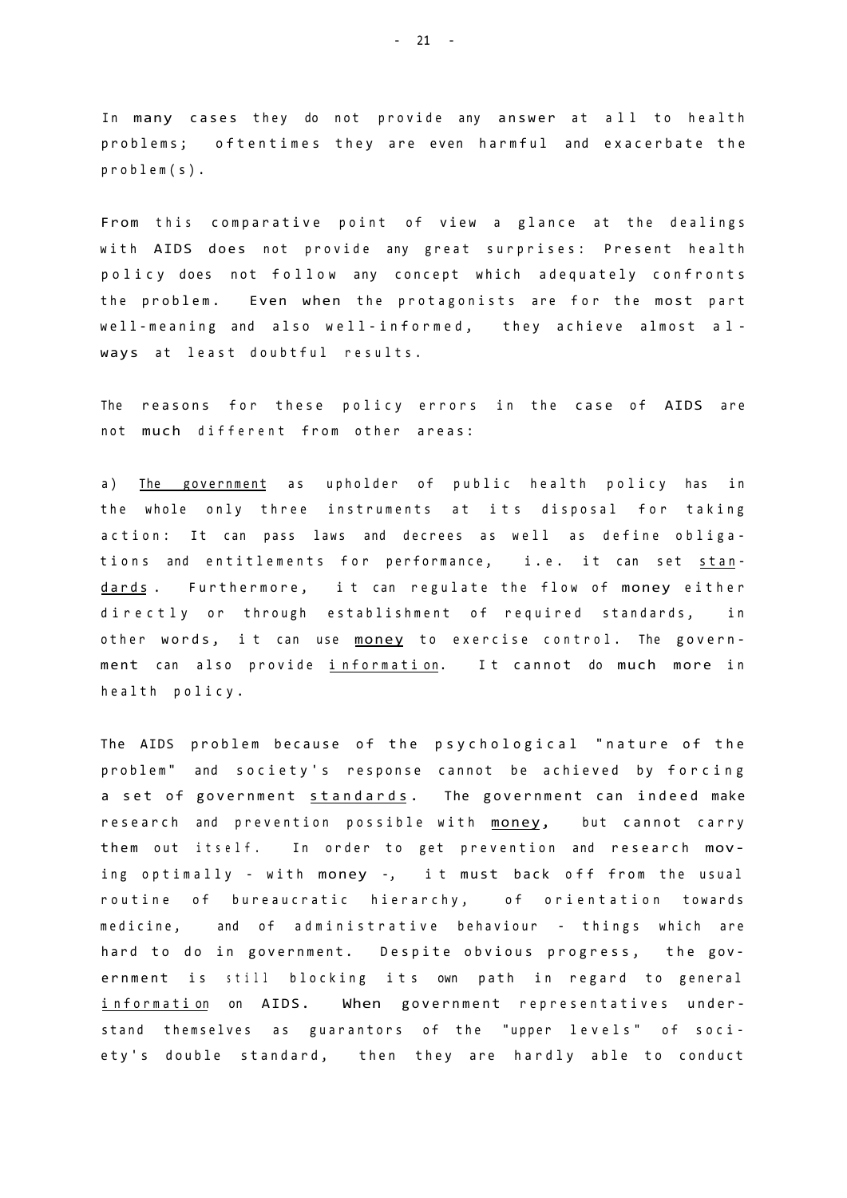In many cases they do not provide any answer at all to health problems; oftentimes they are even harmful and exacerbate the problem(s).

From this comparative point of view a glance at the dealings with AIDS does not provide any great surprises: Present health policy does not follow any concept which adequately confronts the problem. Even when the protagonists are for the most part well-meaning and also well-informed, they achieve almost always at least doubtful results.

The reasons for these policy errors in the case of AIDS are not much different from other areas:

a) <u>The government</u> as upholder of public health policy has in the whole only three instruments at its disposal for taking action: It can pass laws and decrees as well as define obligations and entitlements for performance, i.e. it can set <u>standards</u>. Furthermore, it can regulate the flow of money either directly or through establishment of required standards, in other words, it can use <u>money</u> to exercise control. The government can also provide <u>information</u>. It cannot do much more in health policy.

The AIDS problem because of the psychological "nature of the problem" and society's response cannot be achieved by forcing a set of government <u>standards</u>. The government can indeed make research and prevention possible with <u>money</u>, but cannot carry them out itself. In order to get prevention and research moving optimally - with money -, it must back off from the usual routine of bureaucratic hierarchy, of orientation towards medicine, and of administrative behaviour - things which are hard to do in government. Despite obvious progress, the government is still blocking its own path in regard to general <u>information</u> on AIDS. When government representatives understand themselves as guarantors of the "upper levels" of society's double standard, then they are hardly able to conduct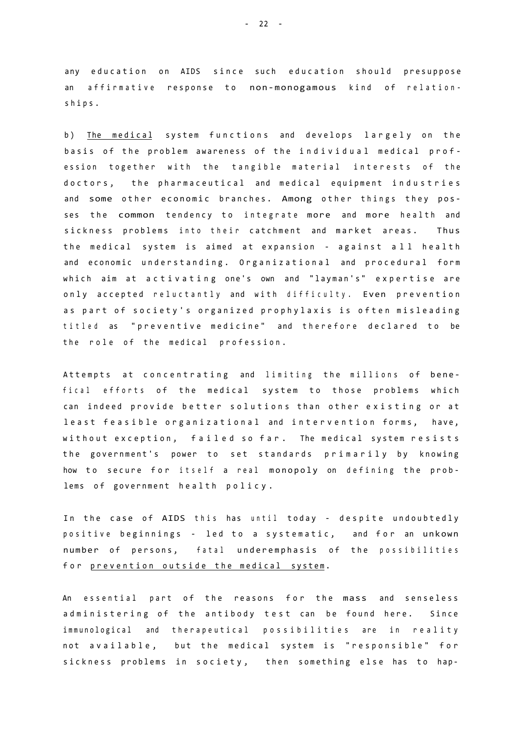any education on AIDS since such education should presuppose an affirmative response to non-monogamous kind of relationships.

b) <u>The medical</u> system functions and develops largely on the basis of the problem awareness of the individual medical profession together with the tangible material interests of the doctors, the pharmaceutical and medical equipment industries and some other economic branches. Among other things they posses the common tendency to integrate more and more health and sickness problems into their catchment and market areas. Thus the medical system is aimed at expansion - against all health and economic understanding. Organizational and procedural form which aim at activating one's own and "layman's" expertise are only accepted reluctantly and with difficulty. Even prevention as part of society's organized prophylaxis is often misleading titled as "preventive medicine" and therefore declared to be the role of the medical profession.

Attempts at concentrating and limiting the millions of benefical efforts of the medical system to those problems which can indeed provide better solutions than other existing or at least feasible organizational and intervention forms, have, without exception, failed so far. The medical system resists the government's power to set standards primarily by knowing how to secure for itself a real monopoly on defining the problems of government health policy.

In the case of AIDS this has until today - despite undoubtedly positive beginnings - led to a systematic, and for an unkown number of persons, fatal underemphasis of the possibilities for <u>prevention outside the medical system</u>.

An essential part of the reasons for the mass and senseless administering of the antibody test can be found here. Since immunological and therapeutical possibilities are in reality not available, but the medical system is "responsible" for sickness problems in society, then something else has to hap-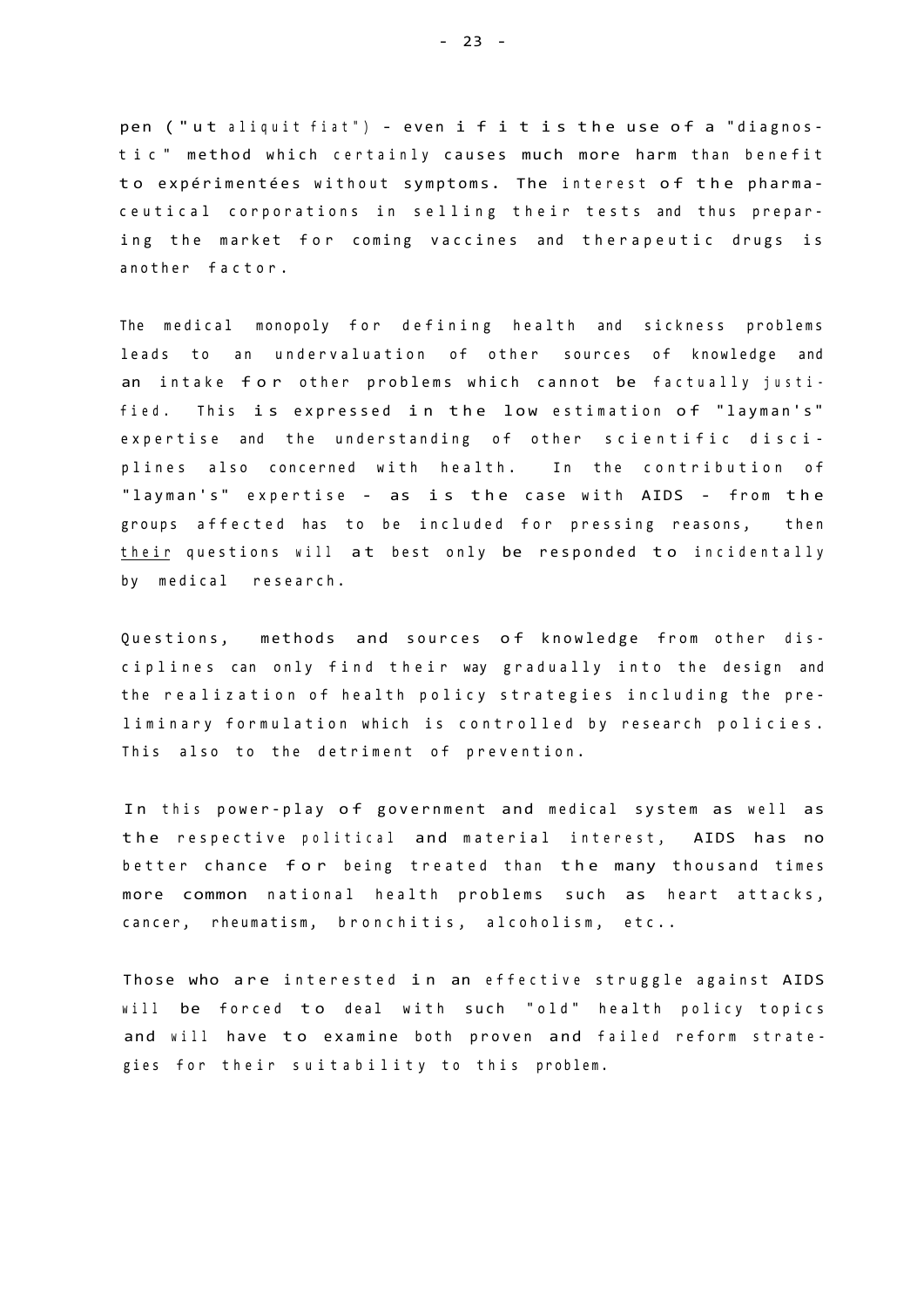pen ("ut aliquit fiat") - even if it is the use of a "diagnostic" method which certainly causes much more harm than benefit to expérimentées without symptoms. The interest of the pharmaceutical corporations in selling their tests and thus preparing the market for coming vaccines and therapeutic drugs is another factor.

The medical monopoly for defining health and sickness problems leads to an undervaluation of other sources of knowledge and an intake for other problems which cannot be factually justified. This is expressed in the low estimation of "layman's" expertise and the understanding of other scientific disciplines also concerned with health. In the contribution of "layman's" expertise - as is the case with AIDS - from the groups affected has to be included for pressing reasons, then <u>their</u> questions will at best only be responded to incidentally by medical research.

Questions, methods and sources of knowledge from other disciplines can only find their way gradually into the design and the realization of health policy strategies including the preliminary formulation which is controlled by research policies. This also to the detriment of prevention.

In this power-play of government and medical system as well as the respective political and material interest, AIDS has no better chance for being treated than the many thousand times more common national health problems such as heart attacks, cancer, rheumatism, bronchitis, alcoholism, etc..

Those who are interested in an effective struggle against AIDS will be forced to deal with such "old" health policy topics and will have to examine both proven and failed reform strategies for their suitability to this problem.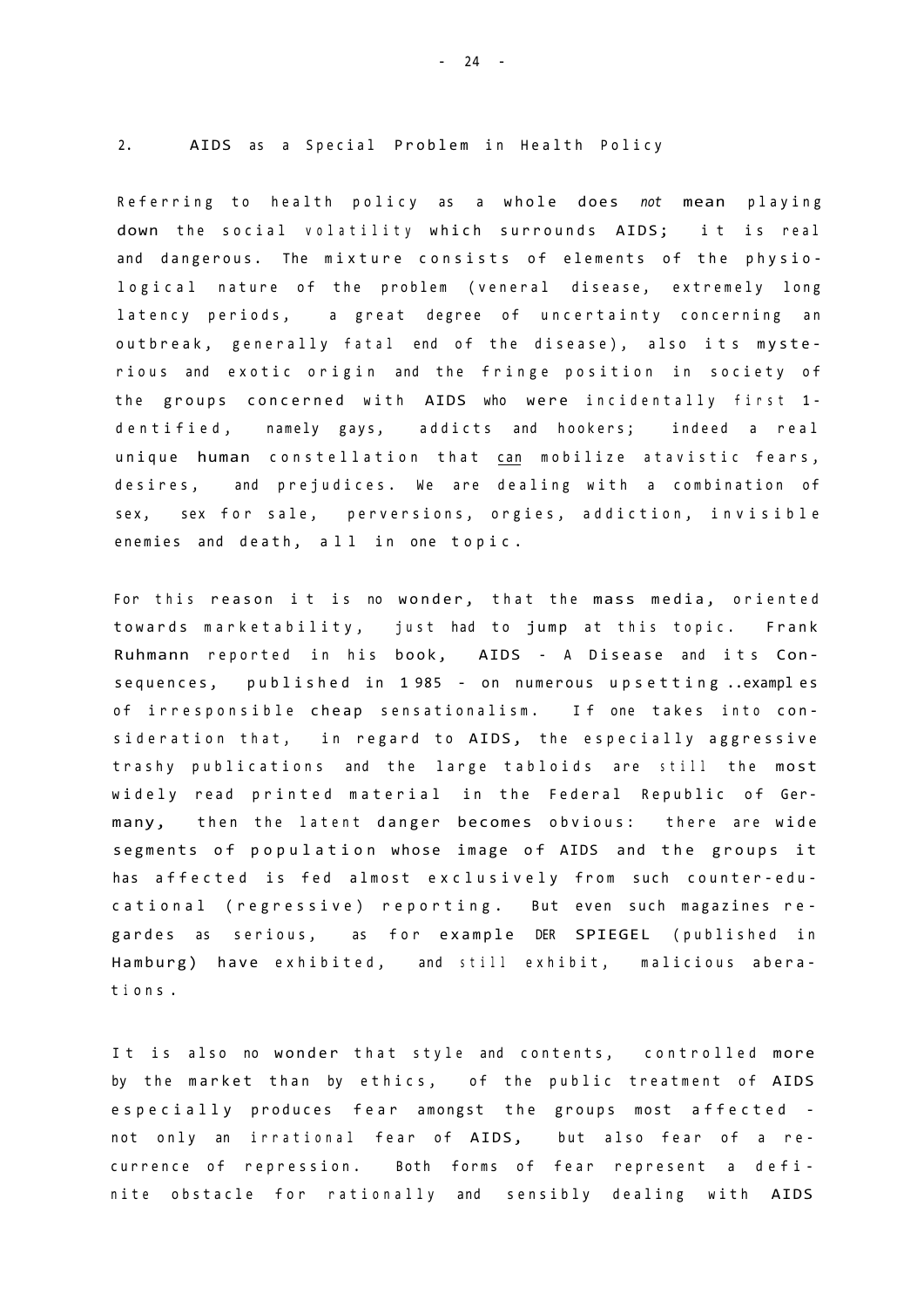## 2. AIDS as a Special Problem in Health Policy

Referring to health policy as a whole does *not* mean playing down the social volatility which surrounds AIDS; it is real and dangerous. The mixture consists of elements of the physiological nature of the problem (veneral disease, extremely long latency periods, a great degree of uncertainty concerning an outbreak, generally fatal end of the disease), also its mysterious and exotic origin and the fringe position in society of the groups concerned with AIDS who were incidentally first 1-dentified, namely gays, addicts and hookers; indeed a real unique human constellation that can mobilize atavistic fears, desires, and prejudices. We are dealing with a combination of sex, sex for sale, perversions, orgies, addiction, invisible enemies and death, all in one topic.

For this reason it is no wonder, that the mass media, oriented towards marketability, just had to jump at this topic. Frank Ruhmann reported in his book, AIDS - A Disease and its Consequences, published in 1985 - on numerous upsetting ..examples of irresponsible cheap sensationalism. If one takes into consideration that, in regard to AIDS, the especially aggressive trashy publications and the large tabloids are still the most widely read printed material in the Federal Republic of Germany, then the latent danger becomes obvious: there are wide segments of population whose image of AIDS and the groups it has affected is fed almost exclusively from such counter-educational (regressive) reporting. But even such magazines regardes as serious, as for example DER SPIEGEL (published in Hamburg) have exhibited, and still exhibit, malicious aberations.

It is also no wonder that style and contents, controlled more by the market than by ethics, of the public treatment of AIDS especially produces fear amongst the groups most affected - not only an irrational fear of AIDS, but also fear of a recurrence of repression. Both forms of fear represent a definite obstacle for rationally and sensibly dealing with AIDS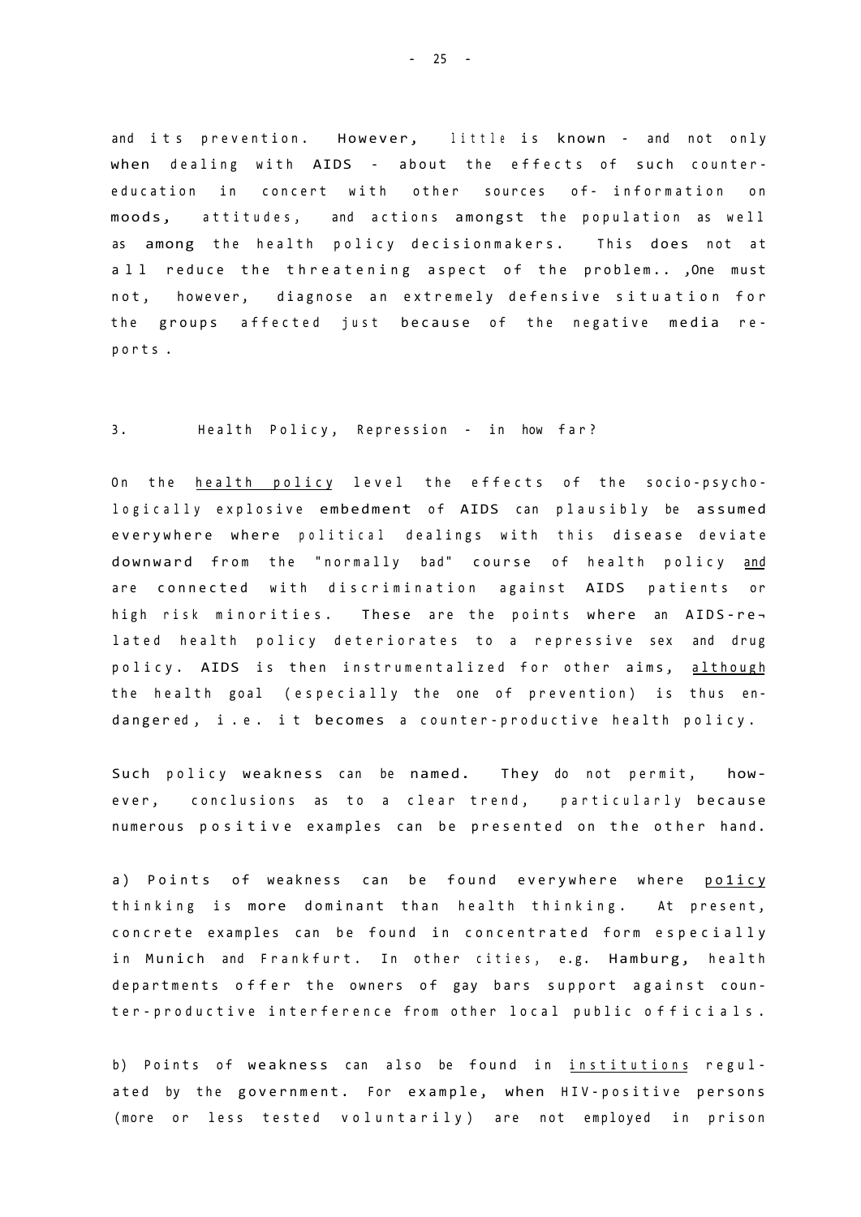and its prevention. However, little is known - and not only when dealing with AIDS - about the effects of such counter-education in concert with other sources of- information on moods, attitudes, and actions amongst the population as well as among the health policy decisionmakers. This does not at all reduce the threatening aspect of the problem.. ,One must not, however, diagnose an extremely defensive situation for the groups affected just because of the negative media reports.

## 3. Health Policy, Repression - in how far?

On the <u>health policy</u> level the effects of the socio-psychologically explosive embedment of AIDS can plausibly be assumed everywhere where political dealings with this disease deviate downward from the "normally bad" course of health policy <u>and</u> are connected with discrimination against AIDS patients or high risk minorities. These are the points where an AIDS-related health policy deteriorates to a repressive sex and drug policy. AIDS is then instrumentalized for other aims, <u>although</u> the health goal (especially the one of prevention) is thus endangered, i.e. it becomes a counter-productive health policy.

Such policy weakness can be named. They do not permit, however, conclusions as to a clear trend, particularly because numerous positive examples can be presented on the other hand.

a) Points of weakness can be found everywhere where <u>po1icy</u> thinking is more dominant than health thinking. At present, concrete examples can be found in concentrated form especially in Munich and Frankfurt. In other cities, e.g. Hamburg, health departments offer the owners of gay bars support against counter-productive interference from other local public officials.

b) Points of weakness can also be found in <u>institutions</u> regulated by the government. For example, when HIV-positive persons (more or less tested voluntarily) are not employed in prison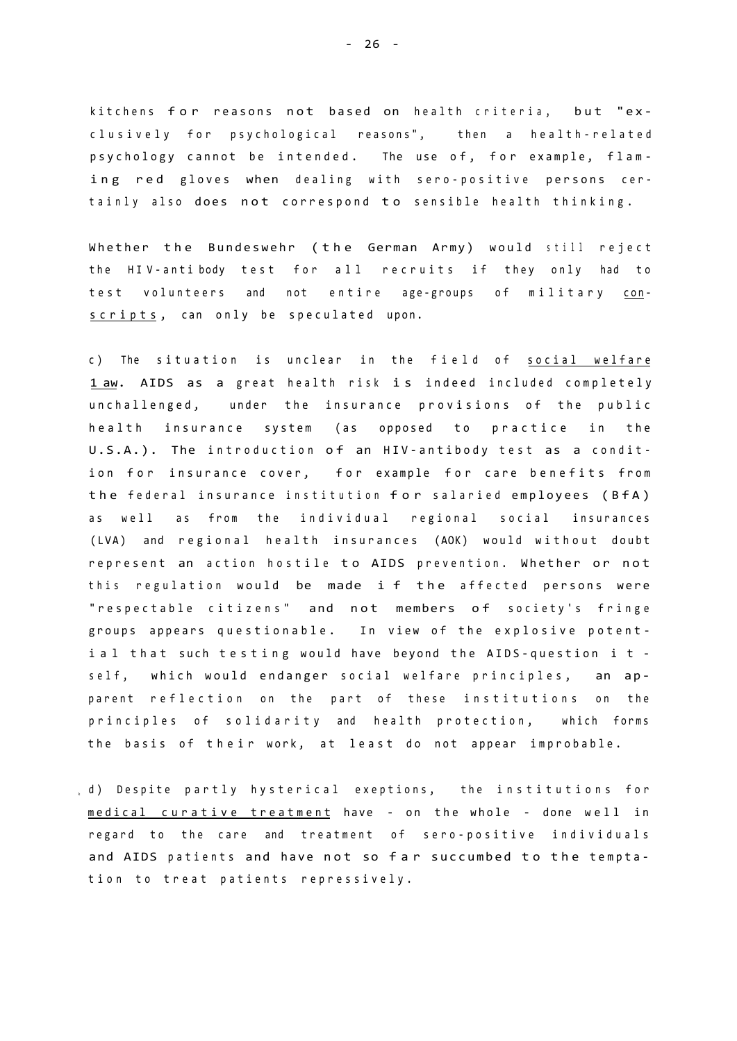kitchens for reasons not based on health criteria, but "exclusively for psychological reasons", then a health-related psychology cannot be intended. The use of, for example, flaming red gloves when dealing with sero-positive persons certainly also does not correspond to sensible health thinking.

Whether the Bundeswehr (the German Army) would still reject the HIV-antibody test for all recruits if they only had to test volunteers and not entire age-groups of military conscripts, can only be speculated upon.

c) The situation is unclear in the field of social welfare law. AIDS as a great health risk is indeed included completely unchallenged, under the insurance provisions of the public health insurance system (as opposed to practice in the U.S.A.). The introduction of an HIV-antibody test as a condition for insurance cover, for example for care benefits from the federal insurance institution for salaried employees (BfA) as well as from the individual regional social insurances (LVA) and regional health insurances (AOK) would without doubt represent an action hostile to AIDS prevention. Whether or not this regulation would be made if the affected persons were "respectable citizens" and not members of society's fringe groups appears questionable. In view of the explosive potential that such testing would have beyond the AIDS-question itself, which would endanger social welfare principles, an apparent reflection on the part of these institutions on the principles of solidarity and health protection, which forms the basis of their work, at least do not appear improbable.

d) Despite partly hysterical exeptions, the institutions for medical curative treatment have - on the whole - done well in regard to the care and treatment of sero-positive individuals and AIDS patients and have not so far succumbed to the temptation to treat patients repressively.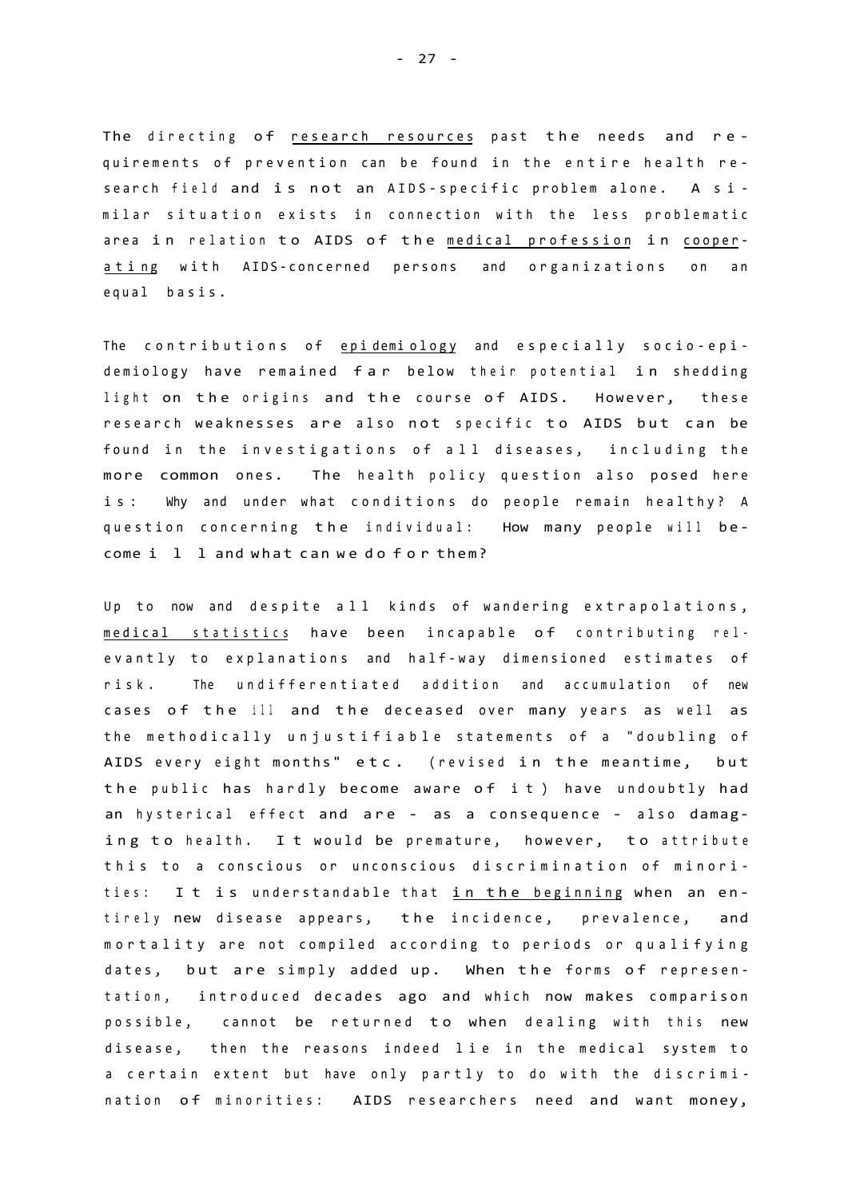The directing of research resources past the needs and requirements of prevention can be found in the entire health research field and is not an AIDS-specific problem alone. A similar situation exists in connection with the less problematic area in relation to AIDS of the medical profession in cooperating with AIDS-concerned persons and organizations on an equal basis.

The contributions of epidemiology and especially socio-epidemiology have remained far below their potential in shedding light on the origins and the course of AIDS. However, these research weaknesses are also not specific to AIDS but can be found in the investigations of all diseases, including the more common ones. The health policy question also posed here is: Why and under what conditions do people remain healthy? A question concerning the individual: How many people will become ill and what can we do for them?

Up to now and despite all kinds of wandering extrapolations, medical statistics have been incapable of contributing relevantly to explanations and half-way dimensioned estimates of risk. The undifferentiated addition and accumulation of new cases of the ill and the deceased over many years as well as the methodically unjustifiable statements of a "doubling of AIDS every eight months" etc. (revised in the meantime, but the public has hardly become aware of it) have undoubtly had an hysterical effect and are - as a consequence - also damaging to health. It would be premature, however, to attribute this to a conscious or unconscious discrimination of minorities: It is understandable that in the beginning when an entirely new disease appears, the incidence, prevalence, and mortality are not compiled according to periods or qualifying dates, but are simply added up. When the forms of representation, introduced decades ago and which now makes comparison possible, cannot be returned to when dealing with this new disease, then the reasons indeed lie in the medical system to a certain extent but have only partly to do with the discrimination of minorities: AIDS researchers need and want money,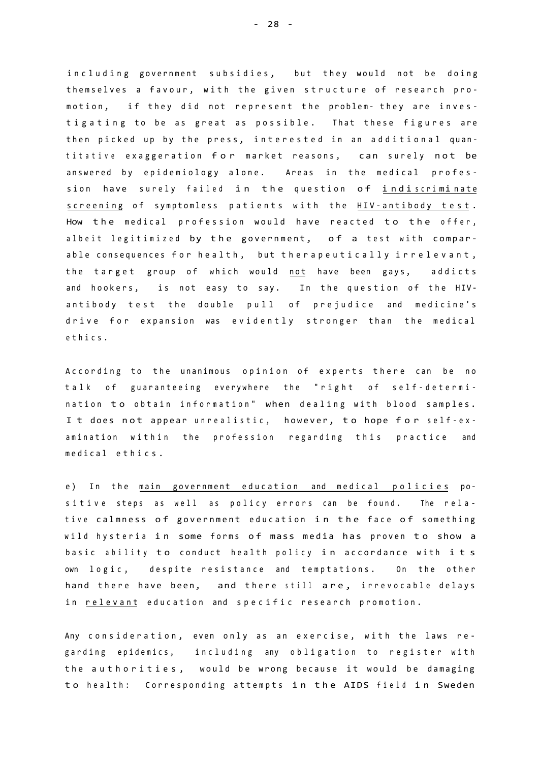including government subsidies, but they would not be doing themselves a favour, with the given structure of research promotion, if they did not represent the problem- they are investigating to be as great as possible. That these figures are then picked up by the press, interested in an additional quantitative exaggeration for market reasons, can surely not be answered by epidemiology alone. Areas in the medical profession have surely failed in the question of <u>indiscriminate screening</u> of symptomless patients with the <u>HIV-antibody test</u>. How the medical profession would have reacted to the offer, albeit legitimized by the government, of a test with comparable consequences for health, but therapeutically irrelevant, the target group of which would <u>not</u> have been gays, addicts and hookers, is not easy to say. In the question of the HIV-antibody test the double pull of prejudice and medicine's drive for expansion was evidently stronger than the medical ethics.

According to the unanimous opinion of experts there can be no talk of guaranteeing everywhere the "right of self-determination to obtain information" when dealing with blood samples. It does not appear unrealistic, however, to hope for self-examination within the profession regarding this practice and medical ethics.

e) In the <u>main government education and medical policies</u> positive steps as well as policy errors can be found. The relative calmness of government education in the face of something wild hysteria in some forms of mass media has proven to show a basic ability to conduct health policy in accordance with its own logic, despite resistance and temptations. On the other hand there have been, and there still are, irrevocable delays in <u>relevant</u> education and specific research promotion.

Any consideration, even only as an exercise, with the laws regarding epidemics, including any obligation to register with the authorities, would be wrong because it would be damaging to health: Corresponding attempts in the AIDS field in Sweden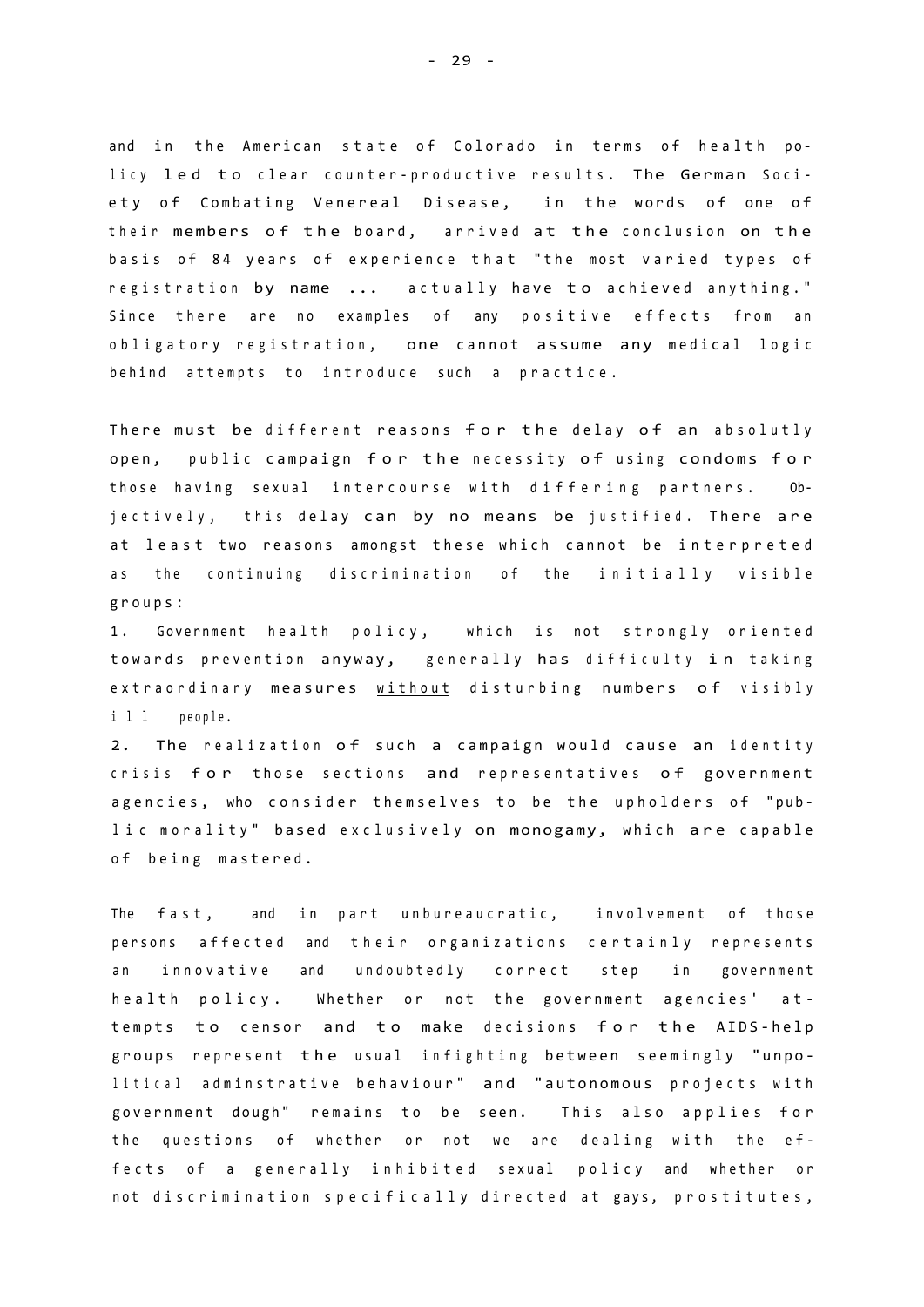and in the American state of Colorado in terms of health policy led to clear counter-productive results. The German Society of Combating Venereal Disease, in the words of one of their members of the board, arrived at the conclusion on the basis of 84 years of experience that "the most varied types of registration by name ... actually have to achieved anything." Since there are no examples of any positive effects from an obligatory registration, one cannot assume any medical logic behind attempts to introduce such a practice.

There must be different reasons for the delay of an absolutly open, public campaign for the necessity of using condoms for those having sexual intercourse with differing partners. Objectively, this delay can by no means be justified. There are at least two reasons amongst these which cannot be interpreted as the continuing discrimination of the initially visible groups:

1. Government health policy, which is not strongly oriented towards prevention anyway, generally has difficulty in taking extraordinary measures <u>without</u> disturbing numbers of visibly ill people.
2. The realization of such a campaign would cause an identity crisis for those sections and representatives of government agencies, who consider themselves to be the upholders of "public morality" based exclusively on monogamy, which are capable of being mastered.

The fast, and in part unbureaucratic, involvement of those persons affected and their organizations certainly represents an innovative and undoubtedly correct step in government health policy. Whether or not the government agencies' attempts to censor and to make decisions for the AIDS-help groups represent the usual infighting between seemingly "unpolitical adminstrative behaviour" and "autonomous projects with government dough" remains to be seen. This also applies for the questions of whether or not we are dealing with the effects of a generally inhibited sexual policy and whether or not discrimination specifically directed at gays, prostitutes,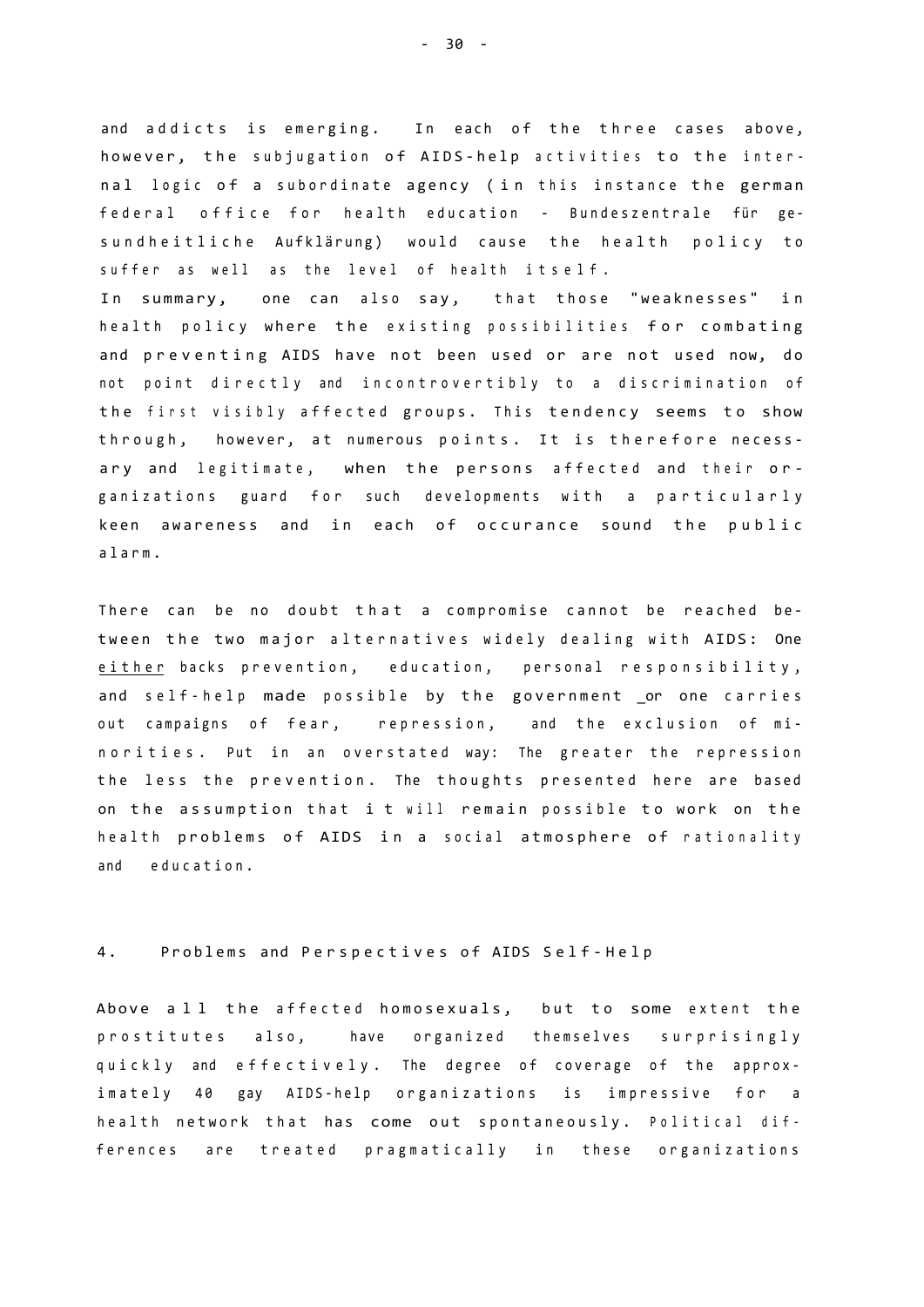and addicts is emerging. In each of the three cases above, however, the subjugation of AIDS-help activities to the internal logic of a subordinate agency (in this instance the german federal office for health education - Bundeszentrale für gesundheitliche Aufklärung) would cause the health policy to suffer as well as the level of health itself.

In summary, one can also say, that those "weaknesses" in health policy where the existing possibilities for combating and preventing AIDS have not been used or are not used now, do not point directly and incontrovertibly to a discrimination of the first visibly affected groups. This tendency seems to show through, however, at numerous points. It is therefore necessary and legitimate, when the persons affected and their organizations guard for such developments with a particularly keen awareness and in each of occurance sound the public alarm.

There can be no doubt that a compromise cannot be reached between the two major alternatives widely dealing with AIDS: One <u>either</u> backs prevention, education, personal responsibility, and self-help made possible by the government _or one carries out campaigns of fear, repression, and the exclusion of minorities. Put in an overstated way: The greater the repression the less the prevention. The thoughts presented here are based on the assumption that it will remain possible to work on the health problems of AIDS in a social atmosphere of rationality and education.

## 4. Problems and Perspectives of AIDS Self-Help

Above all the affected homosexuals, but to some extent the prostitutes also, have organized themselves surprisingly quickly and effectively. The degree of coverage of the approximately 40 gay AIDS-help organizations is impressive for a health network that has come out spontaneously. Political differences are treated pragmatically in these organizations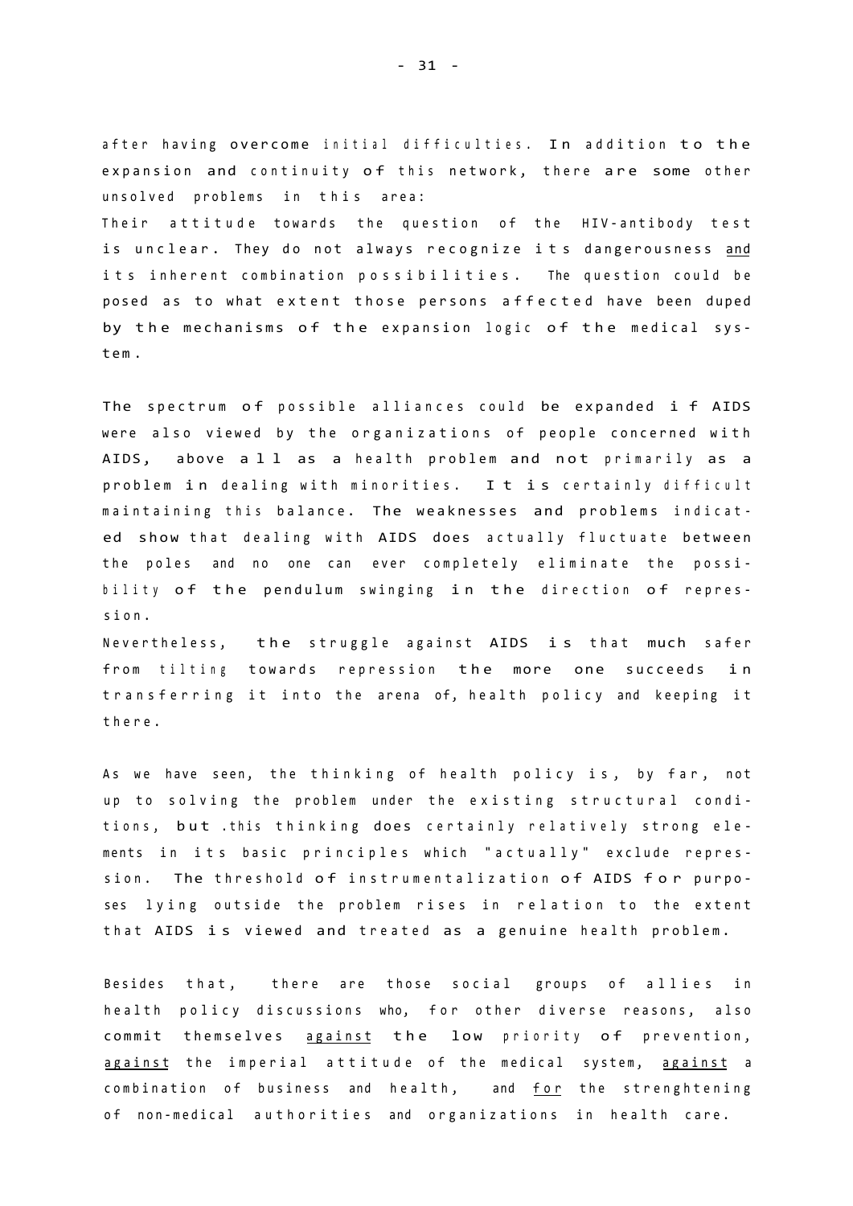after having overcome initial difficulties. In addition to the expansion and continuity of this network, there are some other unsolved problems in this area:
Their attitude towards the question of the HIV-antibody test is unclear. They do not always recognize its dangerousness <u>and</u> its inherent combination possibilities. The question could be posed as to what extent those persons affected have been duped by the mechanisms of the expansion logic of the medical system.

The spectrum of possible alliances could be expanded if AIDS were also viewed by the organizations of people concerned with AIDS, above all as a health problem and not primarily as a problem in dealing with minorities. It is certainly difficult maintaining this balance. The weaknesses and problems indicated show that dealing with AIDS does actually fluctuate between the poles and no one can ever completely eliminate the possibility of the pendulum swinging in the direction of repression.
Nevertheless, the struggle against AIDS is that much safer from tilting towards repression the more one succeeds in transferring it into the arena of, health policy and keeping it there.

As we have seen, the thinking of health policy is, by far, not up to solving the problem under the existing structural conditions, but .this thinking does certainly relatively strong elements in its basic principles which "actually" exclude repression. The threshold of instrumentalization of AIDS for purposes lying outside the problem rises in relation to the extent that AIDS is viewed and treated as a genuine health problem.

Besides that, there are those social groups of allies in health policy discussions who, for other diverse reasons, also commit themselves <u>against</u> the low priority of prevention, <u>against</u> the imperial attitude of the medical system, <u>against</u> a combination of business and health, and <u>for</u> the strenghtening of non-medical authorities and organizations in health care.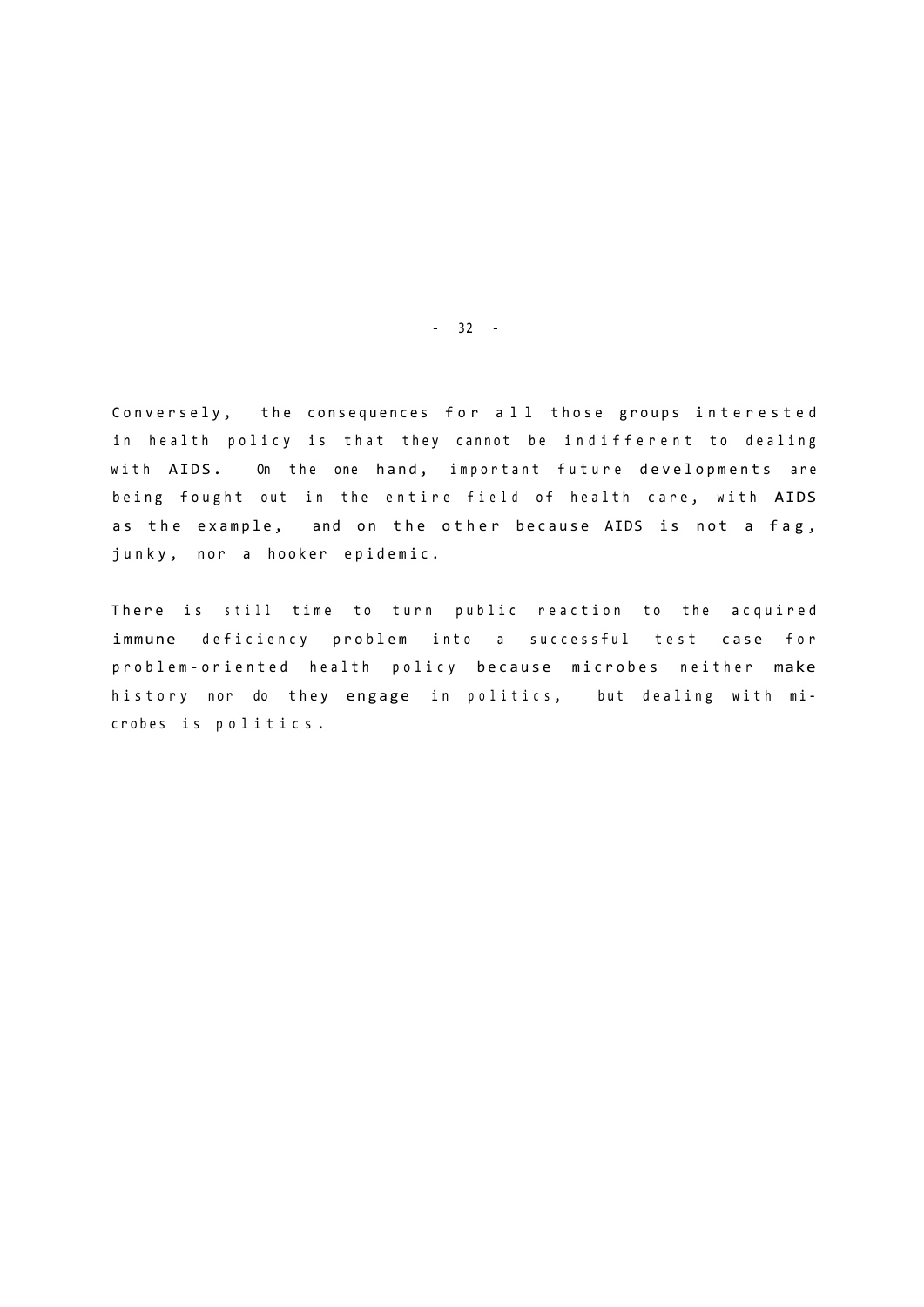Conversely, the consequences for all those groups interested in health policy is that they cannot be indifferent to dealing with AIDS. On the one hand, important future developments are being fought out in the entire field of health care, with AIDS as the example, and on the other because AIDS is not a fag, junky, nor a hooker epidemic.

There is still time to turn public reaction to the acquired immune deficiency problem into a successful test case for problem-oriented health policy because microbes neither make history nor do they engage in politics, but dealing with microbes is politics.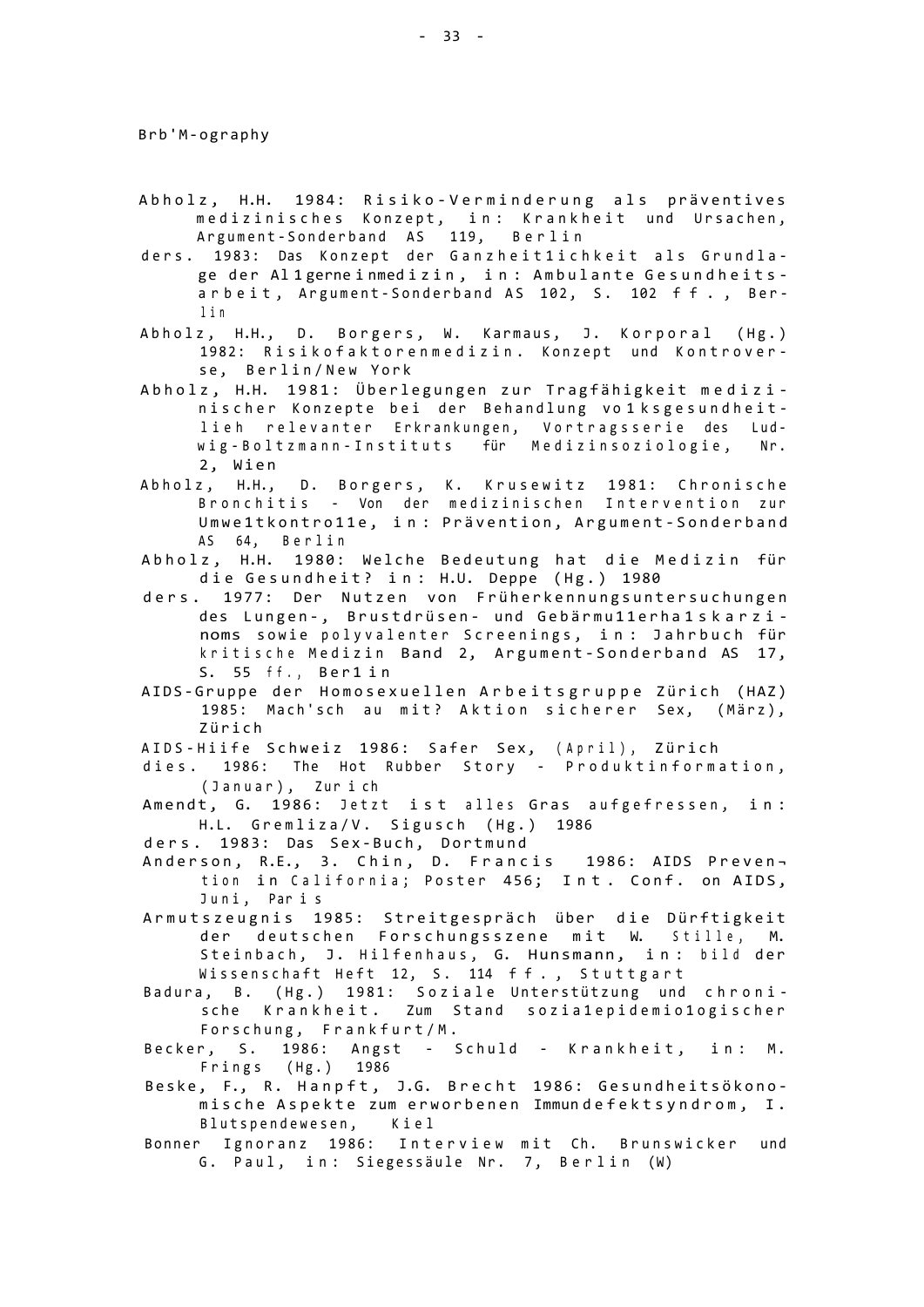Brb'M-ography

Abholz, H.H. 1984: Risiko-Verminderung als präventives medizinisches Konzept, in: Krankheit und Ursachen, Argument-Sonderband AS 119, Berlin

ders. 1983: Das Konzept der Ganzheitlichkeit als Grundlage der Allgemeinmedizin, in: Ambulante Gesundheitsarbeit, Argument-Sonderband AS 102, S. 102 ff., Berlin

Abholz, H.H., D. Borgers, W. Karmaus, J. Korporal (Hg.) 1982: Risikofaktorenmedizin. Konzept und Kontroverse, Berlin/New York

Abholz, H.H. 1981: Überlegungen zur Tragfähigkeit medizinischer Konzepte bei der Behandlung volksgesundheitlich relevanter Erkrankungen, Vortragsserie des Ludwig-Boltzmann-Instituts für Medizinsoziologie, Nr. 2, Wien

Abholz, H.H., D. Borgers, K. Krusewitz 1981: Chronische Bronchitis - Von der medizinischen Intervention zur Umweltkontrolle, in: Prävention, Argument-Sonderband AS 64, Berlin

Abholz, H.H. 1980: Welche Bedeutung hat die Medizin für die Gesundheit? in: H.U. Deppe (Hg.) 1980

ders. 1977: Der Nutzen von Früherkennungsuntersuchungen des Lungen-, Brustdrüsen- und Gebärmutterhalskarzinoms sowie polyvalenter Screenings, in: Jahrbuch für kritische Medizin Band 2, Argument-Sonderband AS 17, S. 55 ff., Berlin

AIDS-Gruppe der Homosexuellen Arbeitsgruppe Zürich (HAZ) 1985: Mach'sch au mit? Aktion sicherer Sex, (März), Zürich

AIDS-Hilfe Schweiz 1986: Safer Sex, (April), Zürich

dies. 1986: The Hot Rubber Story - Produktinformation, (Januar), Zurich

Amendt, G. 1986: Jetzt ist alles Gras aufgefressen, in: H.L. Gremliza/V. Sigusch (Hg.) 1986

ders. 1983: Das Sex-Buch, Dortmund

Anderson, R.E., 3. Chin, D. Francis 1986: AIDS Prevention in California; Poster 456; Int. Conf. on AIDS, Juni, Paris

Armutszeugnis 1985: Streitgespräch über die Dürftigkeit der deutschen Forschungsszene mit W. Stille, M. Steinbach, J. Hilfenhaus, G. Hunsmann, in: bild der Wissenschaft Heft 12, S. 114 ff., Stuttgart

Badura, B. (Hg.) 1981: Soziale Unterstützung und chronische Krankheit. Zum Stand sozialepidemiologischer Forschung, Frankfurt/M.

Becker, S. 1986: Angst - Schuld - Krankheit, in: M. Frings (Hg.) 1986

Beske, F., R. Hanpft, J.G. Brecht 1986: Gesundheitsökonomische Aspekte zum erworbenen Immundefektsyndrom, I. Blutspendewesen, Kiel

Bonner Ignoranz 1986: Interview mit Ch. Brunswicker und G. Paul, in: Siegessäule Nr. 7, Berlin (W)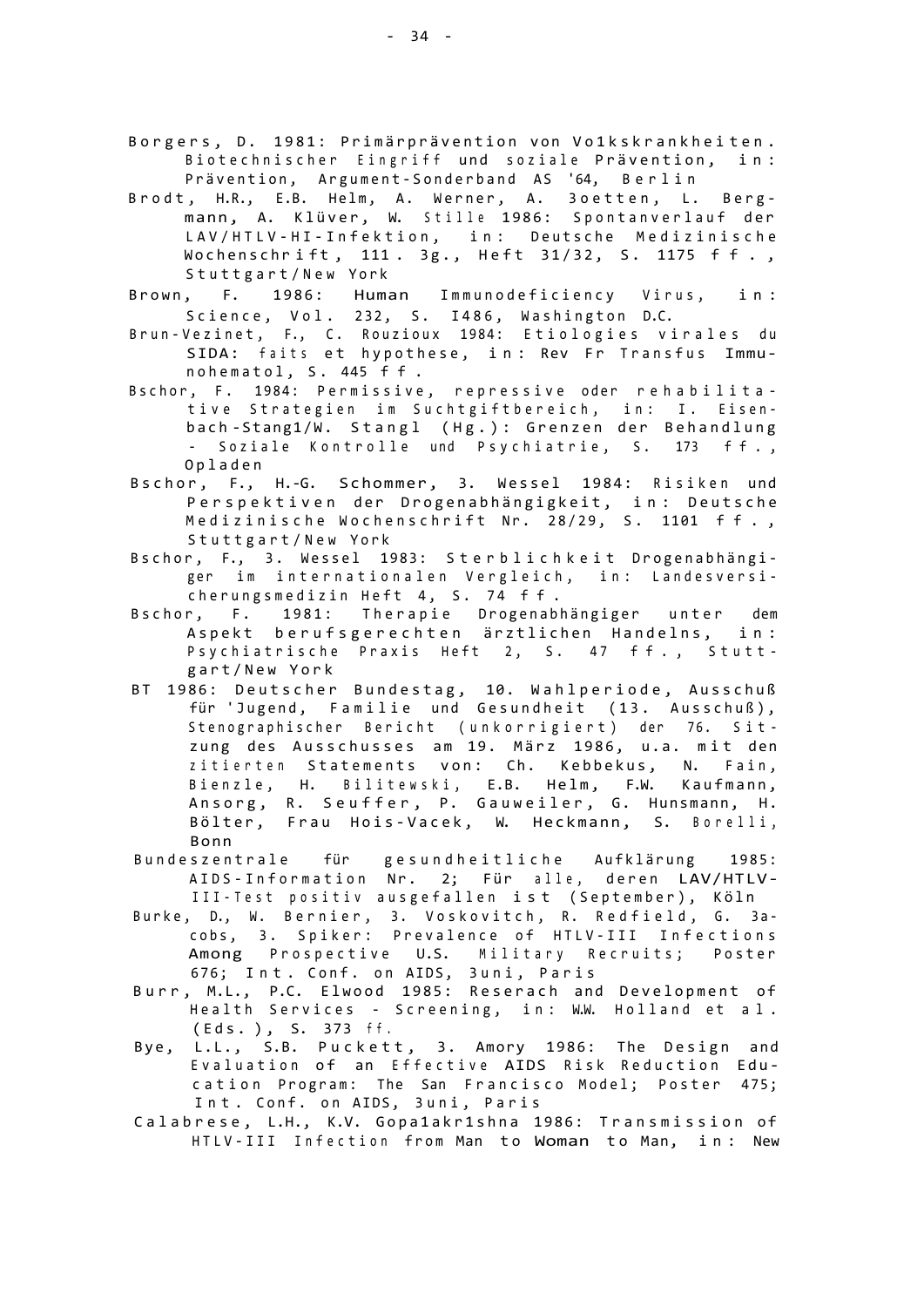Borgers, D. 1981: Primärprävention von Vo1kskrankheiten. Biotechnischer Eingriff und soziale Prävention, in: Prävention, Argument-Sonderband AS '64, Berlin

Brodt, H.R., E.B. Helm, A. Werner, A. 3oetten, L. Bergmann, A. Klüver, W. Stille 1986: Spontanverlauf der LAV/HTLV-HI-Infektion, in: Deutsche Medizinische Wochenschrift, 111. 3g., Heft 31/32, S. 1175 ff., Stuttgart/New York

Brown, F. 1986: Human Immunodeficiency Virus, in: Science, Vol. 232, S. I486, Washington D.C.

Brun-Vezinet, F., C. Rouzioux 1984: Etiologies virales du SIDA: faits et hypothese, in: Rev Fr Transfus Immunohematol, S. 445 ff.

Bschor, F. 1984: Permissive, repressive oder rehabilitative Strategien im Suchtgiftbereich, in: I. Eisenbach-Stang1/W. Stangl (Hg.): Grenzen der Behandlung - Soziale Kontrolle und Psychiatrie, S. 173 ff., Opladen

Bschor, F., H.-G. Schommer, 3. Wessel 1984: Risiken und Perspektiven der Drogenabhängigkeit, in: Deutsche Medizinische Wochenschrift Nr. 28/29, S. 1101 ff., Stuttgart/New York

Bschor, F., 3. Wessel 1983: Sterblichkeit Drogenabhängiger im internationalen Vergleich, in: Landesversicherungsmedizin Heft 4, S. 74 ff.

Bschor, F. 1981: Therapie Drogenabhängiger unter dem Aspekt berufsgerechten ärztlichen Handelns, in: Psychiatrische Praxis Heft 2, S. 47 ff., Stuttgart/New York

BT 1986: Deutscher Bundestag, 10. Wahlperiode, Ausschuß für 'Jugend, Familie und Gesundheit (13. Ausschuß), Stenographischer Bericht (unkorrigiert) der 76. Sitzung des Ausschusses am 19. März 1986, u.a. mit den zitierten Statements von: Ch. Kebbekus, N. Fain, Bienzle, H. Bilitewski, E.B. Helm, F.W. Kaufmann, Ansorg, R. Seuffer, P. Gauweiler, G. Hunsmann, H. Bölter, Frau Hois-Vacek, W. Heckmann, S. Borelli, Bonn

Bundeszentrale für gesundheitliche Aufklärung 1985: AIDS-Information Nr. 2; Für alle, deren LAV/HTLV-III-Test positiv ausgefallen ist (September), Köln

Burke, D., W. Bernier, 3. Voskovitch, R. Redfield, G. 3acobs, 3. Spiker: Prevalence of HTLV-III Infections Among Prospective U.S. Military Recruits; Poster 676; Int. Conf. on AIDS, 3uni, Paris

Burr, M.L., P.C. Elwood 1985: Reserach and Development of Health Services - Screening, in: W.W. Holland et al. (Eds.), S. 373 ff.

Bye, L.L., S.B. Puckett, 3. Amory 1986: The Design and Evaluation of an Effective AIDS Risk Reduction Education Program: The San Francisco Model; Poster 475; Int. Conf. on AIDS, 3uni, Paris

Calabrese, L.H., K.V. Gopa1akr1shna 1986: Transmission of HTLV-III Infection from Man to Woman to Man, in: New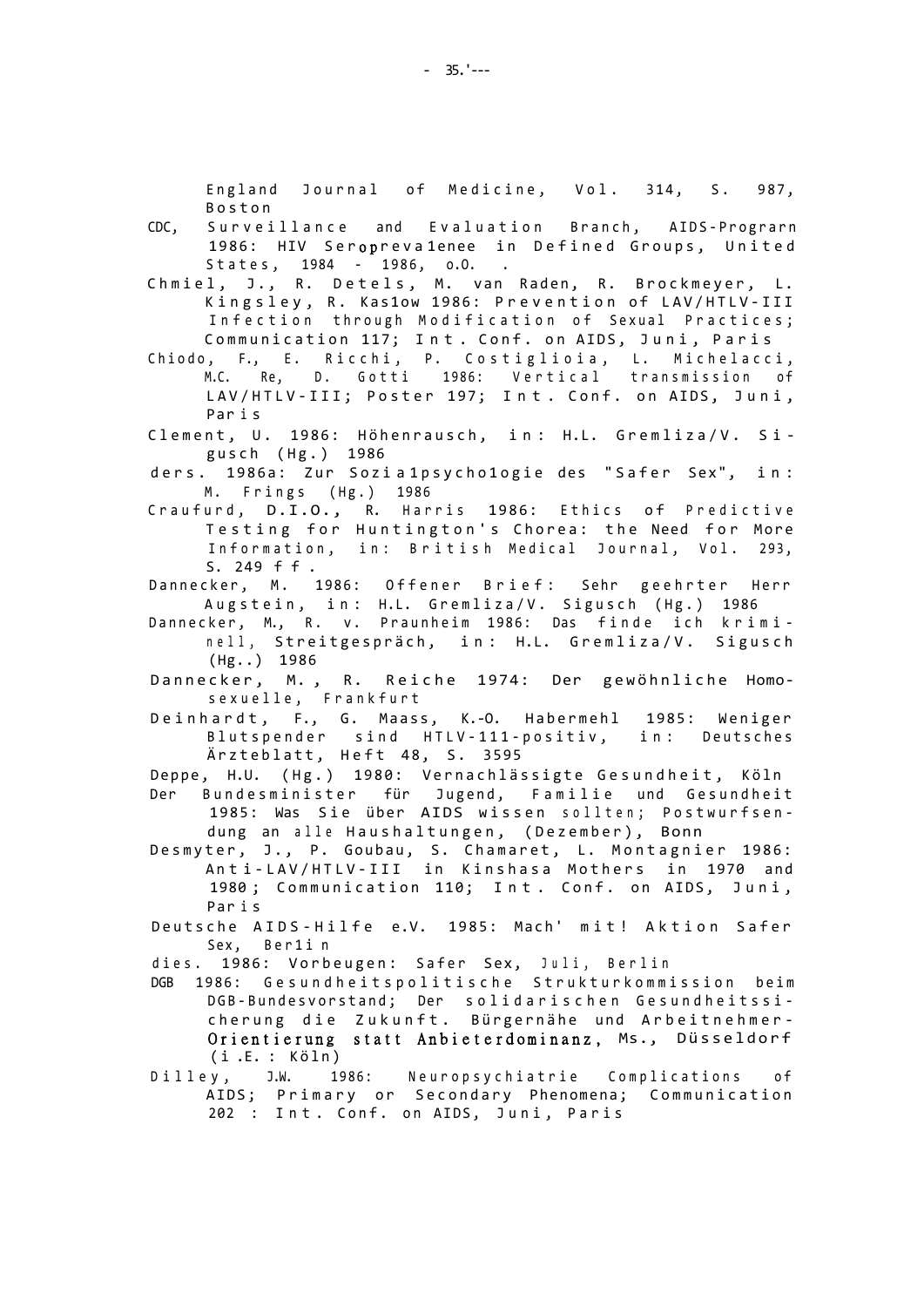England Journal of Medicine, Vol. 314, S. 987, Boston

CDC, Surveillance and Evaluation Branch, AIDS-Prograrn 1986: HIV Seroprevalenee in Defined Groups, United States, 1984 - 1986, o.O. .

Chmiel, J., R. Detels, M. van Raden, R. Brockmeyer, L. Kingsley, R. Kaslow 1986: Prevention of LAV/HTLV-III Infection through Modification of Sexual Practices; Communication 117; Int. Conf. on AIDS, Juni, Paris

Chiodo, F., E. Ricchi, P. Costiglioia, L. Michelacci, M.C. Re, D. Gotti 1986: Vertical transmission of LAV/HTLV-III; Poster 197; Int. Conf. on AIDS, Juni, Paris

Clement, U. 1986: Höhenrausch, in: H.L. Gremliza/V. Sigusch (Hg.) 1986

ders. 1986a: Zur Sozialpsychologie des "Safer Sex", in: M. Frings (Hg.) 1986

Craufurd, D.I.O., R. Harris 1986: Ethics of Predictive Testing for Huntington's Chorea: the Need for More Information, in: British Medical Journal, Vol. 293, S. 249 ff.

Dannecker, M. 1986: Offener Brief: Sehr geehrter Herr Augstein, in: H.L. Gremliza/V. Sigusch (Hg.) 1986

Dannecker, M., R. v. Praunheim 1986: Das finde ich kriminell, Streitgespräch, in: H.L. Gremliza/V. Sigusch (Hg..) 1986

Dannecker, M., R. Reiche 1974: Der gewöhnliche Homosexuelle, Frankfurt

Deinhardt, F., G. Maass, K.-O. Habermehl 1985: Weniger Blutspender sind HTLV-111-positiv, in: Deutsches Ärzteblatt, Heft 48, S. 3595

Deppe, H.U. (Hg.) 1980: Vernachlässigte Gesundheit, Köln

Der Bundesminister für Jugend, Familie und Gesundheit 1985: Was Sie über AIDS wissen sollten; Postwurfsendung an alle Haushaltungen, (Dezember), Bonn

Desmyter, J., P. Goubau, S. Chamaret, L. Montagnier 1986: Anti-LAV/HTLV-III in Kinshasa Mothers in 1970 and 1980; Communication 110; Int. Conf. on AIDS, Juni, Paris

Deutsche AIDS-Hilfe e.V. 1985: Mach' mit! Aktion Safer Sex, Berlin

dies. 1986: Vorbeugen: Safer Sex, Juli, Berlin

DGB 1986: Gesundheitspolitische Strukturkommission beim DGB-Bundesvorstand; Der solidarischen Gesundheitssicherung die Zukunft. Bürgernähe und Arbeitnehmer-Orientierung statt Anbieterdominanz, Ms., Düsseldorf (i.E.: Köln)

Dilley, J.W. 1986: Neuropsychiatrie Complications of AIDS; Primary or Secondary Phenomena; Communication 202: Int. Conf. on AIDS, Juni, Paris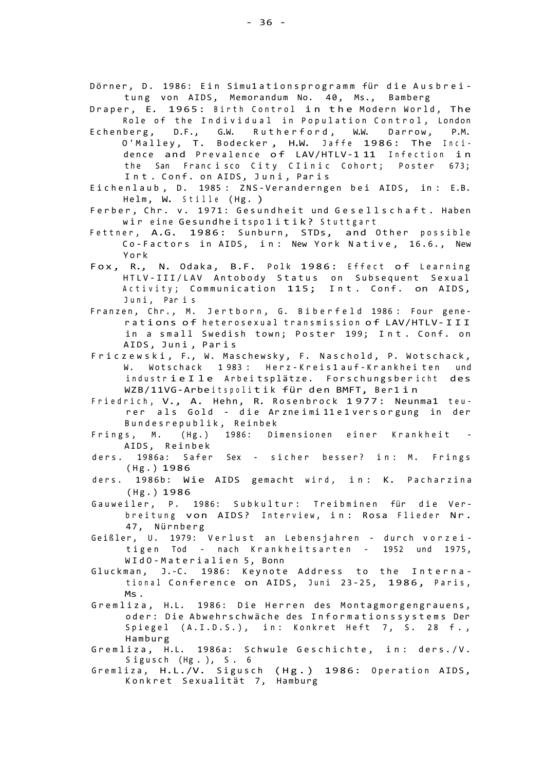Dörner, D. 1986: Ein Simu1ationsprogramm für die Ausbreitung von AIDS, Memorandum No. 40, Ms., Bamberg

Draper, E. 1965: Birth Control in the Modern World, The Role of the Individual in Population Control, London

Echenberg, D.F., G.W. Rutherford, W.W. Darrow, P.M. O'Malley, T. Bodecker, H.W. Jaffe 1986: The Incidence and Prevalence of LAV/HTLV-1 11 Infection in the San Franc isco City CIinic Cohort; Poster 673; Int. Conf. on AIDS, Juni, Paris

Eichenlaub, D. 1985: ZNS-Veranderngen bei AIDS, in: E.B. Helm, W. Stille (Hg.)

Ferber, Chr. v. 1971: Gesundheit und Gesellschaft. Haben wir eine Gesundheitspo1itik? Stuttgart

Fettner, A.G. 1986: Sunburn, STDs, and Other possible Co-Factors in AIDS, in: New York Native, 16.6., New York

Fox, R., N. Odaka, B.F. Polk 1986: Effect of Learning HTLV-III/LAV Antobody Status on Subsequent Sexual Activity; Communication 115; Int. Conf. on AIDS, Juni, Par is

Franzen, Chr., M. Jertborn, G. Biberfeld 1986: Four generations of heterosexual transmission of LAV/HTLV-III in a small Swedish town; Poster 199; Int. Conf. on AIDS, Juni, Paris

Friczewski, F., W. Maschewsky, F. Naschold, P. Wotschack, W. Wotschack 1983: Herz-Kreis1auf-Krankhei ten und industrieIle Arbeitsplätze. Forschungsbericht des WZB/11VG-Arbeitspolitik für den BMFT, Ber1in

Friedrich, V., A. Hehn, R. Rosenbrock 1977: Neunma1 teurer als Gold - die Arzneimi11e1versorgung in der Bundesrepublik, Reinbek

Frings, M. (Hg.) 1986: Dimensionen einer Krankheit - AIDS, Reinbek

ders. 1986a: Safer Sex - sicher besser? in: M. Frings (Hg.) 1986

ders. 1986b: Wie AIDS gemacht wird, in: K. Pacharzina (Hg.) 1986

Gauweiler, P. 1986: Subkultur: Treibminen für die Verbreitung von AIDS? Interview, in: Rosa Flieder Nr. 47, Nürnberg

Geißler, U. 1979: Verlust an Lebensjahren - durch vorzeitigen Tod - nach Krankheitsarten - 1952 und 1975, WIdO-Materialien 5, Bonn

Gluckman, J.-C. 1986: Keynote Address to the International Conference on AIDS, Juni 23-25, 1986, Paris, Ms.

Gremliza, H.L. 1986: Die Herren des Montagmorgengrauens, oder: Die Abwehrschwäche des Informationssystems Der Spiegel (A.I.D.S.), in: Konkret Heft 7, S. 28 f., Hamburg

Gremliza, H.L. 1986a: Schwule Geschichte, in: ders./V. Sigusch (Hg.), S. 6

Gremliza, H.L./V. Sigusch (Hg.) 1986: Operation AIDS, Konkret Sexualität 7, Hamburg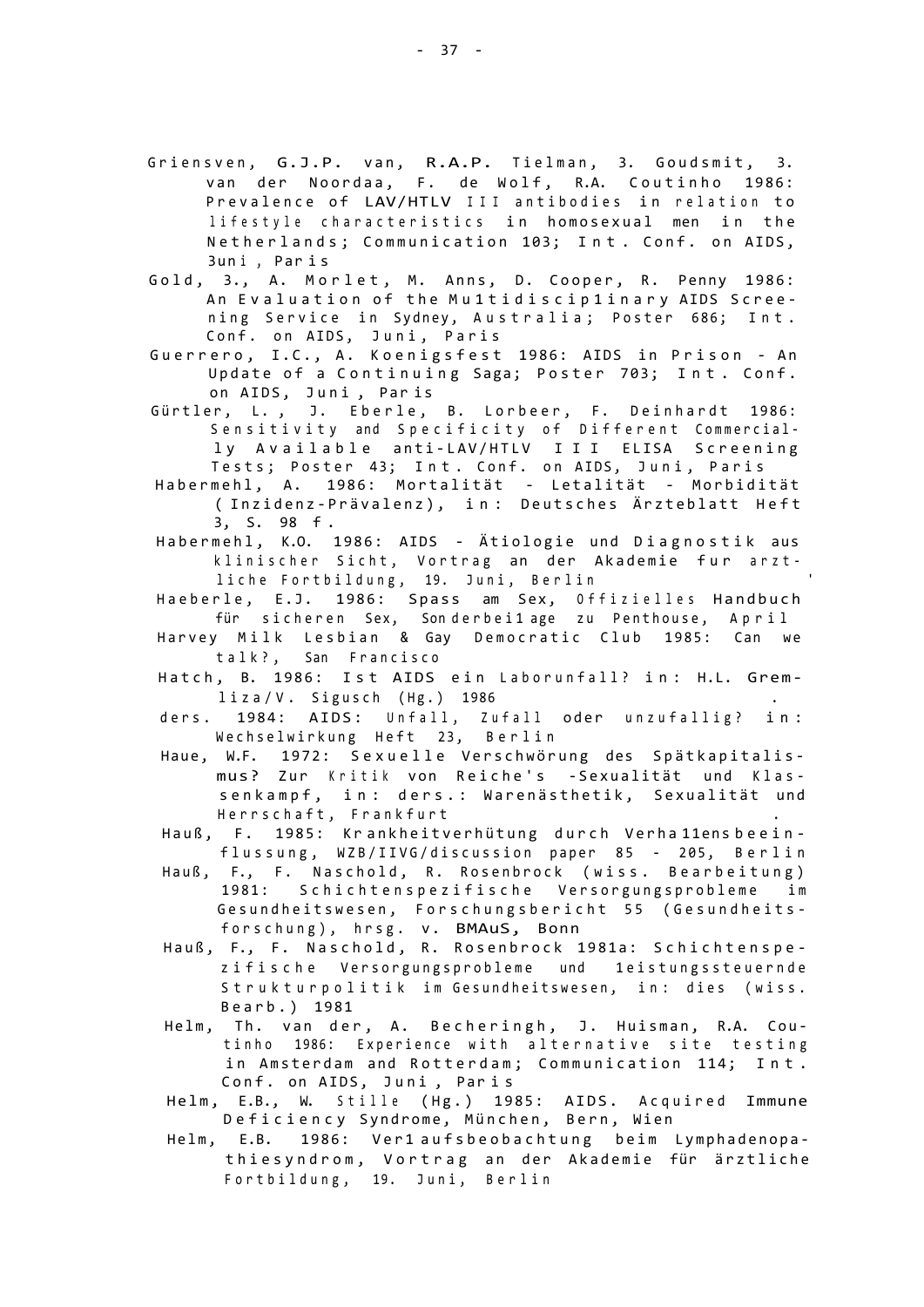Griensven, G.J.P. van, R.A.P. Tielman, 3. Goudsmit, 3. van der Noordaa, F. de Wolf, R.A. Coutinho 1986: Prevalence of LAV/HTLV III antibodies in relation to lifestyle characteristics in homosexual men in the Netherlands; Communication 103; Int. Conf. on AIDS, 3uni, Paris

Gold, 3., A. Morlet, M. Anns, D. Cooper, R. Penny 1986: An Evaluation of the Mu1tidiscip1inary AIDS Screening Service in Sydney, Australia; Poster 686; Int. Conf. on AIDS, Juni, Paris

Guerrero, I.C., A. Koenigsfest 1986: AIDS in Prison - An Update of a Continuing Saga; Poster 703; Int. Conf. on AIDS, Juni, Paris

Gürtler, L., J. Eberle, B. Lorbeer, F. Deinhardt 1986: Sensitivity and Specificity of Different Commercially Available anti-LAV/HTLV III ELISA Screening Tests; Poster 43; Int. Conf. on AIDS, Juni, Paris

Habermehl, A. 1986: Mortalität - Letalität - Morbidität (Inzidenz-Prävalenz), in: Deutsches Ärzteblatt Heft 3, S. 98 f.

Habermehl, K.O. 1986: AIDS - Ätiologie und Diagnostik aus klinischer Sicht, Vortrag an der Akademie fur ärztliche Fortbildung, 19. Juni, Berlin

Haeberle, E.J. 1986: Spass am Sex, Offizielles Handbuch für sicheren Sex, Sonderbei1age zu Penthouse, April

Harvey Milk Lesbian & Gay Democratic Club 1985: Can we talk?, San Francisco

Hatch, B. 1986: Ist AIDS ein Laborunfall? in: H.L. Gremliza/V. Sigusch (Hg.) 1986

ders. 1984: AIDS: Unfall, Zufall oder unzufallig? in: Wechselwirkung Heft 23, Berlin

Haue, W.F. 1972: Sexuelle Verschwörung des Spätkapitalismus? Zur Kritik von Reiche's -Sexualität und Klassenkampf, in: ders.: Warenästhetik, Sexualität und Herrschaft, Frankfurt

Hauß, F. 1985: Krankheitverhütung durch Verha11ensbeeinflussung, WZB/IIVG/discussion paper 85 - 205, Berlin

Hauß, F., F. Naschold, R. Rosenbrock (wiss. Bearbeitung) 1981: Schichtenspezifische Versorgungsprobleme im Gesundheitswesen, Forschungsbericht 55 (Gesundheitsforschung), hrsg. v. BMAuS, Bonn

Hauß, F., F. Naschold, R. Rosenbrock 1981a: Schichtenspezifische Versorgungsprobleme und 1eistungssteuernde Strukturpolitik im Gesundheitswesen, in: dies (wiss. Bearb.) 1981

Helm, Th. van der, A. Becheringh, J. Huisman, R.A. Coutinho 1986: Experience with alternative site testing in Amsterdam and Rotterdam; Communication 114; Int. Conf. on AIDS, Juni, Paris

Helm, E.B., W. Stille (Hg.) 1985: AIDS. Acquired Immune Deficiency Syndrome, München, Bern, Wien

Helm, E.B. 1986: Ver1aufsbeobachtung beim Lymphadenopathiesyndrom, Vortrag an der Akademie für ärztliche Fortbildung, 19. Juni, Berlin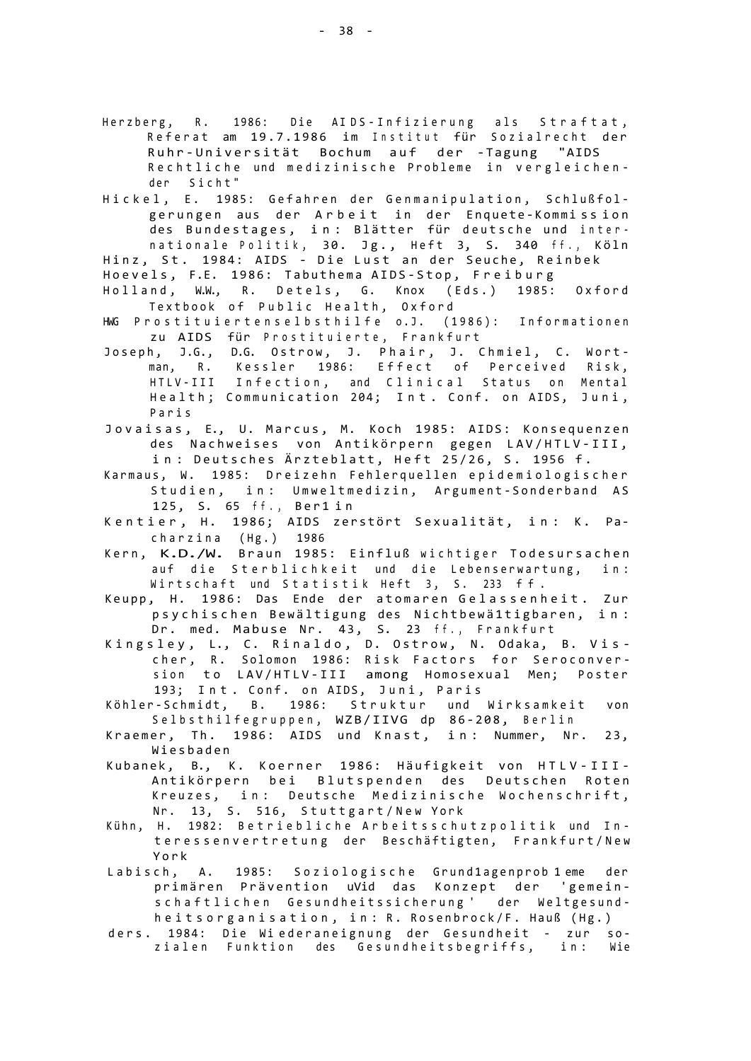Herzberg, R. 1986: Die AIDS-Infizierung als Straftat, Referat am 19.7.1986 im Institut für Sozialrecht der Ruhr-Universität Bochum auf der -Tagung "AIDS Rechtliche und medizinische Probleme in vergleichender Sicht"

Hickel, E. 1985: Gefahren der Genmanipulation, Schlußfolgerungen aus der Arbeit in der Enquete-Kommission des Bundestages, in: Blätter für deutsche und internationale Politik, 30. Jg., Heft 3, S. 340 ff., Köln

Hinz, St. 1984: AIDS - Die Lust an der Seuche, Reinbek

Hoevels, F.E. 1986: Tabuthema AIDS-Stop, Freiburg

Holland, W.W., R. Detels, G. Knox (Eds.) 1985: Oxford Textbook of Public Health, Oxford

HWG Prostituiertenselbsthilfe o.J. (1986): Informationen zu AIDS für Prostituierte, Frankfurt

Joseph, J.G., D.G. Ostrow, J. Phair, J. Chmiel, C. Wortman, R. Kessler 1986: Effect of Perceived Risk, HTLV-III Infection, and Clinical Status on Mental Health; Communication 204; Int. Conf. on AIDS, Juni, Paris

Jovaisas, E., U. Marcus, M. Koch 1985: AIDS: Konsequenzen des Nachweises von Antikörpern gegen LAV/HTLV-III, in: Deutsches Ärzteblatt, Heft 25/26, S. 1956 f.

Karmaus, W. 1985: Dreizehn Fehlerquellen epidemiologischer Studien, in: Umweltmedizin, Argument-Sonderband AS 125, S. 65 ff., Berlin

Kentier, H. 1986; AIDS zerstört Sexualität, in: K. Pacharzina (Hg.) 1986

Kern, K.D./W. Braun 1985: Einfluß wichtiger Todesursachen auf die Sterblichkeit und die Lebenserwartung, in: Wirtschaft und Statistik Heft 3, S. 233 ff.

Keupp, H. 1986: Das Ende der atomaren Gelassenheit. Zur psychischen Bewältigung des Nichtbewältigbaren, in: Dr. med. Mabuse Nr. 43, S. 23 ff., Frankfurt

Kingsley, L., C. Rinaldo, D. Ostrow, N. Odaka, B. Vischer, R. Solomon 1986: Risk Factors for Seroconversion to LAV/HTLV-III among Homosexual Men; Poster 193; Int. Conf. on AIDS, Juni, Paris

Köhler-Schmidt, B. 1986: Struktur und Wirksamkeit von Selbsthilfegruppen, WZB/IIVG dp 86-208, Berlin

Kraemer, Th. 1986: AIDS und Knast, in: Nummer, Nr. 23, Wiesbaden

Kubanek, B., K. Koerner 1986: Häufigkeit von HTLV-III-Antikörpern bei Blutspenden des Deutschen Roten Kreuzes, in: Deutsche Medizinische Wochenschrift, Nr. 13, S. 516, Stuttgart/New York

Kühn, H. 1982: Betriebliche Arbeitsschutzpolitik und Interessenvertretung der Beschäftigten, Frankfurt/New York

Labisch, A. 1985: Soziologische Grundlagenprobleme der primären Prävention und das Konzept der 'gemeinschaftlichen Gesundheitssicherung' der Weltgesundheitsorganisation, in: R. Rosenbrock/F. Hauß (Hg.)

ders. 1984: Die Wiederaneignung der Gesundheit - zur sozialen Funktion des Gesundheitsbegriffs, in: Wie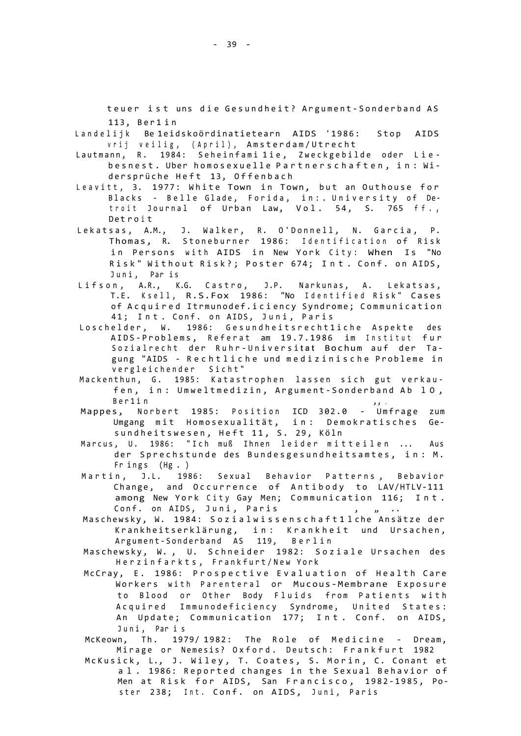teuer ist uns die Gesundheit? Argument-Sonderband AS 113, Berlin

Landelijk Beleidskoördinatietearn AIDS '1986: Stop AIDS vrij veilig, (April), Amsterdam/Utrecht

Lautmann, R. 1984: Scheinfamilie, Zweckgebilde oder Liebesnest. Uber homosexuelle Partnerschaften, in: Widersprüche Heft 13, Offenbach

Leavitt, 3. 1977: White Town in Town, but an Outhouse for Blacks - Belle Glade, Forida, in:. University of Detroit Journal of Urban Law, Vol. 54, S. 765 ff., Detroit

Lekatsas, A.M., J. Walker, R. O'Donnell, N. Garcia, P. Thomas, R. Stoneburner 1986: Identification of Risk in Persons with AIDS in New York City: When Is "No Risk" Without Risk?; Poster 674; Int. Conf. on AIDS, Juni, Paris

Lifson, A.R., K.G. Castro, J.P. Narkunas, A. Lekatsas, T.E. Ksell, R.S.Fox 1986: "No Identified Risk" Cases of Acquired Itrmunodef.iciency Syndrome; Communication 41; Int. Conf. on AIDS, Juni, Paris

Loschelder, W. 1986: Gesundheitsrechtliche Aspekte des AIDS-Problems, Referat am 19.7.1986 im Institut fur Sozialrecht der Ruhr-Universitat Bochum auf der Tagung "AIDS - Rechtliche und medizinische Probleme in vergleichender Sicht"

Mackenthun, G. 1985: Katastrophen lassen sich gut verkaufen, in: Umweltmedizin, Argument-Sonderband Ab 10, Berlin

Mappes, Norbert 1985: Position ICD 302.0 - Umfrage zum Umgang mit Homosexualität, in: Demokratisches Gesundheitswesen, Heft 11, S. 29, Köln

Marcus, U. 1986: "Ich muß Ihnen leider mitteilen ... Aus der Sprechstunde des Bundesgesundheitsamtes, in: M. Frings (Hg.)

Martin, J.L. 1986: Sexual Behavior Patterns, Bebavior Change, and Occurrence of Antibody to LAV/HTLV-111 among New York City Gay Men; Communication 116; Int. Conf. on AIDS, Juni, Paris

Maschewsky, W. 1984: Sozialwissenschaftliche Ansätze der Krankheitserklärung, in: Krankheit und Ursachen, Argument-Sonderband AS 119, Berlin

Maschewsky, W., U. Schneider 1982: Soziale Ursachen des Herzinfarkts, Frankfurt/New York

McCray, E. 1986: Prospective Evaluation of Health Care Workers with Parenteral or Mucous-Membrane Exposure to Blood or Other Body Fluids from Patients with Acquired Immunodeficiency Syndrome, United States: An Update; Communication 177; Int. Conf. on AIDS, Juni, Paris

McKeown, Th. 1979/1982: The Role of Medicine - Dream, Mirage or Nemesis? Oxford. Deutsch: Frankfurt 1982

McKusick, L., J. Wiley, T. Coates, S. Morin, C. Conant et al. 1986: Reported changes in the Sexual Behavior of Men at Risk for AIDS, San Francisco, 1982-1985, Poster 238; Int. Conf. on AIDS, Juni, Paris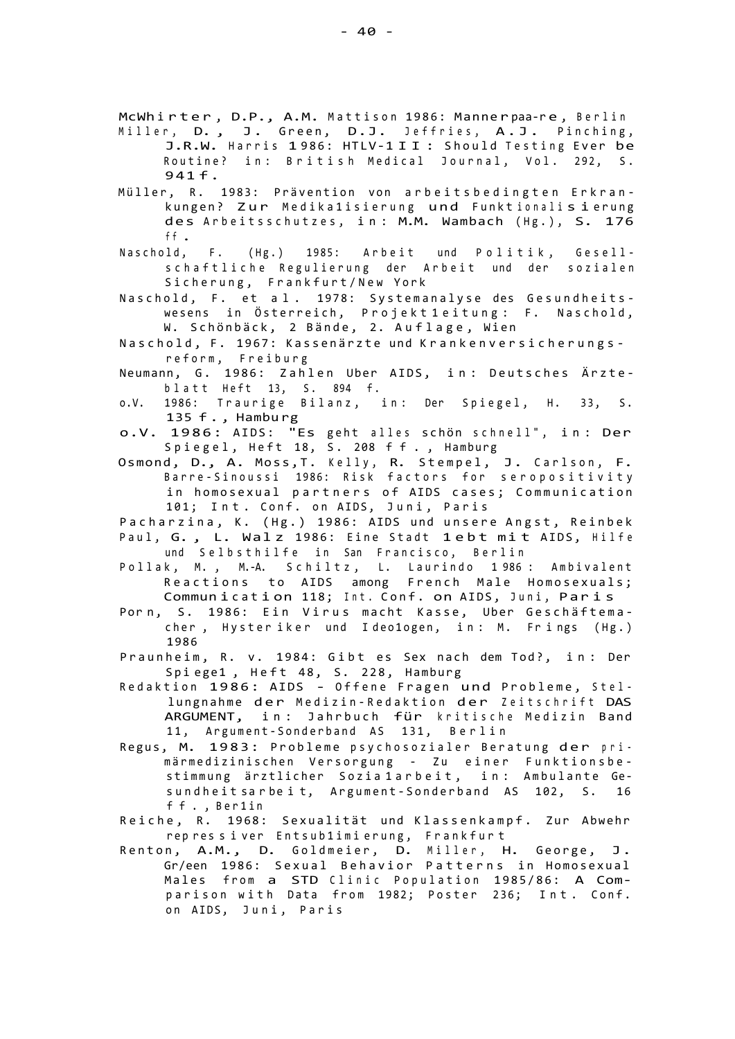McWhirter, D.P., A.M. Mattison 1986: Mannerpaa-re, Berlin

Miller, D., J. Green, D.J. Jeffries, A.J. Pinching, J.R.W. Harris 1986: HTLV-1II: Should Testing Ever be Routine? in: British Medical Journal, Vol. 292, S. 941f.

Müller, R. 1983: Prävention von arbeitsbedingten Erkrankungen? Zur Medikalisierung und Funktionalisierung des Arbeitsschutzes, in: M.M. Wambach (Hg.), S. 176 ff.

Naschold, F. (Hg.) 1985: Arbeit und Politik, Gesellschaftliche Regulierung der Arbeit und der sozialen Sicherung, Frankfurt/New York

Naschold, F. et al. 1978: Systemanalyse des Gesundheitswesens in Österreich, Projektleitung: F. Naschold, W. Schönbäck, 2 Bände, 2. Auflage, Wien

Naschold, F. 1967: Kassenärzte und Krankenversicherungsreform, Freiburg

Neumann, G. 1986: Zahlen Uber AIDS, in: Deutsches Ärzteblatt Heft 13, S. 894 f.

o.V. 1986: Traurige Bilanz, in: Der Spiegel, H. 33, S. 135 f., Hamburg

o.V. 1986: AIDS: "Es geht alles schön schnell", in: Der Spiegel, Heft 18, S. 208 ff., Hamburg

Osmond, D., A. Moss, T. Kelly, R. Stempel, J. Carlson, F. Barre-Sinoussi 1986: Risk factors for seropositivity in homosexual partners of AIDS cases; Communication 101; Int. Conf. on AIDS, Juni, Paris

Pacharzina, K. (Hg.) 1986: AIDS und unsere Angst, Reinbek

Paul, G., L. Walz 1986: Eine Stadt lebt mit AIDS, Hilfe und Selbsthilfe in San Francisco, Berlin

Pollak, M., M.-A. Schiltz, L. Laurindo 1986: Ambivalent Reactions to AIDS among French Male Homosexuals; Communication 118; Int. Conf. on AIDS, Juni, Paris

Porn, S. 1986: Ein Virus macht Kasse, Uber Geschäftemacher, Hysteriker und Ideologen, in: M. Frings (Hg.) 1986

Praunheim, R. v. 1984: Gibt es Sex nach dem Tod?, in: Der Spiegel, Heft 48, S. 228, Hamburg

Redaktion 1986: AIDS - Offene Fragen und Probleme, Stellungnahme der Medizin-Redaktion der Zeitschrift DAS ARGUMENT, in: Jahrbuch für kritische Medizin Band 11, Argument-Sonderband AS 131, Berlin

Regus, M. 1983: Probleme psychosozialer Beratung der primärmedizinischen Versorgung - Zu einer Funktionsbestimmung ärztlicher Sozialarbeit, in: Ambulante Gesundheitsarbeit, Argument-Sonderband AS 102, S. 16 ff., Berlin

Reiche, R. 1968: Sexualität und Klassenkampf. Zur Abwehr repressiver Entsublimierung, Frankfurt

Renton, A.M., D. Goldmeier, D. Miller, H. George, J. Gr/een 1986: Sexual Behavior Patterns in Homosexual Males from a STD Clinic Population 1985/86: A Comparison with Data from 1982; Poster 236; Int. Conf. on AIDS, Juni, Paris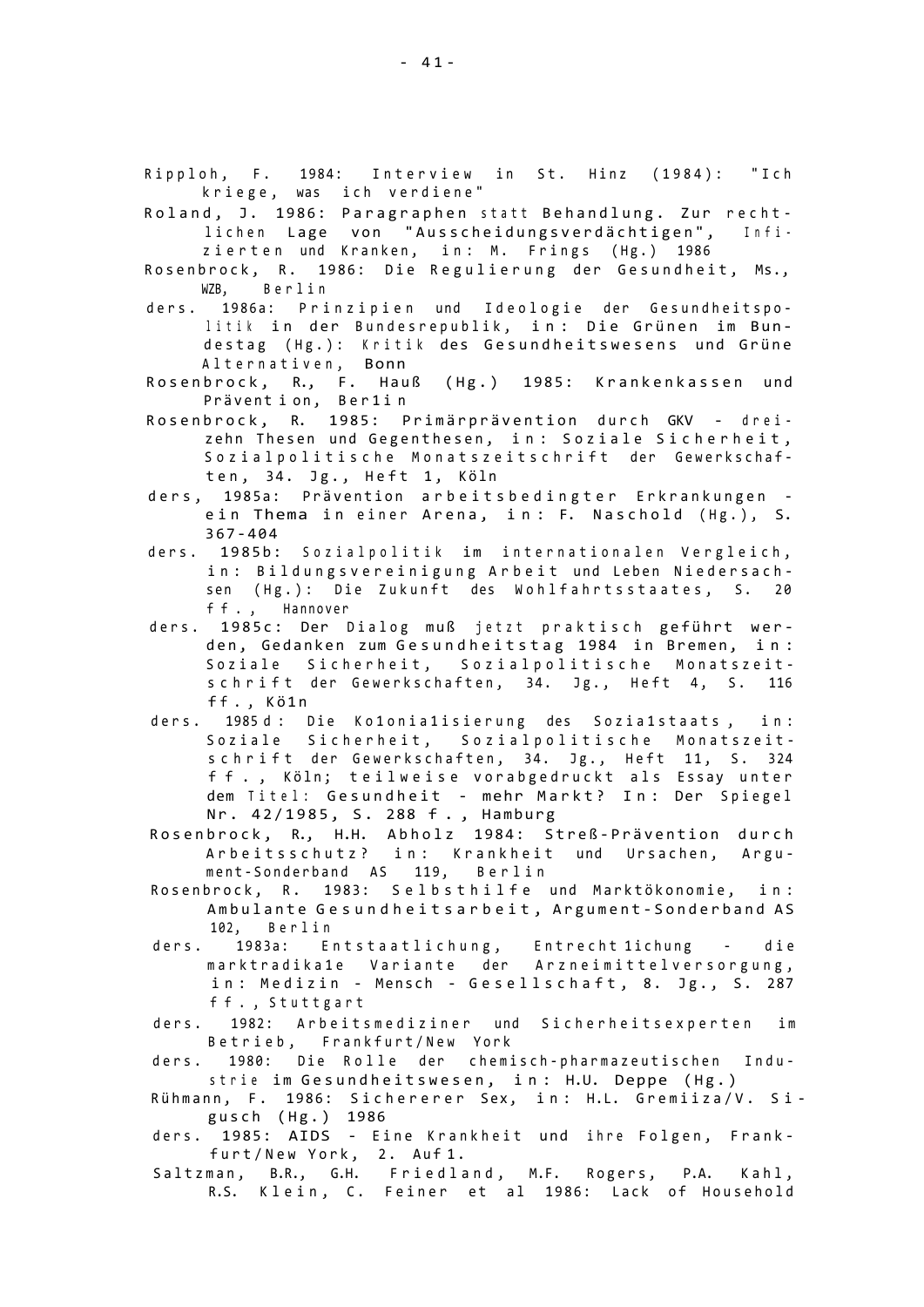Ripploh, F. 1984: Interview in St. Hinz (1984): "Ich kriege, was ich verdiene"

Roland, J. 1986: Paragraphen statt Behandlung. Zur rechtlichen Lage von "Ausscheidungsverdächtigen", Infizierten und Kranken, in: M. Frings (Hg.) 1986

Rosenbrock, R. 1986: Die Regulierung der Gesundheit, Ms., WZB, Berlin

ders. 1986a: Prinzipien und Ideologie der Gesundheitspolitik in der Bundesrepublik, in: Die Grünen im Bundestag (Hg.): Kritik des Gesundheitswesens und Grüne Alternativen, Bonn

Rosenbrock, R., F. Hauß (Hg.) 1985: Krankenkassen und Prävention, Berlin

Rosenbrock, R. 1985: Primärprävention durch GKV - dreizehn Thesen und Gegenthesen, in: Soziale Sicherheit, Sozialpolitische Monatszeitschrift der Gewerkschaften, 34. Jg., Heft 1, Köln

ders, 1985a: Prävention arbeitsbedingter Erkrankungen - ein Thema in einer Arena, in: F. Naschold (Hg.), S. 367-404

ders. 1985b: Sozialpolitik im internationalen Vergleich, in: Bildungsvereinigung Arbeit und Leben Niedersachsen (Hg.): Die Zukunft des Wohlfahrtsstaates, S. 20 ff., Hannover

ders. 1985c: Der Dialog muß jetzt praktisch geführt werden, Gedanken zum Gesundheitstag 1984 in Bremen, in: Soziale Sicherheit, Sozialpolitische Monatszeitschrift der Gewerkschaften, 34. Jg., Heft 4, S. 116 ff., Köln

ders. 1985d: Die Kolonialisierung des Sozialstaats, in: Soziale Sicherheit, Sozialpolitische Monatszeitschrift der Gewerkschaften, 34. Jg., Heft 11, S. 324 ff., Köln; teilweise vorabgedruckt als Essay unter dem Titel: Gesundheit - mehr Markt? In: Der Spiegel Nr. 42/1985, S. 288 f., Hamburg

Rosenbrock, R., H.H. Abholz 1984: Streß-Prävention durch Arbeitsschutz? in: Krankheit und Ursachen, Argument-Sonderband AS 119, Berlin

Rosenbrock, R. 1983: Selbsthilfe und Marktökonomie, in: Ambulante Gesundheitsarbeit, Argument-Sonderband AS 102, Berlin

ders. 1983a: Entstaatlichung, Entrechtlichung - die marktradikale Variante der Arzneimittelversorgung, in: Medizin - Mensch - Gesellschaft, 8. Jg., S. 287 ff., Stuttgart

ders. 1982: Arbeitsmediziner und Sicherheitsexperten im Betrieb, Frankfurt/New York

ders. 1980: Die Rolle der chemisch-pharmazeutischen Industrie im Gesundheitswesen, in: H.U. Deppe (Hg.)

Rühmann, F. 1986: Sichererer Sex, in: H.L. Gremiiza/V. Sigusch (Hg.) 1986

ders. 1985: AIDS - Eine Krankheit und ihre Folgen, Frankfurt/New York, 2. Aufl.

Saltzman, B.R., G.H. Friedland, M.F. Rogers, P.A. Kahl, R.S. Klein, C. Feiner et al 1986: Lack of Household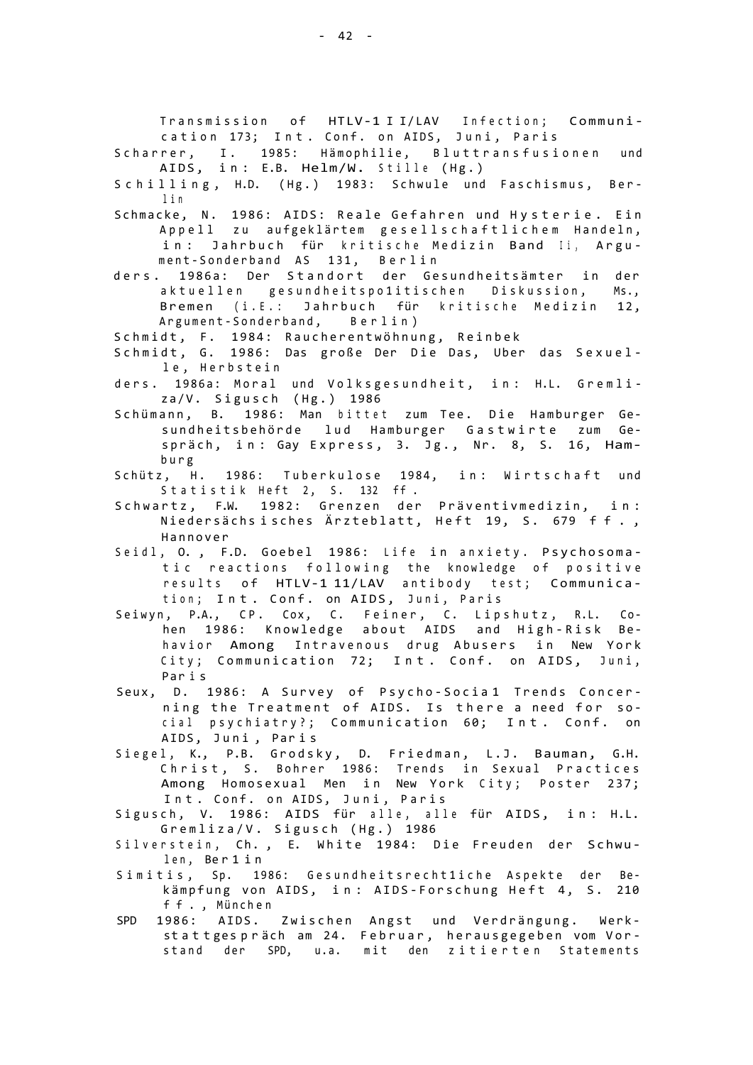Transmission of HTLV-III/LAV Infection; Communication 173; Int. Conf. on AIDS, Juni, Paris

Scharrer, I. 1985: Hämophilie, Bluttransfusionen und AIDS, in: E.B. Helm/W. Stille (Hg.)

Schilling, H.D. (Hg.) 1983: Schwule und Faschismus, Berlin

Schmacke, N. 1986: AIDS: Reale Gefahren und Hysterie. Ein Appell zu aufgeklärtem gesellschaftlichem Handeln, in: Jahrbuch für kritische Medizin Band 11, Argument-Sonderband AS 131, Berlin

ders. 1986a: Der Standort der Gesundheitsämter in der aktuellen gesundheitspolitischen Diskussion, Ms., Bremen (i.E.: Jahrbuch für kritische Medizin 12, Argument-Sonderband, Berlin)

Schmidt, F. 1984: Raucherentwöhnung, Reinbek

Schmidt, G. 1986: Das große Der Die Das, Uber das Sexuelle, Herbstein

ders. 1986a: Moral und Volksgesundheit, in: H.L. Gremliza/V. Sigusch (Hg.) 1986

Schümann, B. 1986: Man bittet zum Tee. Die Hamburger Gesundheitsbehörde lud Hamburger Gastwirte zum Gespräch, in: Gay Express, 3. Jg., Nr. 8, S. 16, Hamburg

Schütz, H. 1986: Tuberkulose 1984, in: Wirtschaft und Statistik Heft 2, S. 132 ff.

Schwartz, F.W. 1982: Grenzen der Präventivmedizin, in: Niedersächsisches Ärzteblatt, Heft 19, S. 679 ff., Hannover

Seidl, O., F.D. Goebel 1986: Life in anxiety. Psychosomatic reactions following the knowledge of positive results of HTLV-III/LAV antibody test; Communication; Int. Conf. on AIDS, Juni, Paris

Seiwyn, P.A., CP. Cox, C. Feiner, C. Lipshutz, R.L. Cohen 1986: Knowledge about AIDS and High-Risk Behavior Among Intravenous drug Abusers in New York City; Communication 72; Int. Conf. on AIDS, Juni, Paris

Seux, D. 1986: A Survey of Psycho-Social Trends Concerning the Treatment of AIDS. Is there a need for social psychiatry?; Communication 60; Int. Conf. on AIDS, Juni, Paris

Siegel, K., P.B. Grodsky, D. Friedman, L.J. Bauman, G.H. Christ, S. Bohrer 1986: Trends in Sexual Practices Among Homosexual Men in New York City; Poster 237; Int. Conf. on AIDS, Juni, Paris

Sigusch, V. 1986: AIDS für alle, alle für AIDS, in: H.L. Gremliza/V. Sigusch (Hg.) 1986

Silverstein, Ch., E. White 1984: Die Freuden der Schwulen, Berlin

Simitis, Sp. 1986: Gesundheitsrechtliche Aspekte der Bekämpfung von AIDS, in: AIDS-Forschung Heft 4, S. 210 ff., München

SPD 1986: AIDS. Zwischen Angst und Verdrängung. Werkstattgespräch am 24. Februar, herausgegeben vom Vorstand der SPD, u.a. mit den zitierten Statements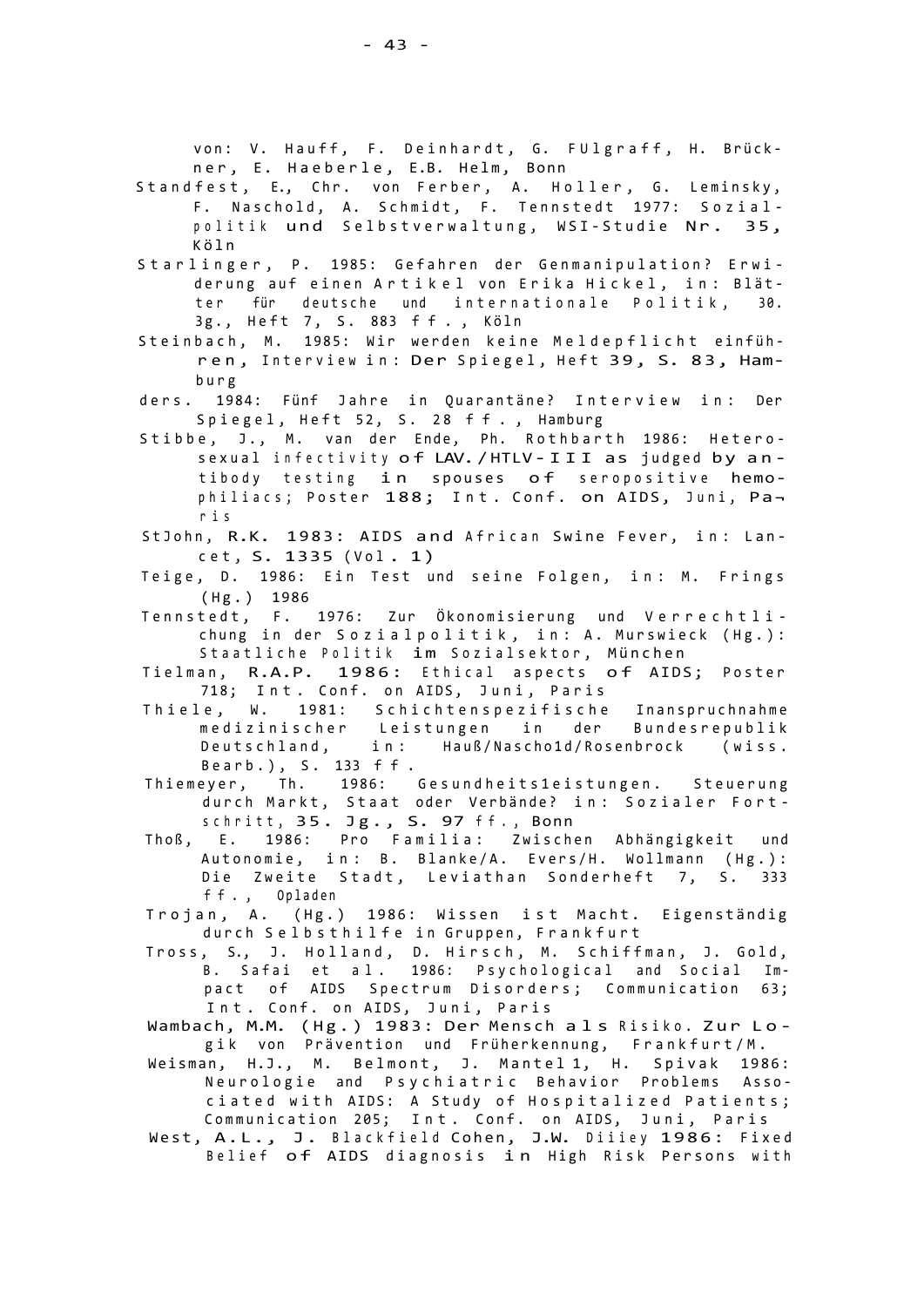von: V. Hauff, F. Deinhardt, G. FUlgraff, H. Brückner, E. Haeberle, E.B. Helm, Bonn

Standfest, E., Chr. von Ferber, A. Holler, G. Leminsky, F. Naschold, A. Schmidt, F. Tennstedt 1977: Sozialpolitik und Selbstverwaltung, WSI-Studie Nr. 35, Köln

Starlinger, P. 1985: Gefahren der Genmanipulation? Erwiderung auf einen Artikel von Erika Hickel, in: Blätter für deutsche und internationale Politik, 30. Jg., Heft 7, S. 883 ff., Köln

Steinbach, M. 1985: Wir werden keine Meldepflicht einführen, Interview in: Der Spiegel, Heft 39, S. 83, Hamburg

ders. 1984: Fünf Jahre in Quarantäne? Interview in: Der Spiegel, Heft 52, S. 28 ff., Hamburg

Stibbe, J., M. van der Ende, Ph. Rothbarth 1986: Heterosexual infectivity of LAV./HTLV-III as judged by antibody testing in spouses of seropositive hemophiliacs; Poster 188; Int. Conf. on AIDS, Juni, Paris

StJohn, R.K. 1983: AIDS and African Swine Fever, in: Lancet, S. 1335 (Vol. 1)

Teige, D. 1986: Ein Test und seine Folgen, in: M. Frings (Hg.) 1986

Tennstedt, F. 1976: Zur Ökonomisierung und Verrechtlichung in der Sozialpolitik, in: A. Murswieck (Hg.): Staatliche Politik im Sozialsektor, München

Tielman, R.A.P. 1986: Ethical aspects of AIDS; Poster 718; Int. Conf. on AIDS, Juni, Paris

Thiele, W. 1981: Schichtenspezifische Inanspruchnahme medizinischer Leistungen in der Bundesrepublik Deutschland, in: Hauß/Naschold/Rosenbrock (wiss. Bearb.), S. 133 ff.

Thiemeyer, Th. 1986: Gesundheitsleistungen. Steuerung durch Markt, Staat oder Verbände? in: Sozialer Fortschritt, 35. Jg., S. 97 ff., Bonn

Thoß, E. 1986: Pro Familia: Zwischen Abhängigkeit und Autonomie, in: B. Blanke/A. Evers/H. Wollmann (Hg.): Die Zweite Stadt, Leviathan Sonderheft 7, S. 333 ff., Opladen

Trojan, A. (Hg.) 1986: Wissen ist Macht. Eigenständig durch Selbsthilfe in Gruppen, Frankfurt

Tross, S., J. Holland, D. Hirsch, M. Schiffman, J. Gold, B. Safai et al. 1986: Psychological and Social Impact of AIDS Spectrum Disorders; Communication 63; Int. Conf. on AIDS, Juni, Paris

Wambach, M.M. (Hg.) 1983: Der Mensch als Risiko. Zur Logik von Prävention und Früherkennung, Frankfurt/M.

Weisman, H.J., M. Belmont, J. Mantell, H. Spivak 1986: Neurologie and Psychiatric Behavior Problems Associated with AIDS: A Study of Hospitalized Patients; Communication 205; Int. Conf. on AIDS, Juni, Paris

West, A.L., J. Blackfield Cohen, J.W. Diiiey 1986: Fixed Belief of AIDS diagnosis in High Risk Persons with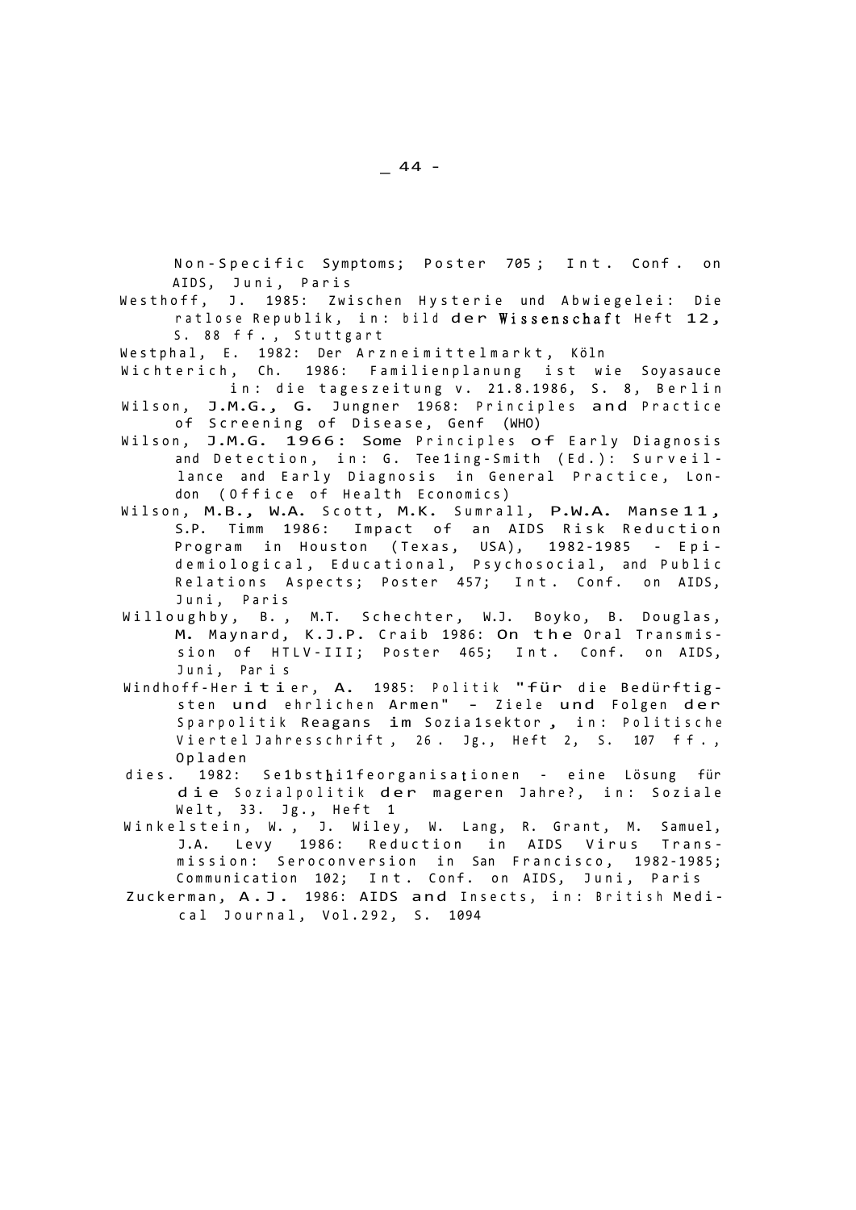Non-Specific Symptoms; Poster 705; Int. Conf. on AIDS, Juni, Paris

Westhoff, J. 1985: Zwischen Hysterie und Abwiegelei: Die ratlose Republik, in: bild der Wissenschaft Heft 12, S. 88 ff., Stuttgart

Westphal, E. 1982: Der Arzneimittelmarkt, Köln

Wichterich, Ch. 1986: Familienplanung ist wie Soyasauce in: die tageszeitung v. 21.8.1986, S. 8, Berlin

Wilson, J.M.G., G. Jungner 1968: Principles and Practice of Screening of Disease, Genf (WHO)

Wilson, J.M.G. 1966: Some Principles of Early Diagnosis and Detection, in: G. Teeling-Smith (Ed.): Surveillance and Early Diagnosis in General Practice, London (Office of Health Economics)

Wilson, M.B., W.A. Scott, M.K. Sumrall, P.W.A. Mansell, S.P. Timm 1986: Impact of an AIDS Risk Reduction Program in Houston (Texas, USA), 1982-1985 - Epidemiological, Educational, Psychosocial, and Public Relations Aspects; Poster 457; Int. Conf. on AIDS, Juni, Paris

Willoughby, B., M.T. Schechter, W.J. Boyko, B. Douglas, M. Maynard, K.J.P. Craib 1986: On the Oral Transmission of HTLV-III; Poster 465; Int. Conf. on AIDS, Juni, Paris

Windhoff-Heritier, A. 1985: Politik "für die Bedürftigsten und ehrlichen Armen" - Ziele und Folgen der Sparpolitik Reagans im Sozialsektor, in: Politische Vierteljahresschrift, 26. Jg., Heft 2, S. 107 ff., Opladen

dies. 1982: Selbsthilfeorganisationen - eine Lösung für die Sozialpolitik der mageren Jahre?, in: Soziale Welt, 33. Jg., Heft 1

Winkelstein, W., J. Wiley, W. Lang, R. Grant, M. Samuel, J.A. Levy 1986: Reduction in AIDS Virus Transmission: Seroconversion in San Francisco, 1982-1985; Communication 102; Int. Conf. on AIDS, Juni, Paris

Zuckerman, A.J. 1986: AIDS and Insects, in: British Medical Journal, Vol.292, S. 1094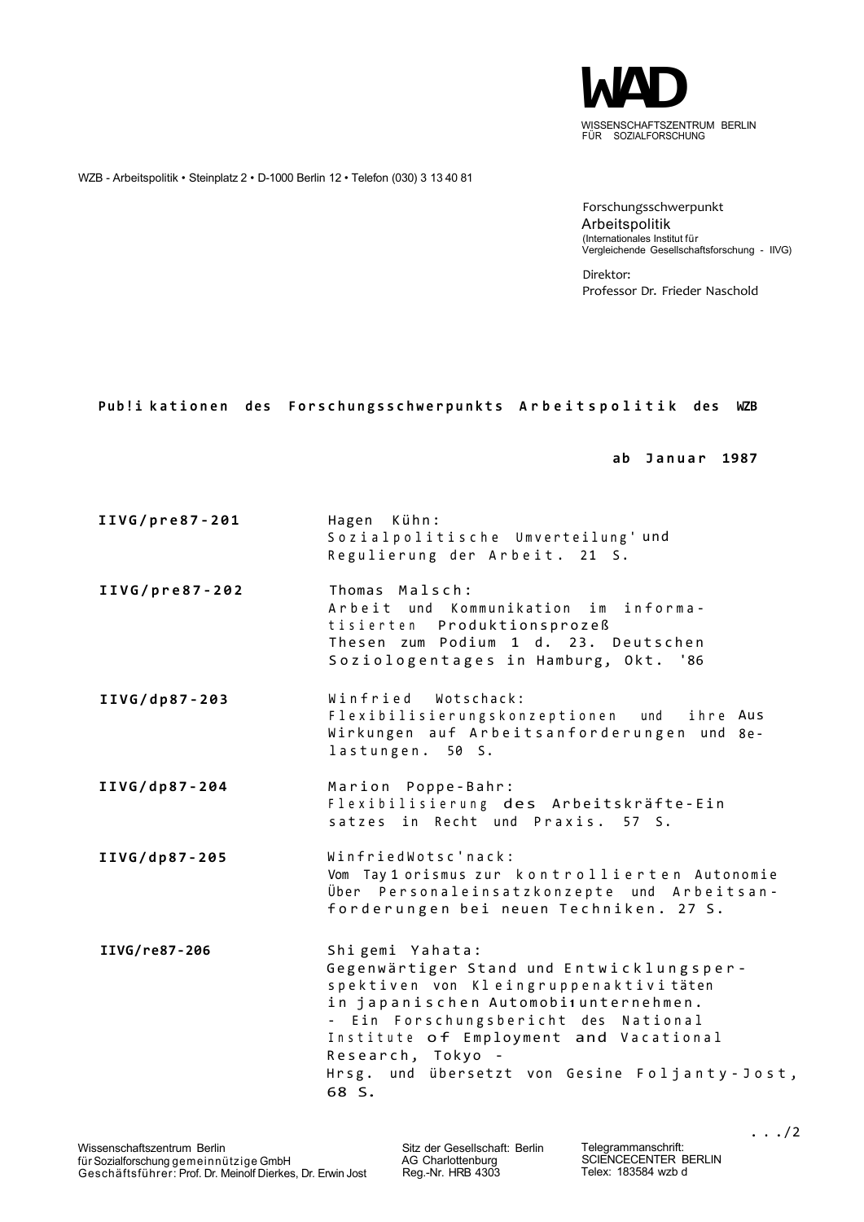WZB
WISSENSCHAFTSZENTRUM BERLIN
FÜR SOZIALFORSCHUNG

WZB - Arbeitspolitik • Steinplatz 2 • D-1000 Berlin 12 • Telefon (030) 3 13 40 81

Forschungsschwerpunkt
Arbeitspolitik
(Internationales Institut für Vergleichende Gesellschaftsforschung - IIVG)

Direktor:
Professor Dr. Frieder Naschold

**Publikationen des Forschungsschwerpunkts Arbeitspolitik des WZB**

**ab Januar 1987**

| | |
|---|---|
| **IIVG/pre87-201** | Hagen Kühn: Sozialpolitische Umverteilung und Regulierung der Arbeit. 21 S. |
| **IIVG/pre87-202** | Thomas Malsch: Arbeit und Kommunikation im informatisierten Produktionsprozeß Thesen zum Podium 1 d. 23. Deutschen Soziologentages in Hamburg, Okt. '86 |
| **IIVG/dp87-203** | Winfried Wotschack: Flexibilisierungskonzeptionen und ihre Auswirkungen auf Arbeitsanforderungen und Belastungen. 50 S. |
| **IIVG/dp87-204** | Marion Poppe-Bahr: Flexibilisierung des Arbeitskräfte-Einsatzes in Recht und Praxis. 57 S. |
| **IIVG/dp87-205** | Winfried Wotschack: Vom Taylorismus zur kontrollierten Autonomie Über Personaleinsatzkonzepte und Arbeitsanforderungen bei neuen Techniken. 27 S. |
| **IIVG/re87-206** | Shigemi Yahata: Gegenwärtiger Stand und Entwicklungsperspektiven von Kleingruppenaktivitäten in japanischen Automobilunternehmen. - Ein Forschungsbericht des National Institute of Employment and Vacational Research, Tokyo - Hrsg. und übersetzt von Gesine Foljanty-Jost, 68 S. |

.../2

Wissenschaftszentrum Berlin für Sozialforschung gemeinnützige GmbH
Geschäftsführer: Prof. Dr. Meinolf Dierkes, Dr. Erwin Jost

Sitz der Gesellschaft: Berlin
AG Charlottenburg
Reg.-Nr. HRB 4303

Telegrammanschrift: SCIENCECENTER BERLIN
Telex: 183584 wzb d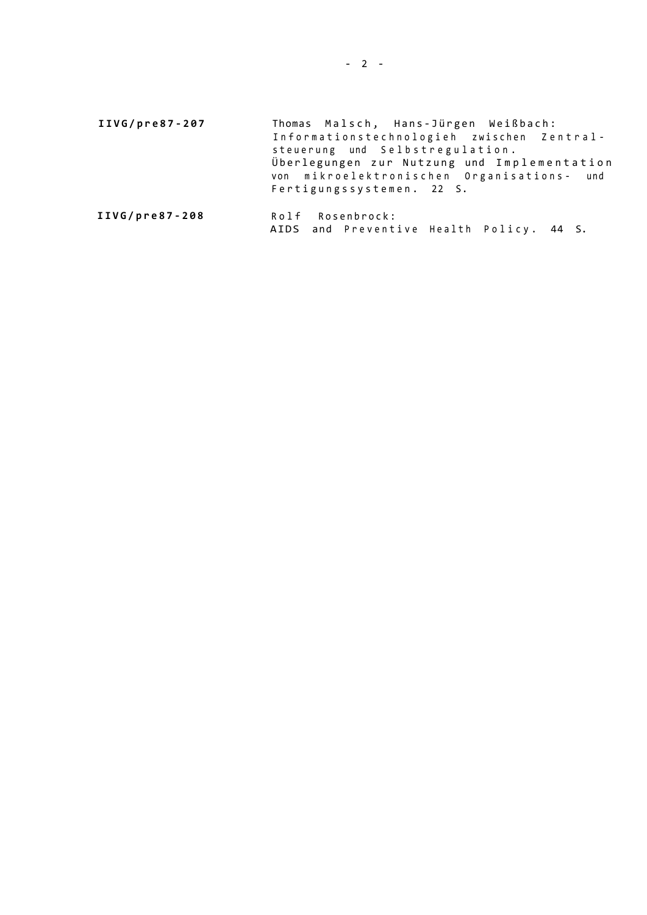**IIVG/pre87-207**

Thomas Malsch, Hans-Jürgen Weißbach:
Informationstechnologieh zwischen Zentralsteuerung und Selbstregulation.
Überlegungen zur Nutzung und Implementation von mikroelektronischen Organisations- und Fertigungssystemen. 22 S.

**IIVG/pre87-208**

Rolf Rosenbrock:
AIDS and Preventive Health Policy. 44 S.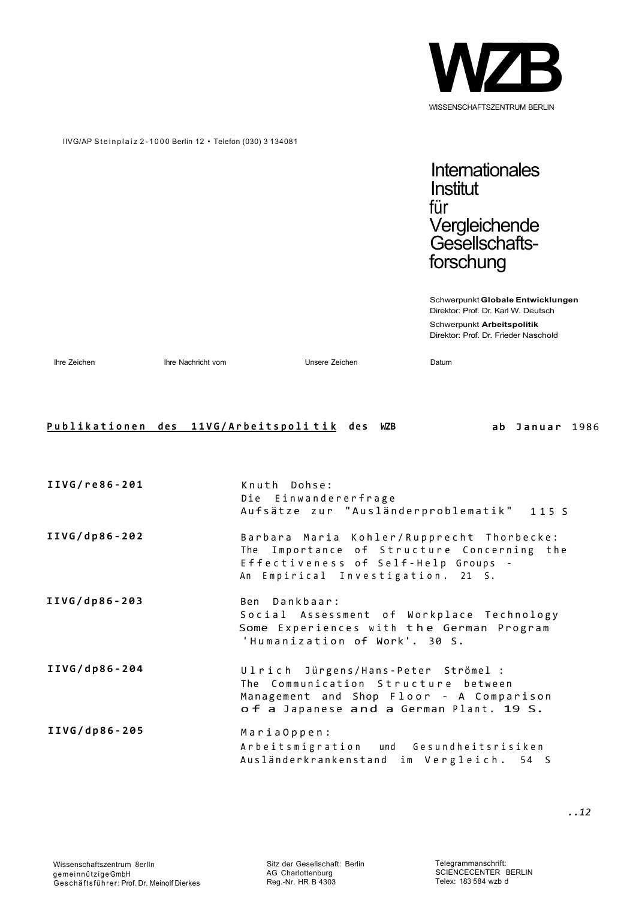WZB

WISSENSCHAFTSZENTRUM BERLIN

IIVG/AP Steinplaiz 2-1000 Berlin 12 • Telefon (030) 3 134081

Internationales Institut für Vergleichende Gesellschafts-forschung

Schwerpunkt **Globale Entwicklungen**
Direktor: Prof. Dr. Karl W. Deutsch

Schwerpunkt **Arbeitspolitik**
Direktor: Prof. Dr. Frieder Naschold

Ihre Zeichen | Ihre Nachricht vom | Unsere Zeichen | Datum

**Publikationen des 11VG/Arbeitspolitik des WZB** **ab Januar 1986**

| | |
|---|---|
| **IIVG/re86-201** | Knuth Dohse: Die Einwandererfrage Aufsätze zur "Ausländerproblematik" 115 S |
| **IIVG/dp86-202** | Barbara Maria Kohler/Rupprecht Thorbecke: The Importance of Structure Concerning the Effectiveness of Self-Help Groups - An Empirical Investigation. 21 S. |
| **IIVG/dp86-203** | Ben Dankbaar: Social Assessment of Workplace Technology Some Experiences with the German Program 'Humanization of Work'. 30 S. |
| **IIVG/dp86-204** | Ulrich Jürgens/Hans-Peter Strömel: The Communication Structure between Management and Shop Floor - A Comparison of a Japanese and a German Plant. 19 S. |
| **IIVG/dp86-205** | MariaOppen: Arbeitsmigration und Gesundheitsrisiken Ausländerkrankenstand im Vergleich. 54 S |

..12

Wissenschaftszentrum 8erlln gemeinnützige GmbH Geschäftsführer: Prof. Dr. Meinolf Dierkes

Sitz der Gesellschaft: Berlin AG Charlottenburg Reg.-Nr. HR B 4303

Telegrammanschrift: SCIENCECENTER BERLIN Telex: 183 584 wzb d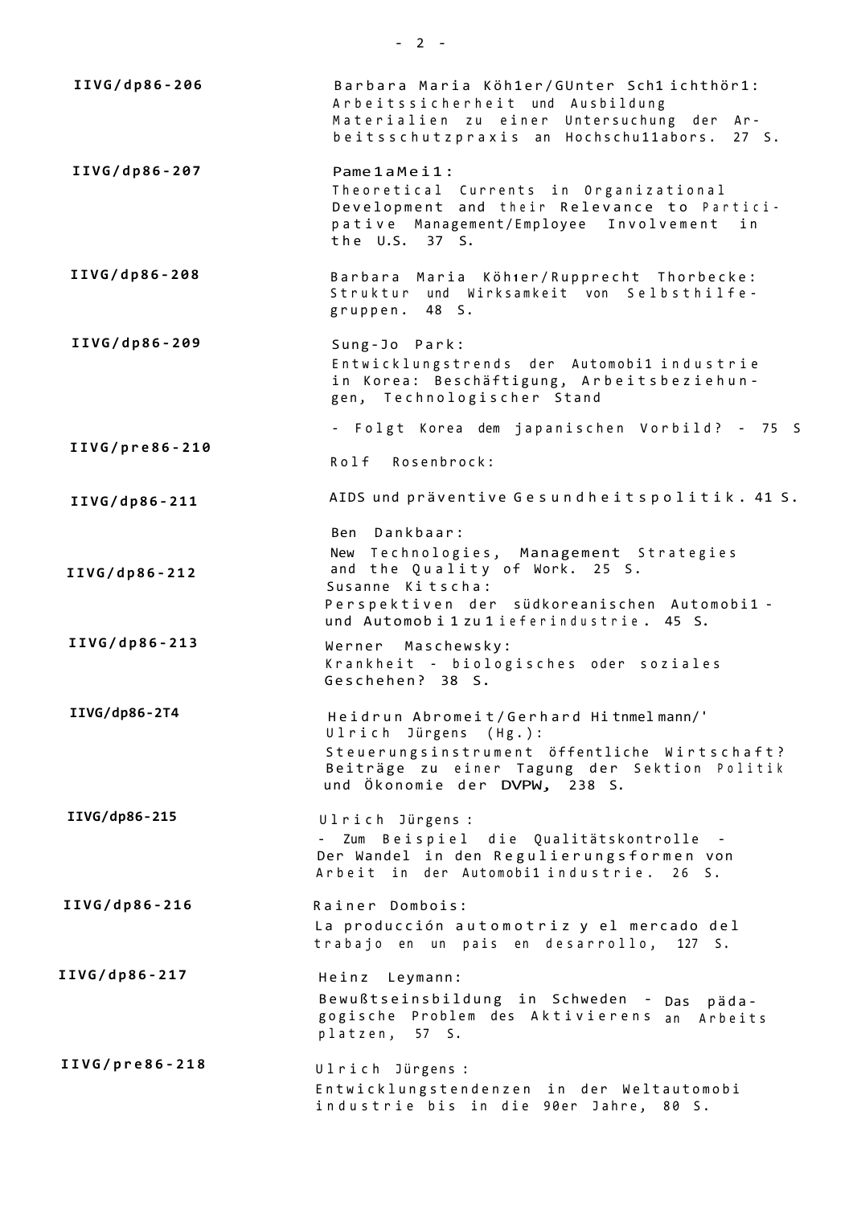IIVG/dp86-206 — Barbara Maria Köhler/Günter Schlichthörl: Arbeitssicherheit und Ausbildung. Materialien zu einer Untersuchung der Arbeitsschutzpraxis an Hochschullabors. 27 S.

IIVG/dp86-207 — Pamela Meil: Theoretical Currents in Organizational Development and their Relevance to Participative Management/Employee Involvement in the U.S. 37 S.

IIVG/dp86-208 — Barbara Maria Köhler/Rupprecht Thorbecke: Struktur und Wirksamkeit von Selbsthilfegruppen. 48 S.

IIVG/dp86-209 — Sung-Jo Park: Entwicklungstrends der Automobilindustrie in Korea: Beschäftigung, Arbeitsbeziehungen, Technologischer Stand - Folgt Korea dem japanischen Vorbild? - 75 S

IIVG/pre86-210 — Rolf Rosenbrock: AIDS und präventive Gesundheitspolitik. 41 S.

IIVG/dp86-211 — Ben Dankbaar: New Technologies, Management Strategies and the Quality of Work. 25 S.

IIVG/dp86-212 — Susanne Kitscha: Perspektiven der südkoreanischen Automobil- und Automobilzulieferindustrie. 45 S.

IIVG/dp86-213 — Werner Maschewsky: Krankheit - biologisches oder soziales Geschehen? 38 S.

IIVG/dp86-2T4 — Heidrun Abromeit/Gerhard Himmelmann/Ulrich Jürgens (Hg.): Steuerungsinstrument öffentliche Wirtschaft? Beiträge zu einer Tagung der Sektion Politik und Ökonomie der DVPW, 238 S.

IIVG/dp86-215 — Ulrich Jürgens: - Zum Beispiel die Qualitätskontrolle - Der Wandel in den Regulierungsformen von Arbeit in der Automobilindustrie. 26 S.

IIVG/dp86-216 — Rainer Dombois: La producción automotriz y el mercado del trabajo en un pais en desarrollo, 127 S.

IIVG/dp86-217 — Heinz Leymann: Bewußtseinsbildung in Schweden - Das pädagogische Problem des Aktivierens an Arbeitsplatzen, 57 S.

IIVG/pre86-218 — Ulrich Jürgens: Entwicklungstendenzen in der Weltautomobilindustrie bis in die 90er Jahre, 80 S.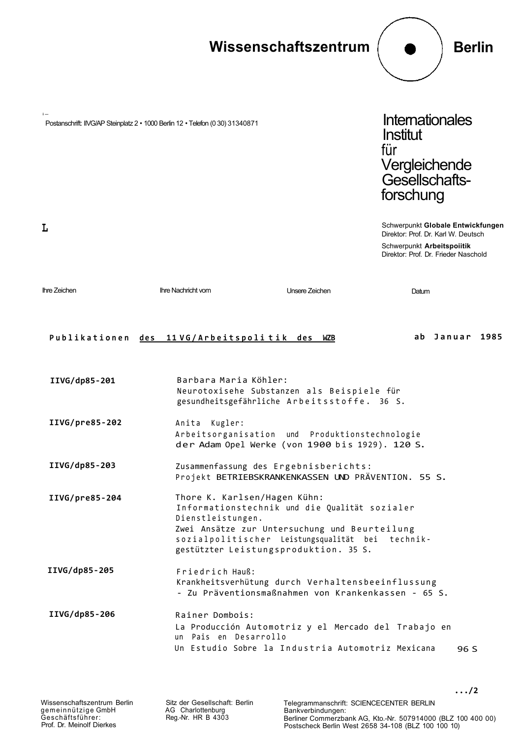Wissenschaftszentrum Berlin

Postanschrift: IIVG/AP Steinplatz 2 • 1000 Berlin 12 • Telefon (0 30) 31340871

Internationales Institut für Vergleichende Gesellschaftsforschung

Schwerpunkt **Globale Entwickfungen**
Direktor: Prof. Dr. Karl W. Deutsch

Schwerpunkt **Arbeitspoiitik**
Direktor: Prof. Dr. Frieder Naschold

L

Ihre Zeichen | Ihre Nachricht vom | Unsere Zeichen | Datum

**Publikationen** des 11VG/Arbeitspolitik des WZB — **ab Januar 1985**

| | |
|---|---|
| **IIVG/dp85-201** | Barbara Maria Köhler:<br>Neurotoxisehe Substanzen als Beispiele für gesundheitsgefährliche Arbeitsstoffe. 36 S. |
| **IIVG/pre85-202** | Anita Kugler:<br>Arbeitsorganisation und Produktionstechnologie der Adam Opel Werke (von 1900 bis 1929). 120 S. |
| **IIVG/dp85-203** | Zusammenfassung des Ergebnisberichts:<br>Projekt BETRIEBSKRANKENKASSEN UND PRÄVENTION. 55 S. |
| **IIVG/pre85-204** | Thore K. Karlsen/Hagen Kühn:<br>Informationstechnik und die Qualität sozialer Dienstleistungen.<br>Zwei Ansätze zur Untersuchung und Beurteilung sozialpolitischer Leistungsqualität bei technikgestützter Leistungsproduktion. 35 S. |
| **IIVG/dp85-205** | Friedrich Hauß:<br>Krankheitsverhütung durch Verhaltensbeeinflussung<br>- Zu Präventionsmaßnahmen von Krankenkassen - 65 S. |
| **IIVG/dp85-206** | Rainer Dombois:<br>La Producción Automotriz y el Mercado del Trabajo en un Pais en Desarrollo<br>Un Estudio Sobre la Industria Automotriz Mexicana 96 S |

.../2

Wissenschaftszentrum Berlin gemeinnützige GmbH
Geschäftsführer: Prof. Dr. Meinolf Dierkes

Sitz der Gesellschaft: Berlin
AG Charlottenburg
Reg.-Nr. HR B 4303

Telegrammanschrift: SCIENCECENTER BERLIN
Bankverbindungen:
Berliner Commerzbank AG, Kto.-Nr. 507914000 (BLZ 100 400 00)
Postscheck Berlin West 2658 34-108 (BLZ 100 100 10)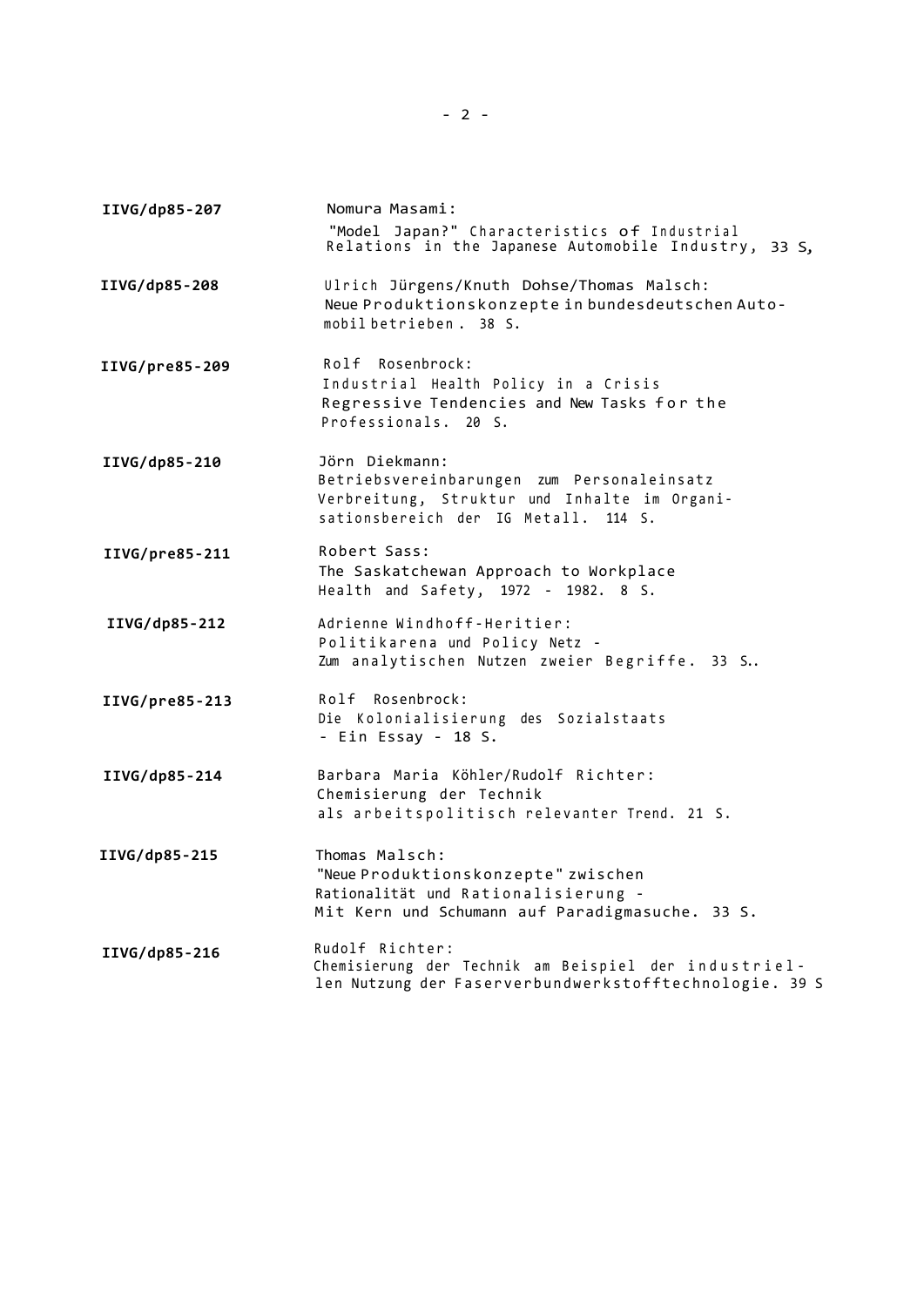| | |
|---|---|
| IIVG/dp85-207 | Nomura Masami:<br>"Model Japan?" Characteristics of Industrial Relations in the Japanese Automobile Industry, 33 S, |
| IIVG/dp85-208 | Ulrich Jürgens/Knuth Dohse/Thomas Malsch:<br>Neue Produktionskonzepte in bundesdeutschen Auto-mobilbetrieben. 38 S. |
| IIVG/pre85-209 | Rolf Rosenbrock:<br>Industrial Health Policy in a Crisis<br>Regressive Tendencies and New Tasks for the Professionals. 20 S. |
| IIVG/dp85-210 | Jörn Diekmann:<br>Betriebsvereinbarungen zum Personaleinsatz<br>Verbreitung, Struktur und Inhalte im Organi-sationsbereich der IG Metall. 114 S. |
| IIVG/pre85-211 | Robert Sass:<br>The Saskatchewan Approach to Workplace Health and Safety, 1972 - 1982. 8 S. |
| IIVG/dp85-212 | Adrienne Windhoff-Heritier:<br>Politikarena und Policy Netz -<br>Zum analytischen Nutzen zweier Begriffe. 33 S.. |
| IIVG/pre85-213 | Rolf Rosenbrock:<br>Die Kolonialisierung des Sozialstaats<br>- Ein Essay - 18 S. |
| IIVG/dp85-214 | Barbara Maria Köhler/Rudolf Richter:<br>Chemisierung der Technik<br>als arbeitspolitisch relevanter Trend. 21 S. |
| IIVG/dp85-215 | Thomas Malsch:<br>"Neue Produktionskonzepte" zwischen<br>Rationalität und Rationalisierung -<br>Mit Kern und Schumann auf Paradigmasuche. 33 S. |
| IIVG/dp85-216 | Rudolf Richter:<br>Chemisierung der Technik am Beispiel der industriel-len Nutzung der Faserverbundwerkstofftechnologie. 39 S |